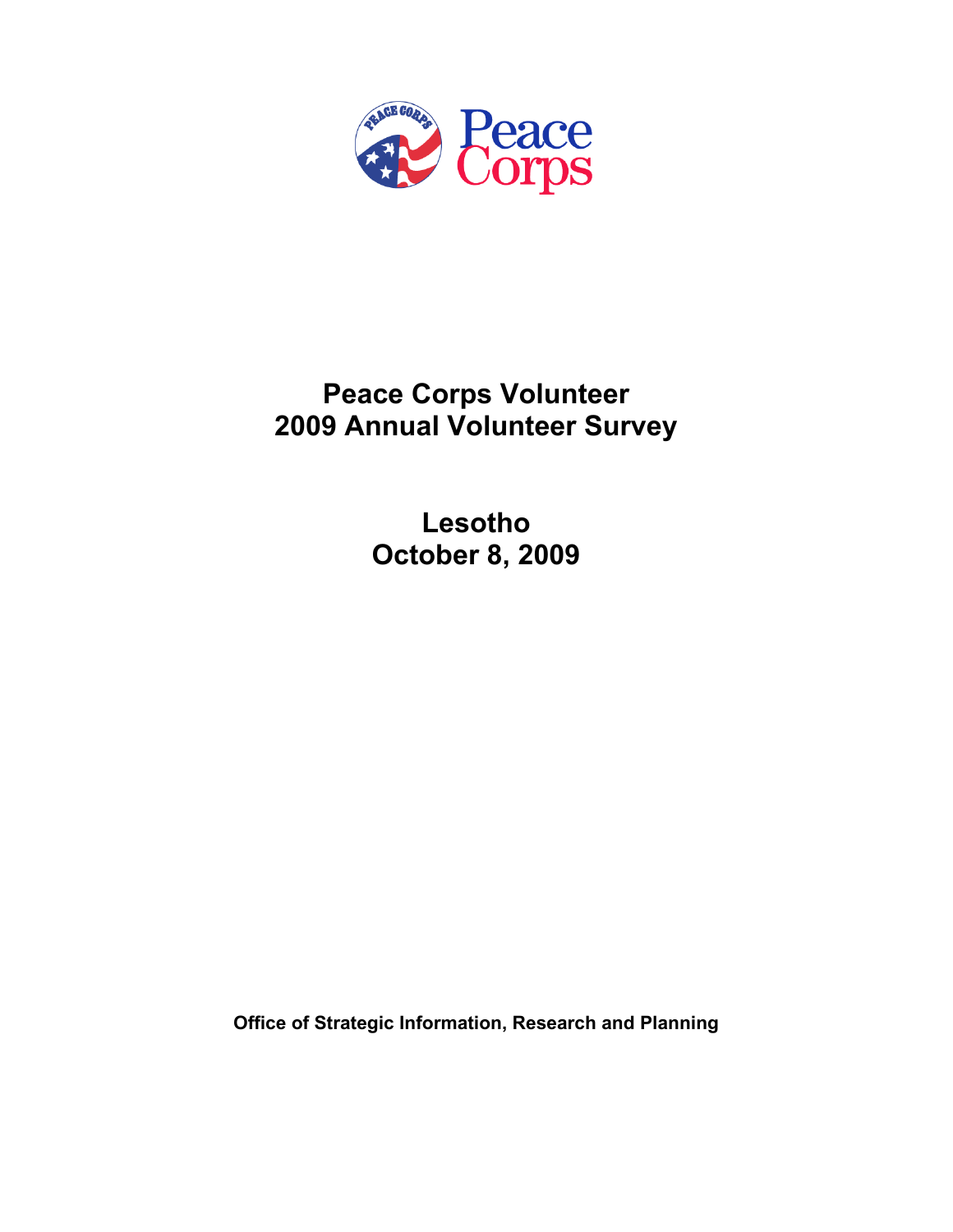Peace Corps

# Peace Corps Volunteer
# 2009 Annual Volunteer Survey

## Lesotho
## October 8, 2009

**Office of Strategic Information, Research and Planning**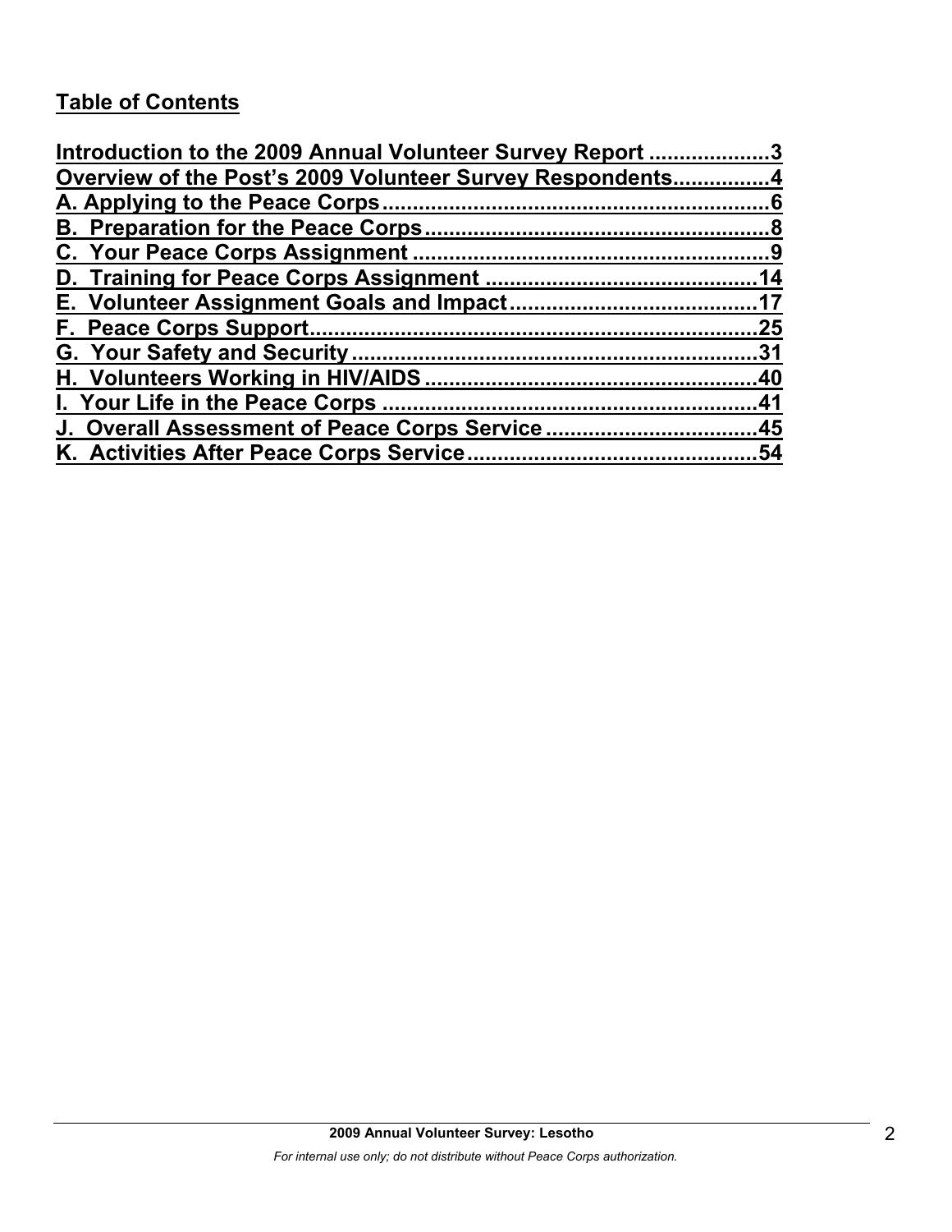## Table of Contents

Introduction to the 2009 Annual Volunteer Survey Report ....................3
Overview of the Post's 2009 Volunteer Survey Respondents................4
A. Applying to the Peace Corps.................................................................6
B. Preparation for the Peace Corps..........................................................8
C. Your Peace Corps Assignment ............................................................9
D. Training for Peace Corps Assignment ...............................................14
E. Volunteer Assignment Goals and Impact..........................................17
F. Peace Corps Support...........................................................................25
G. Your Safety and Security ....................................................................31
H. Volunteers Working in HIV/AIDS ........................................................40
I. Your Life in the Peace Corps ...............................................................41
J. Overall Assessment of Peace Corps Service ....................................45
K. Activities After Peace Corps Service.................................................54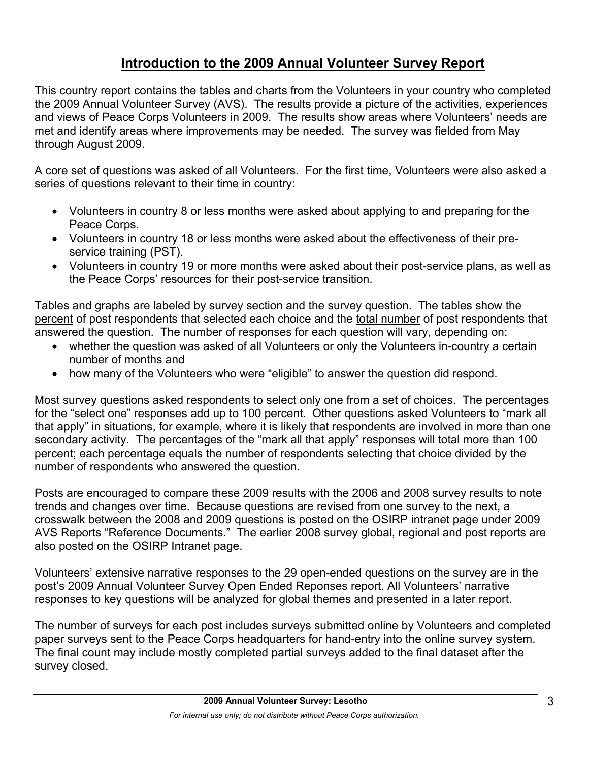# Introduction to the 2009 Annual Volunteer Survey Report

This country report contains the tables and charts from the Volunteers in your country who completed the 2009 Annual Volunteer Survey (AVS). The results provide a picture of the activities, experiences and views of Peace Corps Volunteers in 2009. The results show areas where Volunteers' needs are met and identify areas where improvements may be needed. The survey was fielded from May through August 2009.

A core set of questions was asked of all Volunteers. For the first time, Volunteers were also asked a series of questions relevant to their time in country:

- Volunteers in country 8 or less months were asked about applying to and preparing for the Peace Corps.
- Volunteers in country 18 or less months were asked about the effectiveness of their pre-service training (PST).
- Volunteers in country 19 or more months were asked about their post-service plans, as well as the Peace Corps' resources for their post-service transition.

Tables and graphs are labeled by survey section and the survey question. The tables show the percent of post respondents that selected each choice and the total number of post respondents that answered the question. The number of responses for each question will vary, depending on:

- whether the question was asked of all Volunteers or only the Volunteers in-country a certain number of months and
- how many of the Volunteers who were "eligible" to answer the question did respond.

Most survey questions asked respondents to select only one from a set of choices. The percentages for the "select one" responses add up to 100 percent. Other questions asked Volunteers to "mark all that apply" in situations, for example, where it is likely that respondents are involved in more than one secondary activity. The percentages of the "mark all that apply" responses will total more than 100 percent; each percentage equals the number of respondents selecting that choice divided by the number of respondents who answered the question.

Posts are encouraged to compare these 2009 results with the 2006 and 2008 survey results to note trends and changes over time. Because questions are revised from one survey to the next, a crosswalk between the 2008 and 2009 questions is posted on the OSIRP intranet page under 2009 AVS Reports "Reference Documents." The earlier 2008 survey global, regional and post reports are also posted on the OSIRP Intranet page.

Volunteers' extensive narrative responses to the 29 open-ended questions on the survey are in the post's 2009 Annual Volunteer Survey Open Ended Reponses report. All Volunteers' narrative responses to key questions will be analyzed for global themes and presented in a later report.

The number of surveys for each post includes surveys submitted online by Volunteers and completed paper surveys sent to the Peace Corps headquarters for hand-entry into the online survey system. The final count may include mostly completed partial surveys added to the final dataset after the survey closed.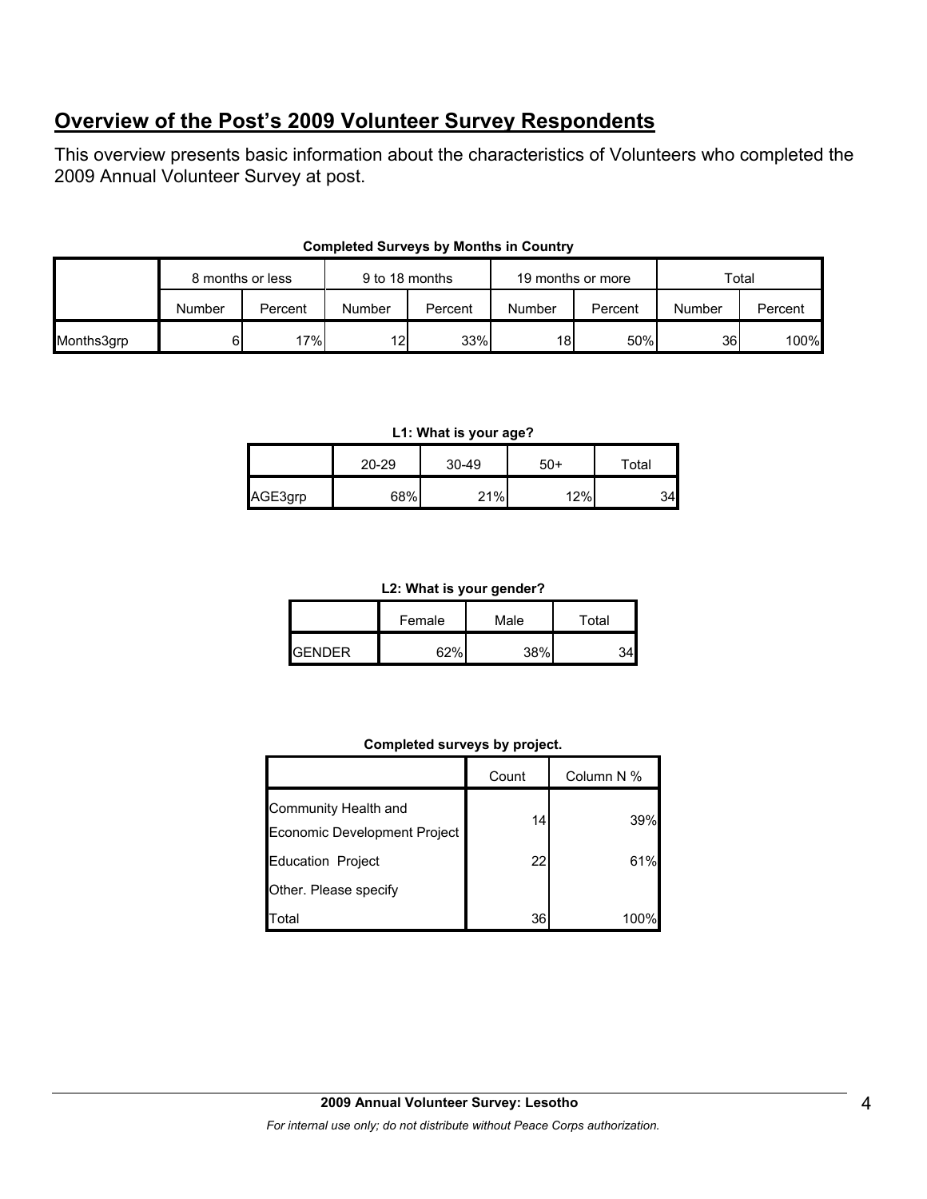## Overview of the Post's 2009 Volunteer Survey Respondents

This overview presents basic information about the characteristics of Volunteers who completed the 2009 Annual Volunteer Survey at post.

**Completed Surveys by Months in Country**

| | 8 months or less | | 9 to 18 months | | 19 months or more | | Total | |
|---|---|---|---|---|---|---|---|---|
| | Number | Percent | Number | Percent | Number | Percent | Number | Percent |
| Months3grp | 6 | 17% | 12 | 33% | 18 | 50% | 36 | 100% |

**L1: What is your age?**

| | 20-29 | 30-49 | 50+ | Total |
|---|---|---|---|---|
| AGE3grp | 68% | 21% | 12% | 34 |

**L2: What is your gender?**

| | Female | Male | Total |
|---|---|---|---|
| GENDER | 62% | 38% | 34 |

**Completed surveys by project.**

| | Count | Column N % |
|---|---|---|
| Community Health and Economic Development Project | 14 | 39% |
| Education Project | 22 | 61% |
| Other. Please specify | | |
| Total | 36 | 100% |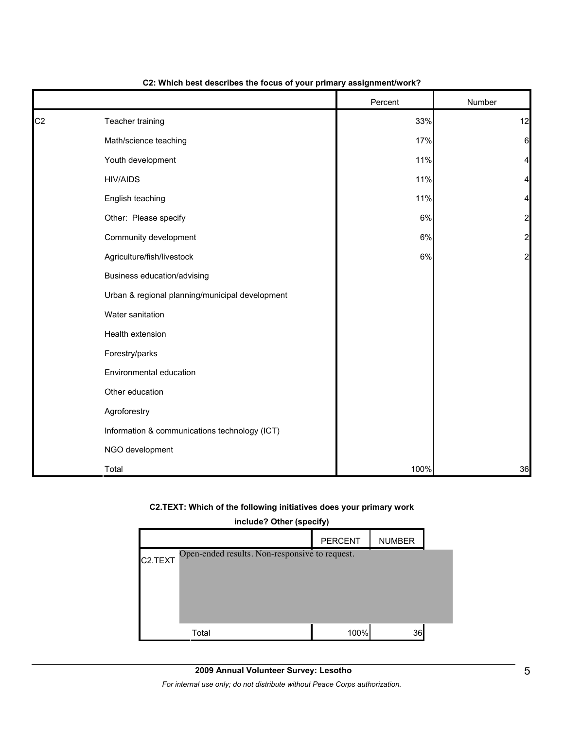**C2: Which best describes the focus of your primary assignment/work?**

| | | Percent | Number |
|---|---|---|---|
| C2 | Teacher training | 33% | 12 |
| | Math/science teaching | 17% | 6 |
| | Youth development | 11% | 4 |
| | HIV/AIDS | 11% | 4 |
| | English teaching | 11% | 4 |
| | Other: Please specify | 6% | 2 |
| | Community development | 6% | 2 |
| | Agriculture/fish/livestock | 6% | 2 |
| | Business education/advising | | |
| | Urban & regional planning/municipal development | | |
| | Water sanitation | | |
| | Health extension | | |
| | Forestry/parks | | |
| | Environmental education | | |
| | Other education | | |
| | Agroforestry | | |
| | Information & communications technology (ICT) | | |
| | NGO development | | |
| | Total | 100% | 36 |

**C2.TEXT: Which of the following initiatives does your primary work include? Other (specify)**

| | | PERCENT | NUMBER |
|---|---|---|---|
| C2.TEXT | Open-ended results. Non-responsive to request. | | |
| | Total | 100% | 36 |

**2009 Annual Volunteer Survey: Lesotho**

*For internal use only; do not distribute without Peace Corps authorization.*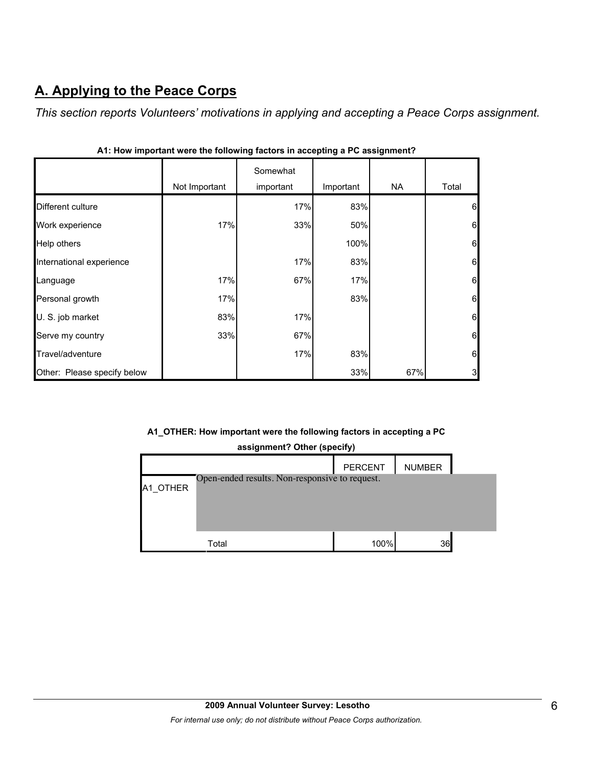## A. Applying to the Peace Corps

*This section reports Volunteers' motivations in applying and accepting a Peace Corps assignment.*

**A1: How important were the following factors in accepting a PC assignment?**

| | Not Important | Somewhat important | Important | NA | Total |
|---|---|---|---|---|---|
| Different culture | | 17% | 83% | | 6 |
| Work experience | 17% | 33% | 50% | | 6 |
| Help others | | | 100% | | 6 |
| International experience | | 17% | 83% | | 6 |
| Language | 17% | 67% | 17% | | 6 |
| Personal growth | 17% | | 83% | | 6 |
| U. S. job market | 83% | 17% | | | 6 |
| Serve my country | 33% | 67% | | | 6 |
| Travel/adventure | | 17% | 83% | | 6 |
| Other: Please specify below | | | 33% | 67% | 3 |

**A1_OTHER: How important were the following factors in accepting a PC assignment? Other (specify)**

| | | PERCENT | NUMBER |
|---|---|---|---|
| A1_OTHER | Open-ended results. Non-responsive to request. | | |
| | Total | 100% | 36 |

**2009 Annual Volunteer Survey: Lesotho**

*For internal use only; do not distribute without Peace Corps authorization.*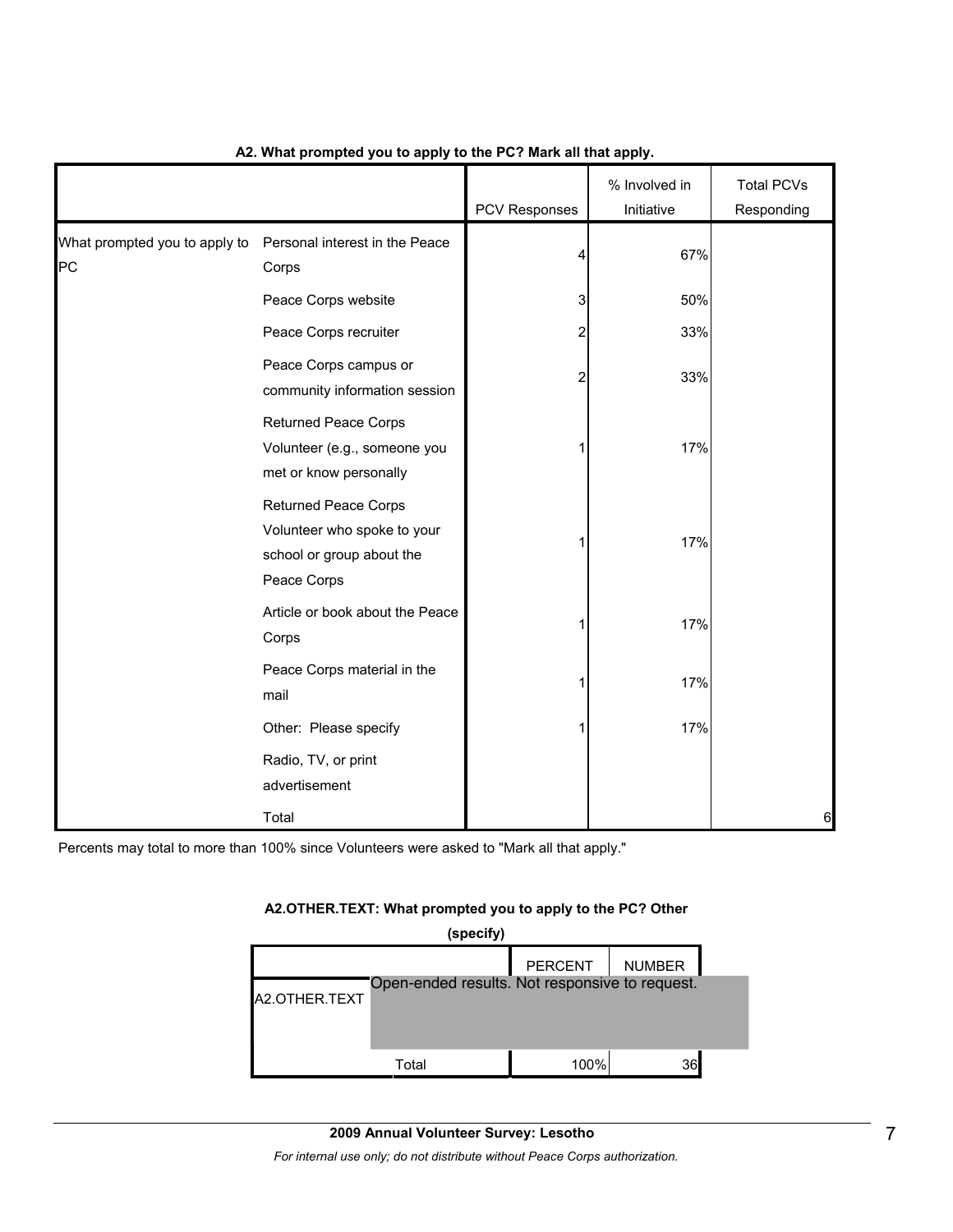**A2. What prompted you to apply to the PC? Mark all that apply.**

| | | PCV Responses | % Involved in Initiative | Total PCVs Responding |
|---|---|---|---|---|
| What prompted you to apply to PC | Personal interest in the Peace Corps | 4 | 67% | |
| | Peace Corps website | 3 | 50% | |
| | Peace Corps recruiter | 2 | 33% | |
| | Peace Corps campus or community information session | 2 | 33% | |
| | Returned Peace Corps Volunteer (e.g., someone you met or know personally | 1 | 17% | |
| | Returned Peace Corps Volunteer who spoke to your school or group about the Peace Corps | 1 | 17% | |
| | Article or book about the Peace Corps | 1 | 17% | |
| | Peace Corps material in the mail | 1 | 17% | |
| | Other: Please specify | 1 | 17% | |
| | Radio, TV, or print advertisement | | | |
| | Total | | | 6 |

Percents may total to more than 100% since Volunteers were asked to "Mark all that apply."

**A2.OTHER.TEXT: What prompted you to apply to the PC? Other (specify)**

| | | PERCENT | NUMBER |
|---|---|---|---|
| A2.OTHER.TEXT | Open-ended results. Not responsive to request. | | |
| | Total | 100% | 36 |

**2009 Annual Volunteer Survey: Lesotho**

*For internal use only; do not distribute without Peace Corps authorization.*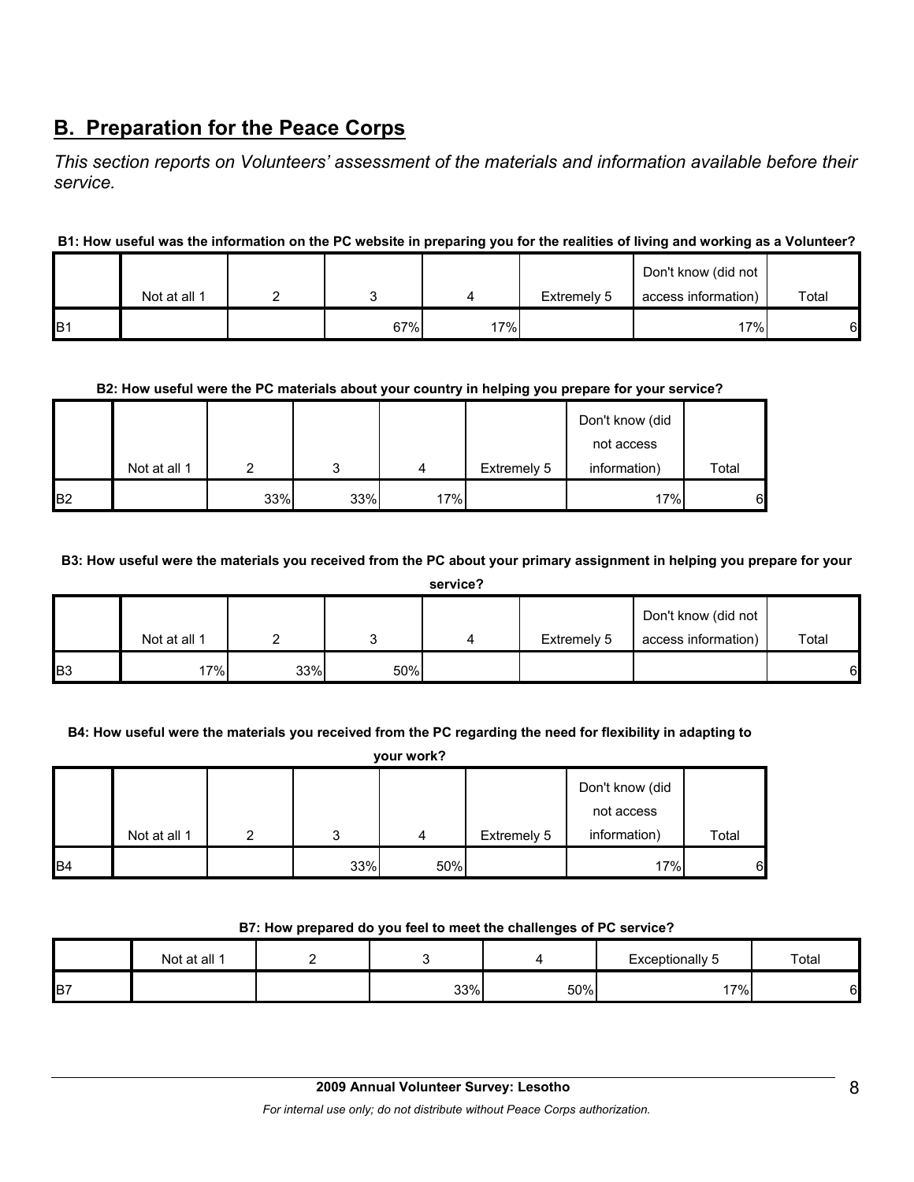## B. Preparation for the Peace Corps

*This section reports on Volunteers' assessment of the materials and information available before their service.*

**B1: How useful was the information on the PC website in preparing you for the realities of living and working as a Volunteer?**

| | Not at all 1 | 2 | 3 | 4 | Extremely 5 | Don't know (did not access information) | Total |
|---|---|---|---|---|---|---|---|
| B1 | | | 67% | 17% | | 17% | 6 |

**B2: How useful were the PC materials about your country in helping you prepare for your service?**

| | Not at all 1 | 2 | 3 | 4 | Extremely 5 | Don't know (did not access information) | Total |
|---|---|---|---|---|---|---|---|
| B2 | | 33% | 33% | 17% | | 17% | 6 |

**B3: How useful were the materials you received from the PC about your primary assignment in helping you prepare for your service?**

| | Not at all 1 | 2 | 3 | 4 | Extremely 5 | Don't know (did not access information) | Total |
|---|---|---|---|---|---|---|---|
| B3 | 17% | 33% | 50% | | | | 6 |

**B4: How useful were the materials you received from the PC regarding the need for flexibility in adapting to your work?**

| | Not at all 1 | 2 | 3 | 4 | Extremely 5 | Don't know (did not access information) | Total |
|---|---|---|---|---|---|---|---|
| B4 | | | 33% | 50% | | 17% | 6 |

**B7: How prepared do you feel to meet the challenges of PC service?**

| | Not at all 1 | 2 | 3 | 4 | Exceptionally 5 | Total |
|---|---|---|---|---|---|---|
| B7 | | | 33% | 50% | 17% | 6 |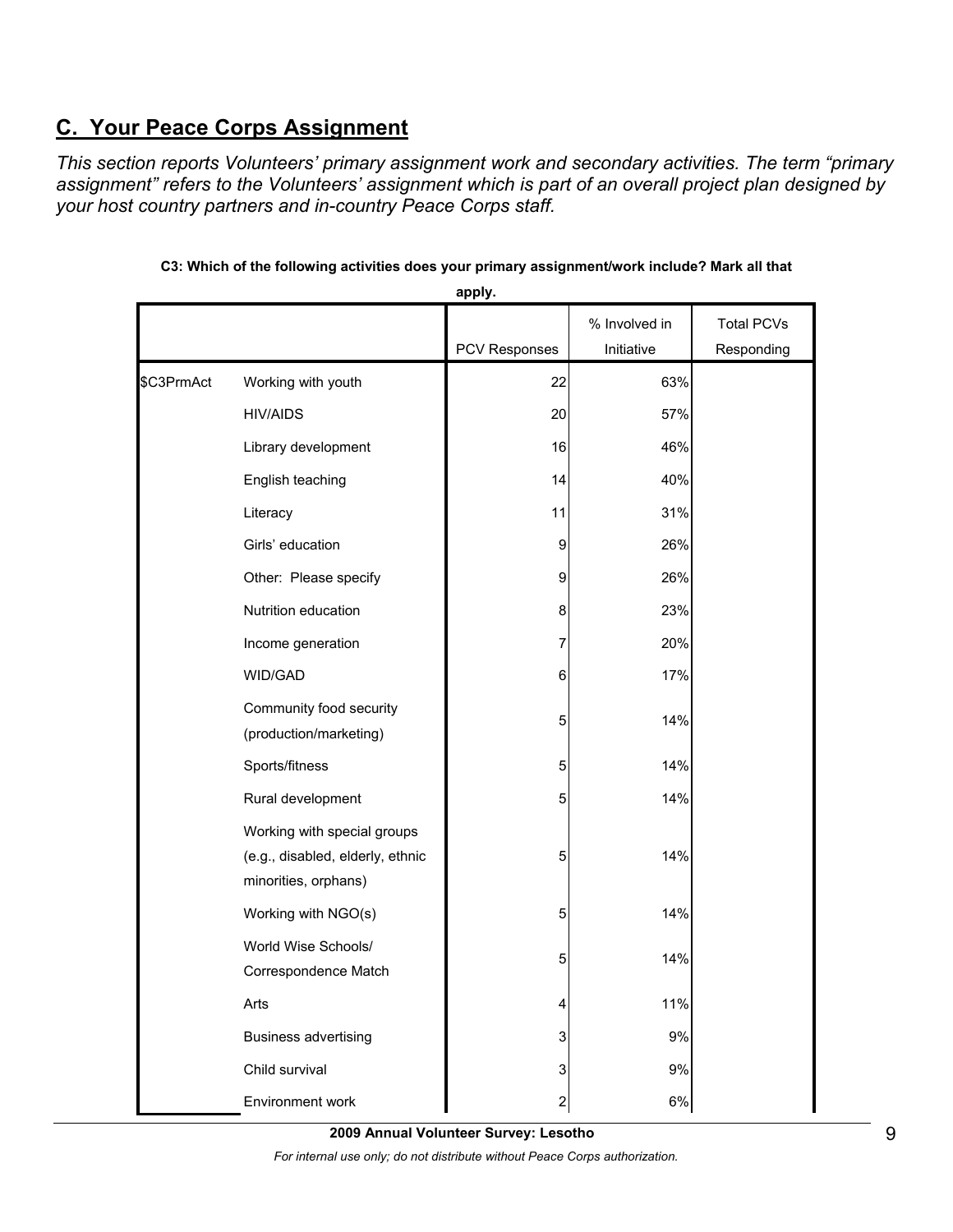## C. Your Peace Corps Assignment

*This section reports Volunteers' primary assignment work and secondary activities. The term "primary assignment" refers to the Volunteers' assignment which is part of an overall project plan designed by your host country partners and in-country Peace Corps staff.*

**C3: Which of the following activities does your primary assignment/work include? Mark all that apply.**

| | | PCV Responses | % Involved in Initiative | Total PCVs Responding |
|---|---|---|---|---|
| $C3PrmAct | Working with youth | 22 | 63% | |
| | HIV/AIDS | 20 | 57% | |
| | Library development | 16 | 46% | |
| | English teaching | 14 | 40% | |
| | Literacy | 11 | 31% | |
| | Girls' education | 9 | 26% | |
| | Other: Please specify | 9 | 26% | |
| | Nutrition education | 8 | 23% | |
| | Income generation | 7 | 20% | |
| | WID/GAD | 6 | 17% | |
| | Community food security (production/marketing) | 5 | 14% | |
| | Sports/fitness | 5 | 14% | |
| | Rural development | 5 | 14% | |
| | Working with special groups (e.g., disabled, elderly, ethnic minorities, orphans) | 5 | 14% | |
| | Working with NGO(s) | 5 | 14% | |
| | World Wise Schools/ Correspondence Match | 5 | 14% | |
| | Arts | 4 | 11% | |
| | Business advertising | 3 | 9% | |
| | Child survival | 3 | 9% | |
| | Environment work | 2 | 6% | |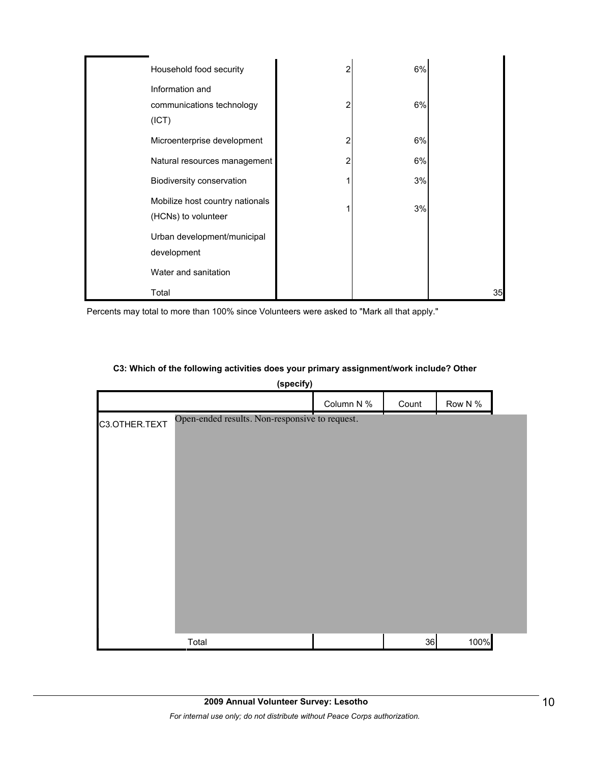| | | | |
|---|---|---|---|
| Household food security | 2 | 6% | |
| Information and communications technology (ICT) | 2 | 6% | |
| Microenterprise development | 2 | 6% | |
| Natural resources management | 2 | 6% | |
| Biodiversity conservation | 1 | 3% | |
| Mobilize host country nationals (HCNs) to volunteer | 1 | 3% | |
| Urban development/municipal development | | | |
| Water and sanitation | | | |
| Total | | | 35 |

Percents may total to more than 100% since Volunteers were asked to "Mark all that apply."

**C3: Which of the following activities does your primary assignment/work include? Other (specify)**

| | | Column N % | Count | Row N % |
|---|---|---|---|---|
| C3.OTHER.TEXT | Open-ended results. Non-responsive to request. | | | |
| | Total | | 36 | 100% |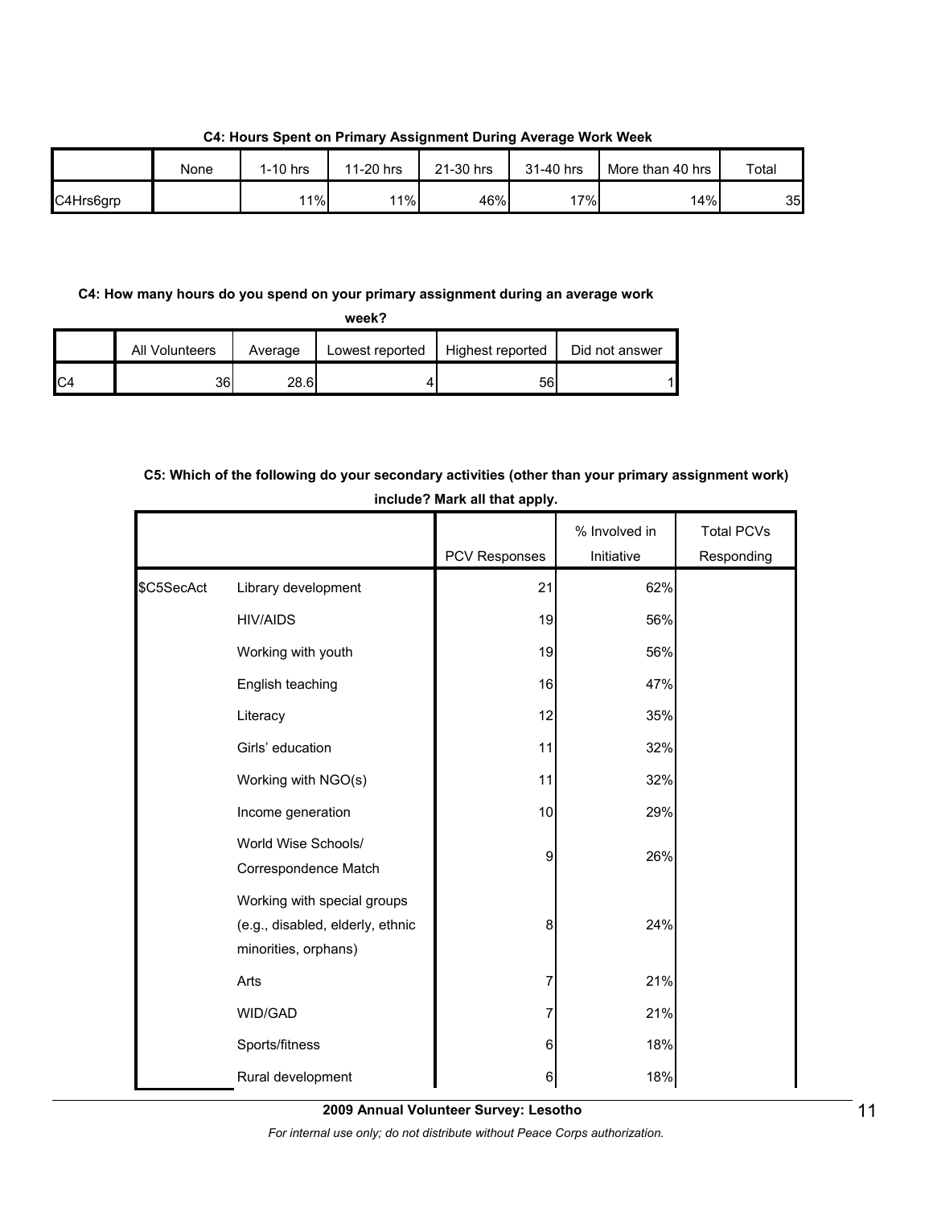**C4: Hours Spent on Primary Assignment During Average Work Week**

| | None | 1-10 hrs | 11-20 hrs | 21-30 hrs | 31-40 hrs | More than 40 hrs | Total |
|---|---|---|---|---|---|---|---|
| C4Hrs6grp | | 11% | 11% | 46% | 17% | 14% | 35 |

**C4: How many hours do you spend on your primary assignment during an average work week?**

| | All Volunteers | Average | Lowest reported | Highest reported | Did not answer |
|---|---|---|---|---|---|
| C4 | 36 | 28.6 | 4 | 56 | 1 |

**C5: Which of the following do your secondary activities (other than your primary assignment work) include? Mark all that apply.**

| | | PCV Responses | % Involved in Initiative | Total PCVs Responding |
|---|---|---|---|---|
| $C5SecAct | Library development | 21 | 62% | |
| | HIV/AIDS | 19 | 56% | |
| | Working with youth | 19 | 56% | |
| | English teaching | 16 | 47% | |
| | Literacy | 12 | 35% | |
| | Girls' education | 11 | 32% | |
| | Working with NGO(s) | 11 | 32% | |
| | Income generation | 10 | 29% | |
| | World Wise Schools/ Correspondence Match | 9 | 26% | |
| | Working with special groups (e.g., disabled, elderly, ethnic minorities, orphans) | 8 | 24% | |
| | Arts | 7 | 21% | |
| | WID/GAD | 7 | 21% | |
| | Sports/fitness | 6 | 18% | |
| | Rural development | 6 | 18% | |

**2009 Annual Volunteer Survey: Lesotho**

*For internal use only; do not distribute without Peace Corps authorization.*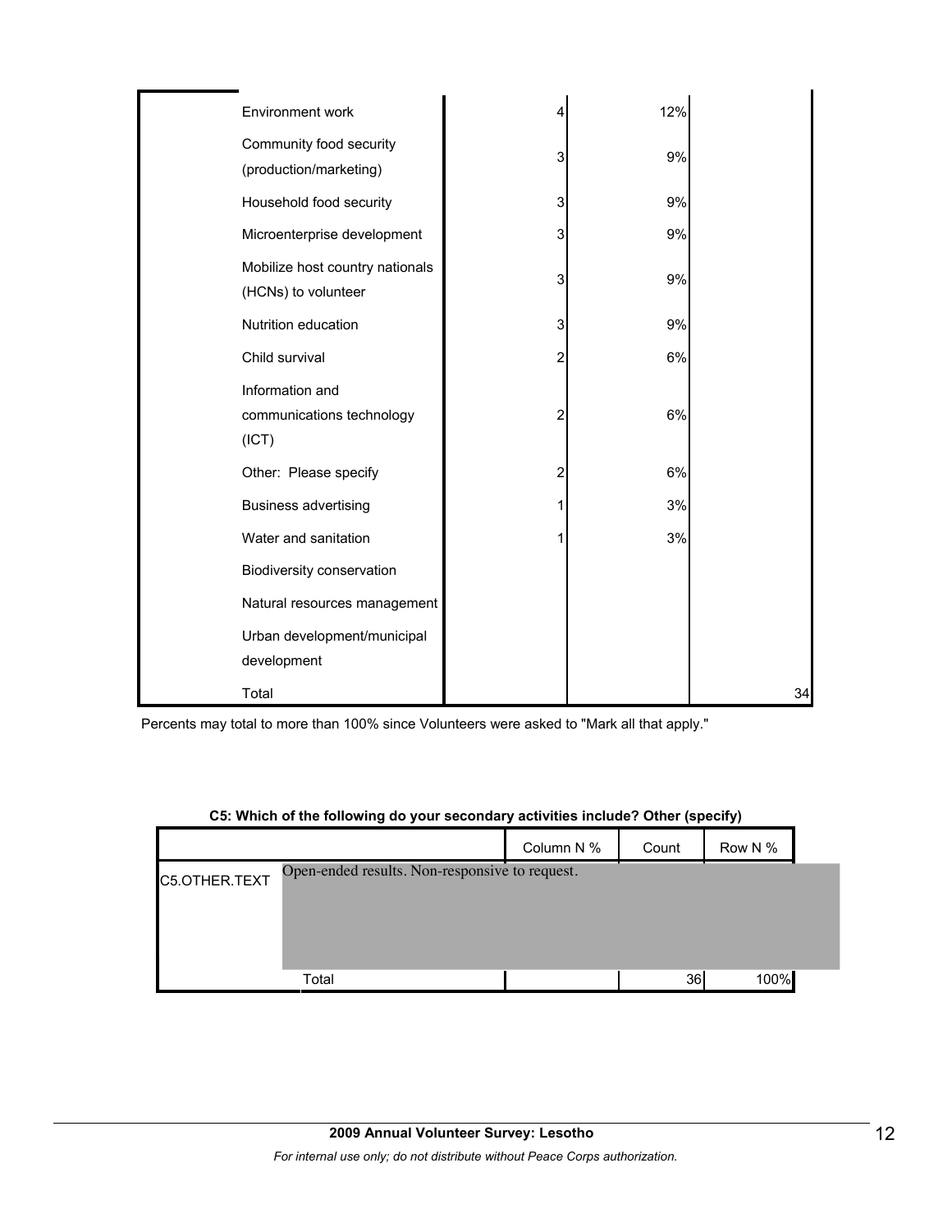| | Column N % | Count | Row N % |
|---|---|---|---|
| Environment work | 4 | 12% | |
| Community food security (production/marketing) | 3 | 9% | |
| Household food security | 3 | 9% | |
| Microenterprise development | 3 | 9% | |
| Mobilize host country nationals (HCNs) to volunteer | 3 | 9% | |
| Nutrition education | 3 | 9% | |
| Child survival | 2 | 6% | |
| Information and communications technology (ICT) | 2 | 6% | |
| Other: Please specify | 2 | 6% | |
| Business advertising | 1 | 3% | |
| Water and sanitation | 1 | 3% | |
| Biodiversity conservation | | | |
| Natural resources management | | | |
| Urban development/municipal development | | | |
| Total | | | 34 |

Percents may total to more than 100% since Volunteers were asked to "Mark all that apply."

**C5: Which of the following do your secondary activities include? Other (specify)**

| | | Column N % | Count | Row N % |
|---|---|---|---|---|
| C5.OTHER.TEXT | Open-ended results. Non-responsive to request. | | | |
| | Total | | 36 | 100% |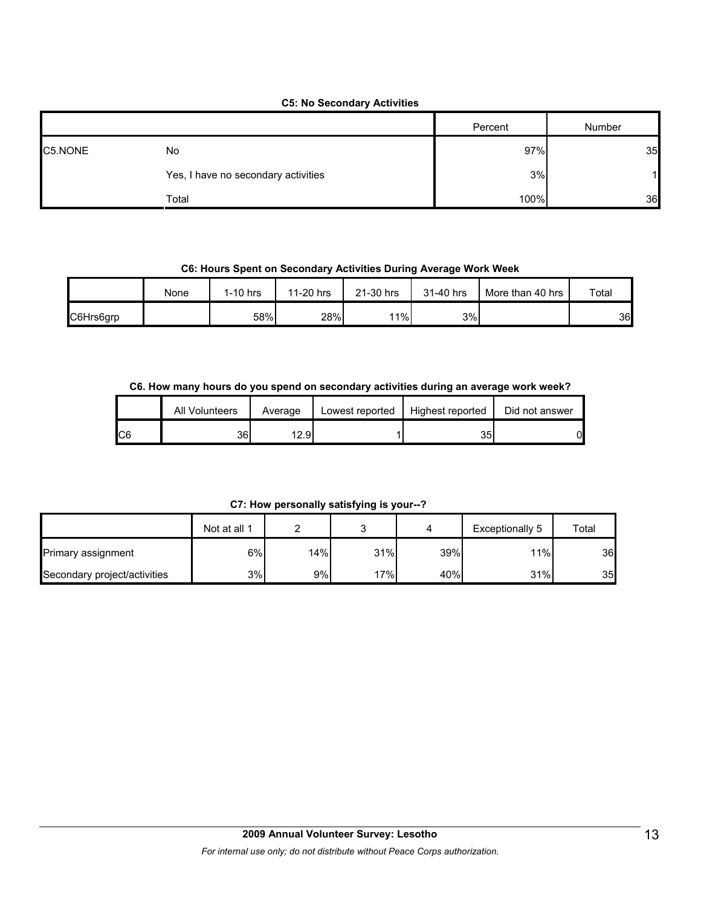**C5: No Secondary Activities**

| | | Percent | Number |
|---|---|---|---|
| C5.NONE | No | 97% | 35 |
| | Yes, I have no secondary activities | 3% | 1 |
| | Total | 100% | 36 |

**C6: Hours Spent on Secondary Activities During Average Work Week**

| | None | 1-10 hrs | 11-20 hrs | 21-30 hrs | 31-40 hrs | More than 40 hrs | Total |
|---|---|---|---|---|---|---|---|
| C6Hrs6grp | | 58% | 28% | 11% | 3% | | 36 |

**C6. How many hours do you spend on secondary activities during an average work week?**

| | All Volunteers | Average | Lowest reported | Highest reported | Did not answer |
|---|---|---|---|---|---|
| C6 | 36 | 12.9 | 1 | 35 | 0 |

**C7: How personally satisfying is your--?**

| | Not at all 1 | 2 | 3 | 4 | Exceptionally 5 | Total |
|---|---|---|---|---|---|---|
| Primary assignment | 6% | 14% | 31% | 39% | 11% | 36 |
| Secondary project/activities | 3% | 9% | 17% | 40% | 31% | 35 |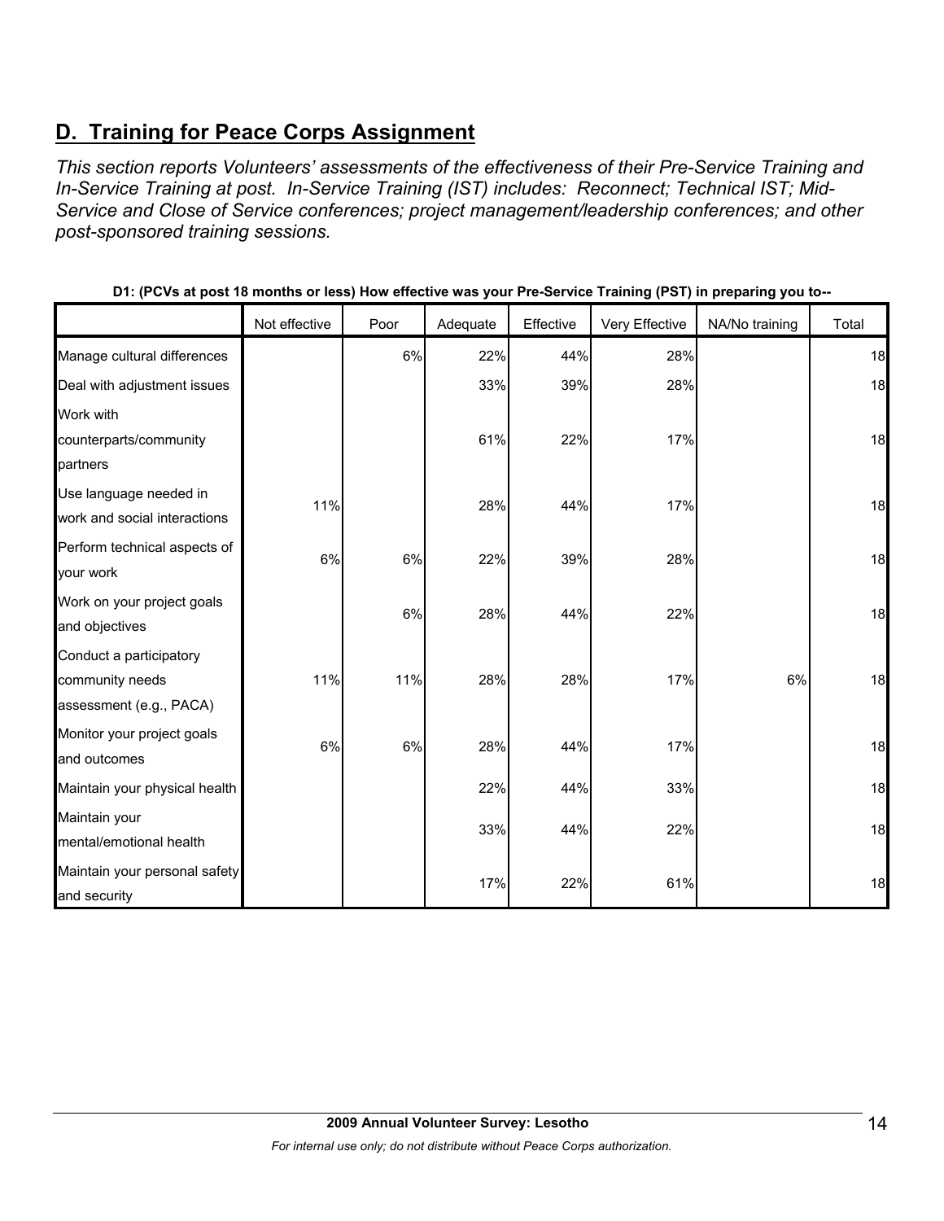## D. Training for Peace Corps Assignment

*This section reports Volunteers' assessments of the effectiveness of their Pre-Service Training and In-Service Training at post. In-Service Training (IST) includes: Reconnect; Technical IST; Mid-Service and Close of Service conferences; project management/leadership conferences; and other post-sponsored training sessions.*

**D1: (PCVs at post 18 months or less) How effective was your Pre-Service Training (PST) in preparing you to--**

| | Not effective | Poor | Adequate | Effective | Very Effective | NA/No training | Total |
|---|---|---|---|---|---|---|---|
| Manage cultural differences | | 6% | 22% | 44% | 28% | | 18 |
| Deal with adjustment issues | | | 33% | 39% | 28% | | 18 |
| Work with counterparts/community partners | | | 61% | 22% | 17% | | 18 |
| Use language needed in work and social interactions | 11% | | 28% | 44% | 17% | | 18 |
| Perform technical aspects of your work | 6% | 6% | 22% | 39% | 28% | | 18 |
| Work on your project goals and objectives | | 6% | 28% | 44% | 22% | | 18 |
| Conduct a participatory community needs assessment (e.g., PACA) | 11% | 11% | 28% | 28% | 17% | 6% | 18 |
| Monitor your project goals and outcomes | 6% | 6% | 28% | 44% | 17% | | 18 |
| Maintain your physical health | | | 22% | 44% | 33% | | 18 |
| Maintain your mental/emotional health | | | 33% | 44% | 22% | | 18 |
| Maintain your personal safety and security | | | 17% | 22% | 61% | | 18 |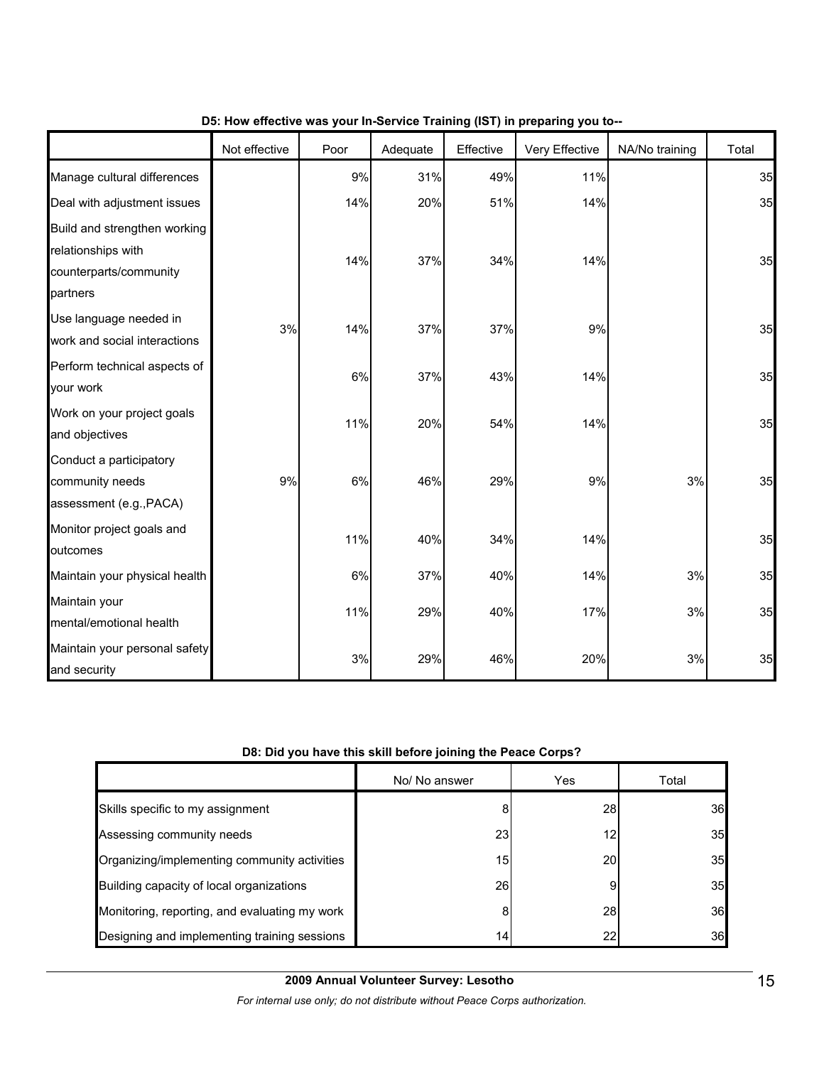**D5: How effective was your In-Service Training (IST) in preparing you to--**

| | Not effective | Poor | Adequate | Effective | Very Effective | NA/No training | Total |
|---|---|---|---|---|---|---|---|
| Manage cultural differences | | 9% | 31% | 49% | 11% | | 35 |
| Deal with adjustment issues | | 14% | 20% | 51% | 14% | | 35 |
| Build and strengthen working relationships with counterparts/community partners | | 14% | 37% | 34% | 14% | | 35 |
| Use language needed in work and social interactions | 3% | 14% | 37% | 37% | 9% | | 35 |
| Perform technical aspects of your work | | 6% | 37% | 43% | 14% | | 35 |
| Work on your project goals and objectives | | 11% | 20% | 54% | 14% | | 35 |
| Conduct a participatory community needs assessment (e.g.,PACA) | 9% | 6% | 46% | 29% | 9% | 3% | 35 |
| Monitor project goals and outcomes | | 11% | 40% | 34% | 14% | | 35 |
| Maintain your physical health | | 6% | 37% | 40% | 14% | 3% | 35 |
| Maintain your mental/emotional health | | 11% | 29% | 40% | 17% | 3% | 35 |
| Maintain your personal safety and security | | 3% | 29% | 46% | 20% | 3% | 35 |

**D8: Did you have this skill before joining the Peace Corps?**

| | No/ No answer | Yes | Total |
|---|---|---|---|
| Skills specific to my assignment | 8 | 28 | 36 |
| Assessing community needs | 23 | 12 | 35 |
| Organizing/implementing community activities | 15 | 20 | 35 |
| Building capacity of local organizations | 26 | 9 | 35 |
| Monitoring, reporting, and evaluating my work | 8 | 28 | 36 |
| Designing and implementing training sessions | 14 | 22 | 36 |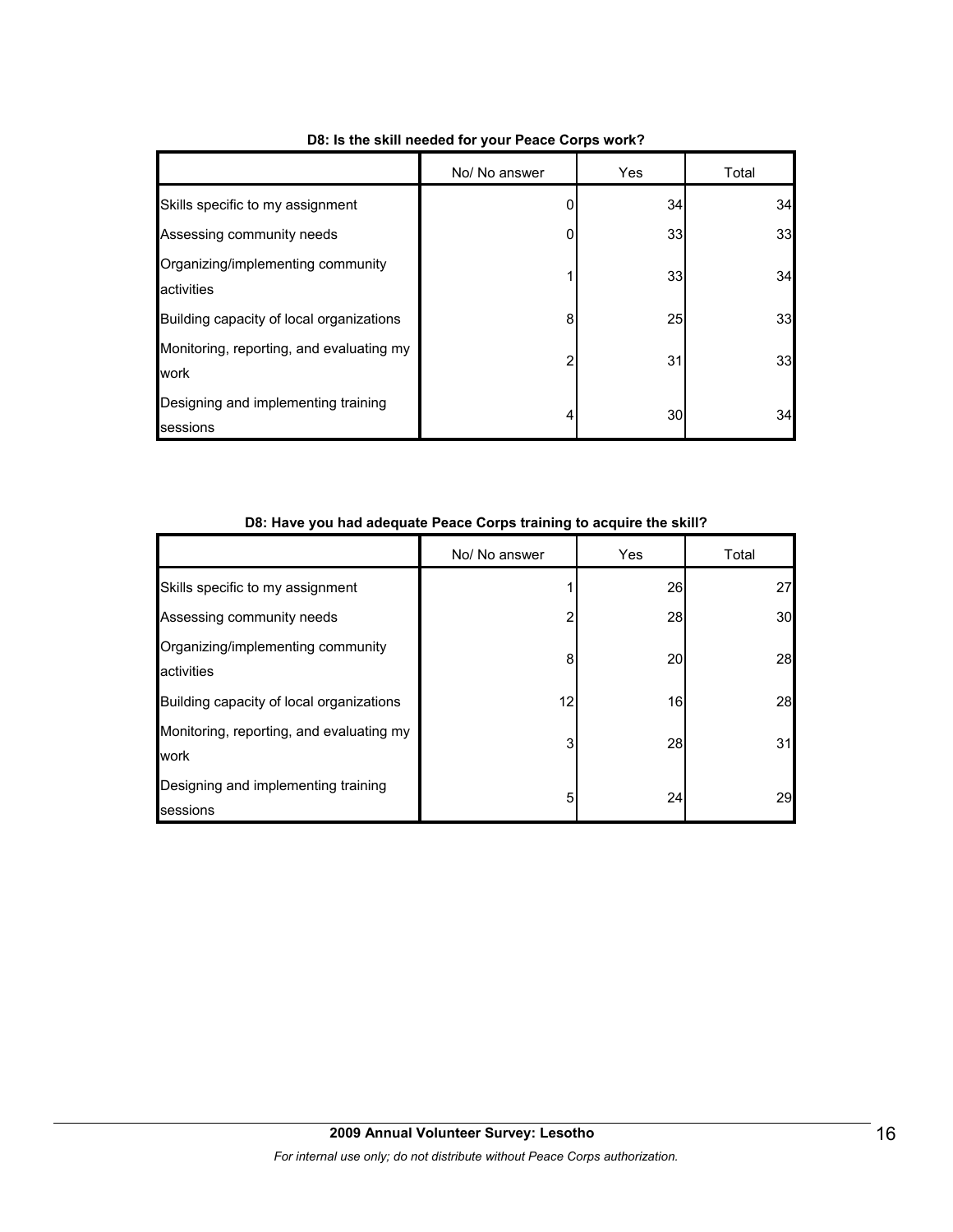**D8: Is the skill needed for your Peace Corps work?**

| | No/ No answer | Yes | Total |
|---|---|---|---|
| Skills specific to my assignment | 0 | 34 | 34 |
| Assessing community needs | 0 | 33 | 33 |
| Organizing/implementing community activities | 1 | 33 | 34 |
| Building capacity of local organizations | 8 | 25 | 33 |
| Monitoring, reporting, and evaluating my work | 2 | 31 | 33 |
| Designing and implementing training sessions | 4 | 30 | 34 |

**D8: Have you had adequate Peace Corps training to acquire the skill?**

| | No/ No answer | Yes | Total |
|---|---|---|---|
| Skills specific to my assignment | 1 | 26 | 27 |
| Assessing community needs | 2 | 28 | 30 |
| Organizing/implementing community activities | 8 | 20 | 28 |
| Building capacity of local organizations | 12 | 16 | 28 |
| Monitoring, reporting, and evaluating my work | 3 | 28 | 31 |
| Designing and implementing training sessions | 5 | 24 | 29 |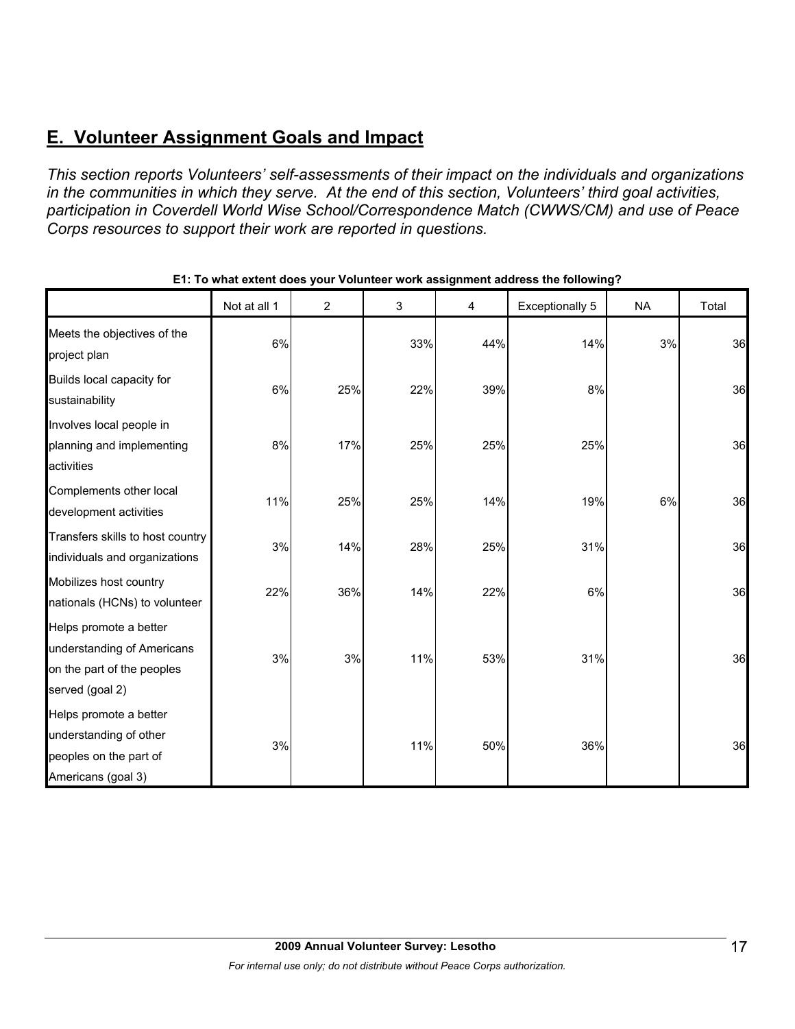## E. Volunteer Assignment Goals and Impact

*This section reports Volunteers' self-assessments of their impact on the individuals and organizations in the communities in which they serve. At the end of this section, Volunteers' third goal activities, participation in Coverdell World Wise School/Correspondence Match (CWWS/CM) and use of Peace Corps resources to support their work are reported in questions.*

**E1: To what extent does your Volunteer work assignment address the following?**

| | Not at all 1 | 2 | 3 | 4 | Exceptionally 5 | NA | Total |
|---|---|---|---|---|---|---|---|
| Meets the objectives of the project plan | 6% | | 33% | 44% | 14% | 3% | 36 |
| Builds local capacity for sustainability | 6% | 25% | 22% | 39% | 8% | | 36 |
| Involves local people in planning and implementing activities | 8% | 17% | 25% | 25% | 25% | | 36 |
| Complements other local development activities | 11% | 25% | 25% | 14% | 19% | 6% | 36 |
| Transfers skills to host country individuals and organizations | 3% | 14% | 28% | 25% | 31% | | 36 |
| Mobilizes host country nationals (HCNs) to volunteer | 22% | 36% | 14% | 22% | 6% | | 36 |
| Helps promote a better understanding of Americans on the part of the peoples served (goal 2) | 3% | 3% | 11% | 53% | 31% | | 36 |
| Helps promote a better understanding of other peoples on the part of Americans (goal 3) | 3% | | 11% | 50% | 36% | | 36 |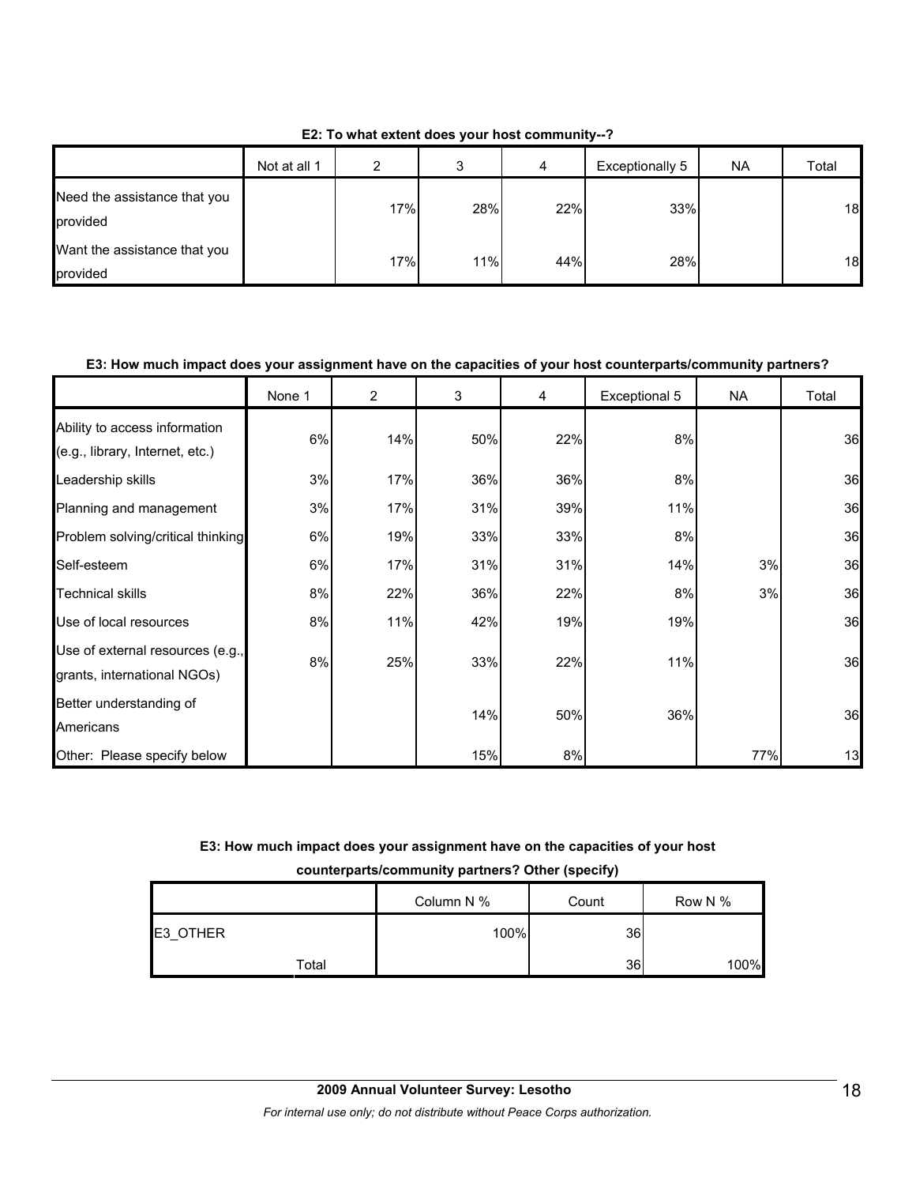**E2: To what extent does your host community--?**

| | Not at all 1 | 2 | 3 | 4 | Exceptionally 5 | NA | Total |
|---|---|---|---|---|---|---|---|
| Need the assistance that you provided | | 17% | 28% | 22% | 33% | | 18 |
| Want the assistance that you provided | | 17% | 11% | 44% | 28% | | 18 |

**E3: How much impact does your assignment have on the capacities of your host counterparts/community partners?**

| | None 1 | 2 | 3 | 4 | Exceptional 5 | NA | Total |
|---|---|---|---|---|---|---|---|
| Ability to access information (e.g., library, Internet, etc.) | 6% | 14% | 50% | 22% | 8% | | 36 |
| Leadership skills | 3% | 17% | 36% | 36% | 8% | | 36 |
| Planning and management | 3% | 17% | 31% | 39% | 11% | | 36 |
| Problem solving/critical thinking | 6% | 19% | 33% | 33% | 8% | | 36 |
| Self-esteem | 6% | 17% | 31% | 31% | 14% | 3% | 36 |
| Technical skills | 8% | 22% | 36% | 22% | 8% | 3% | 36 |
| Use of local resources | 8% | 11% | 42% | 19% | 19% | | 36 |
| Use of external resources (e.g., grants, international NGOs) | 8% | 25% | 33% | 22% | 11% | | 36 |
| Better understanding of Americans | | | 14% | 50% | 36% | | 36 |
| Other: Please specify below | | | 15% | 8% | | 77% | 13 |

**E3: How much impact does your assignment have on the capacities of your host counterparts/community partners? Other (specify)**

| | | Column N % | Count | Row N % |
|---|---|---|---|---|
| E3_OTHER | | 100% | 36 | |
| | Total | | 36 | 100% |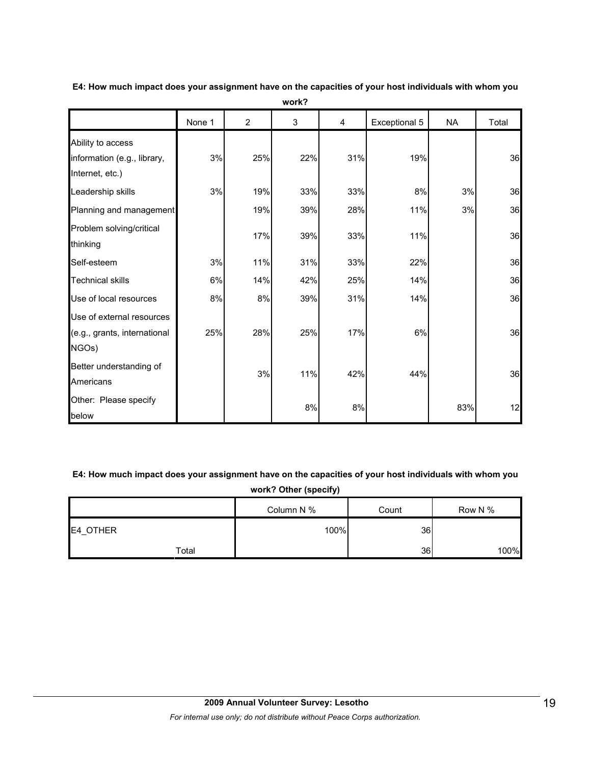**E4: How much impact does your assignment have on the capacities of your host individuals with whom you work?**

| | None 1 | 2 | 3 | 4 | Exceptional 5 | NA | Total |
|---|---|---|---|---|---|---|---|
| Ability to access information (e.g., library, Internet, etc.) | 3% | 25% | 22% | 31% | 19% | | 36 |
| Leadership skills | 3% | 19% | 33% | 33% | 8% | 3% | 36 |
| Planning and management | | 19% | 39% | 28% | 11% | 3% | 36 |
| Problem solving/critical thinking | | 17% | 39% | 33% | 11% | | 36 |
| Self-esteem | 3% | 11% | 31% | 33% | 22% | | 36 |
| Technical skills | 6% | 14% | 42% | 25% | 14% | | 36 |
| Use of local resources | 8% | 8% | 39% | 31% | 14% | | 36 |
| Use of external resources (e.g., grants, international NGOs) | 25% | 28% | 25% | 17% | 6% | | 36 |
| Better understanding of Americans | | 3% | 11% | 42% | 44% | | 36 |
| Other: Please specify below | | | 8% | 8% | | 83% | 12 |

**E4: How much impact does your assignment have on the capacities of your host individuals with whom you work? Other (specify)**

| | | Column N % | Count | Row N % |
|---|---|---|---|---|
| E4_OTHER | | 100% | 36 | |
| | Total | | 36 | 100% |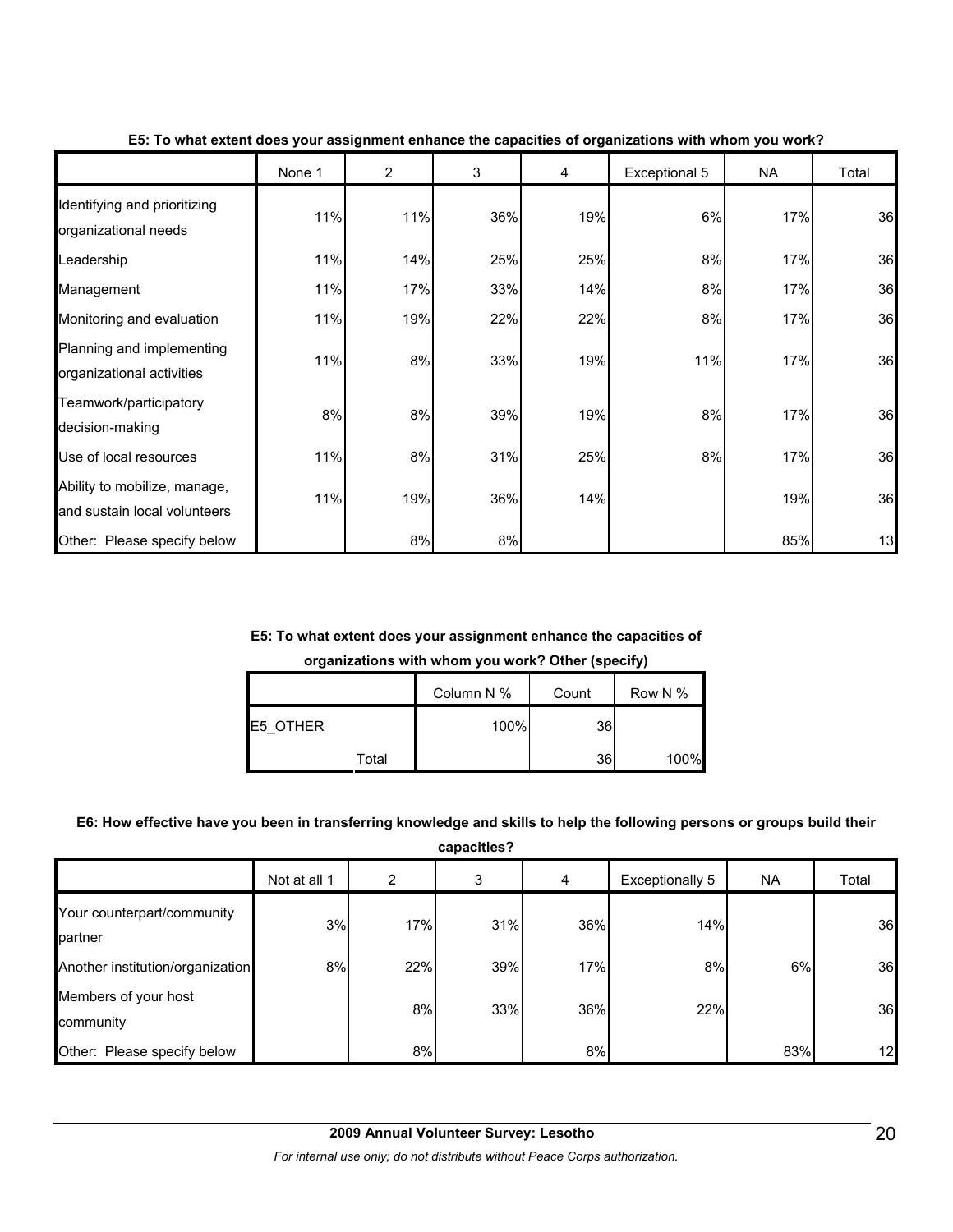**E5: To what extent does your assignment enhance the capacities of organizations with whom you work?**

| | None 1 | 2 | 3 | 4 | Exceptional 5 | NA | Total |
|---|---|---|---|---|---|---|---|
| Identifying and prioritizing organizational needs | 11% | 11% | 36% | 19% | 6% | 17% | 36 |
| Leadership | 11% | 14% | 25% | 25% | 8% | 17% | 36 |
| Management | 11% | 17% | 33% | 14% | 8% | 17% | 36 |
| Monitoring and evaluation | 11% | 19% | 22% | 22% | 8% | 17% | 36 |
| Planning and implementing organizational activities | 11% | 8% | 33% | 19% | 11% | 17% | 36 |
| Teamwork/participatory decision-making | 8% | 8% | 39% | 19% | 8% | 17% | 36 |
| Use of local resources | 11% | 8% | 31% | 25% | 8% | 17% | 36 |
| Ability to mobilize, manage, and sustain local volunteers | 11% | 19% | 36% | 14% | | 19% | 36 |
| Other: Please specify below | | 8% | 8% | | | 85% | 13 |

**E5: To what extent does your assignment enhance the capacities of organizations with whom you work? Other (specify)**

| | | Column N % | Count | Row N % |
|---|---|---|---|---|
| E5_OTHER | | 100% | 36 | |
| | Total | | 36 | 100% |

**E6: How effective have you been in transferring knowledge and skills to help the following persons or groups build their capacities?**

| | Not at all 1 | 2 | 3 | 4 | Exceptionally 5 | NA | Total |
|---|---|---|---|---|---|---|---|
| Your counterpart/community partner | 3% | 17% | 31% | 36% | 14% | | 36 |
| Another institution/organization | 8% | 22% | 39% | 17% | 8% | 6% | 36 |
| Members of your host community | | 8% | 33% | 36% | 22% | | 36 |
| Other: Please specify below | | 8% | | 8% | | 83% | 12 |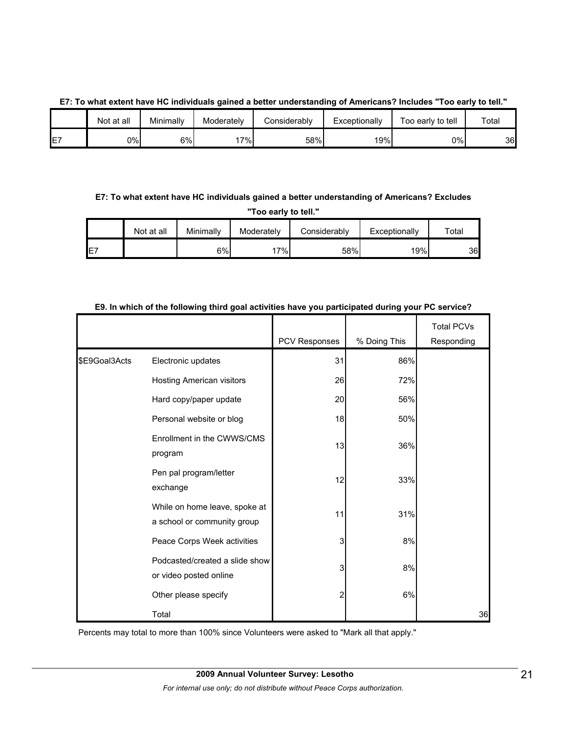**E7: To what extent have HC individuals gained a better understanding of Americans? Includes "Too early to tell."**

| | Not at all | Minimally | Moderately | Considerably | Exceptionally | Too early to tell | Total |
|---|---|---|---|---|---|---|---|
| E7 | 0% | 6% | 17% | 58% | 19% | 0% | 36 |

**E7: To what extent have HC individuals gained a better understanding of Americans? Excludes "Too early to tell."**

| | Not at all | Minimally | Moderately | Considerably | Exceptionally | Total |
|---|---|---|---|---|---|---|
| E7 | | 6% | 17% | 58% | 19% | 36 |

**E9. In which of the following third goal activities have you participated during your PC service?**

| | | PCV Responses | % Doing This | Total PCVs Responding |
|---|---|---|---|---|
| $E9Goal3Acts | Electronic updates | 31 | 86% | |
| | Hosting American visitors | 26 | 72% | |
| | Hard copy/paper update | 20 | 56% | |
| | Personal website or blog | 18 | 50% | |
| | Enrollment in the CWWS/CMS program | 13 | 36% | |
| | Pen pal program/letter exchange | 12 | 33% | |
| | While on home leave, spoke at a school or community group | 11 | 31% | |
| | Peace Corps Week activities | 3 | 8% | |
| | Podcasted/created a slide show or video posted online | 3 | 8% | |
| | Other please specify | 2 | 6% | |
| | Total | | | 36 |

Percents may total to more than 100% since Volunteers were asked to "Mark all that apply."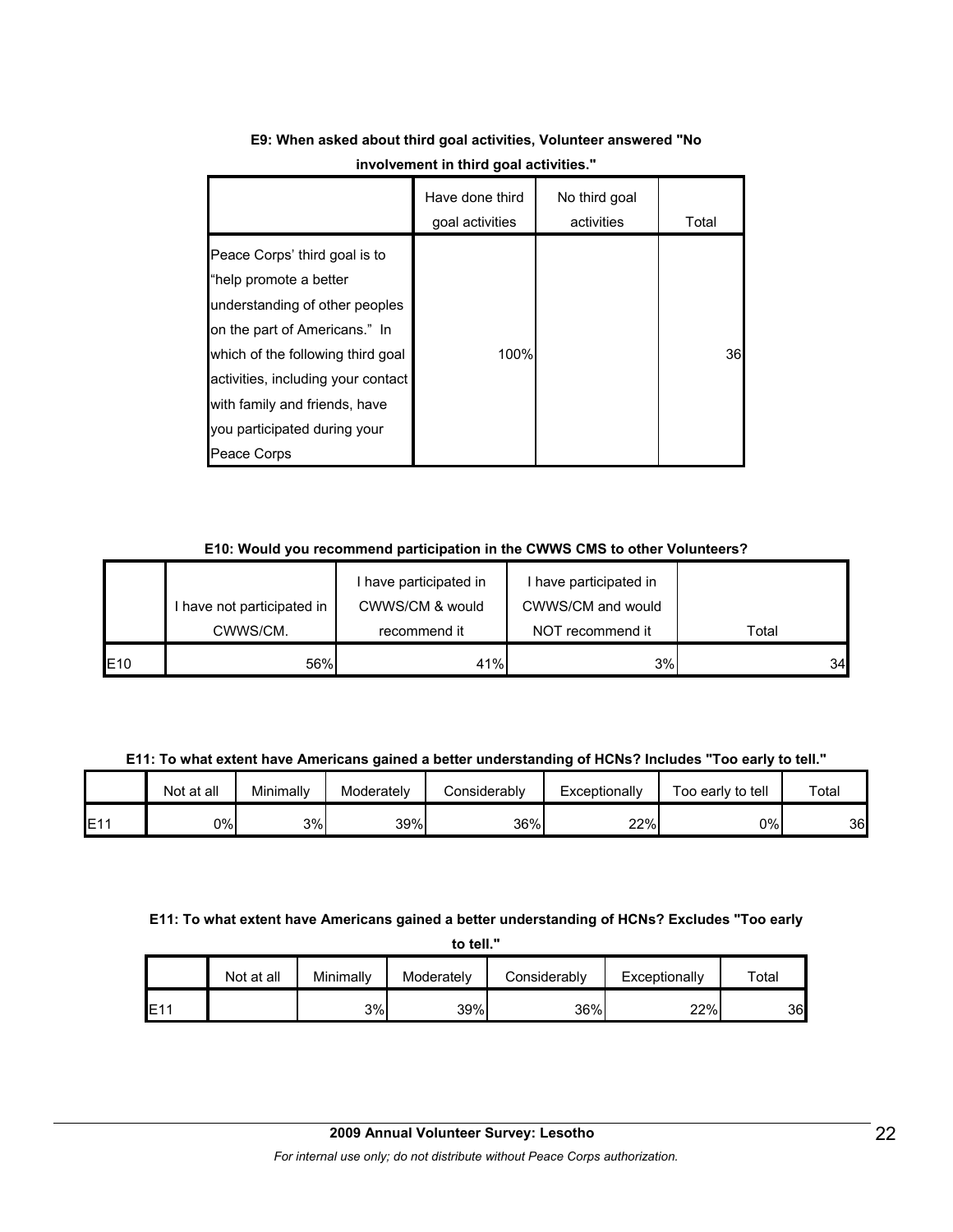**E9: When asked about third goal activities, Volunteer answered "No involvement in third goal activities."**

| | Have done third goal activities | No third goal activities | Total |
|---|---|---|---|
| Peace Corps' third goal is to "help promote a better understanding of other peoples on the part of Americans." In which of the following third goal activities, including your contact with family and friends, have you participated during your Peace Corps | 100% | | 36 |

**E10: Would you recommend participation in the CWWS CMS to other Volunteers?**

| | I have not participated in CWWS/CM. | I have participated in CWWS/CM & would recommend it | I have participated in CWWS/CM and would NOT recommend it | Total |
|---|---|---|---|---|
| E10 | 56% | 41% | 3% | 34 |

**E11: To what extent have Americans gained a better understanding of HCNs? Includes "Too early to tell."**

| | Not at all | Minimally | Moderately | Considerably | Exceptionally | Too early to tell | Total |
|---|---|---|---|---|---|---|---|
| E11 | 0% | 3% | 39% | 36% | 22% | 0% | 36 |

**E11: To what extent have Americans gained a better understanding of HCNs? Excludes "Too early to tell."**

| | Not at all | Minimally | Moderately | Considerably | Exceptionally | Total |
|---|---|---|---|---|---|---|
| E11 | | 3% | 39% | 36% | 22% | 36 |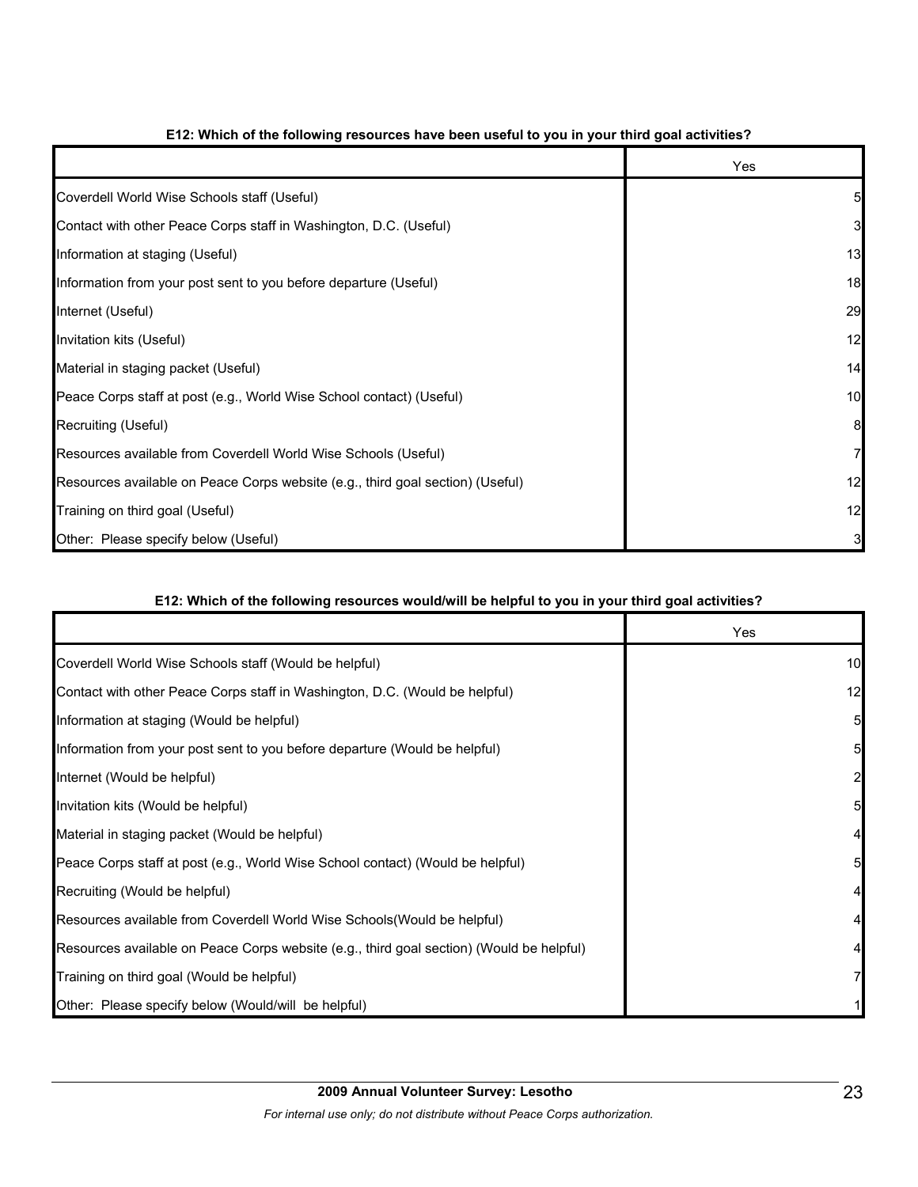**E12: Which of the following resources have been useful to you in your third goal activities?**

| | Yes |
|---|---|
| Coverdell World Wise Schools staff (Useful) | 5 |
| Contact with other Peace Corps staff in Washington, D.C. (Useful) | 3 |
| Information at staging (Useful) | 13 |
| Information from your post sent to you before departure (Useful) | 18 |
| Internet (Useful) | 29 |
| Invitation kits (Useful) | 12 |
| Material in staging packet (Useful) | 14 |
| Peace Corps staff at post (e.g., World Wise School contact) (Useful) | 10 |
| Recruiting (Useful) | 8 |
| Resources available from Coverdell World Wise Schools (Useful) | 7 |
| Resources available on Peace Corps website (e.g., third goal section) (Useful) | 12 |
| Training on third goal (Useful) | 12 |
| Other: Please specify below (Useful) | 3 |

**E12: Which of the following resources would/will be helpful to you in your third goal activities?**

| | Yes |
|---|---|
| Coverdell World Wise Schools staff (Would be helpful) | 10 |
| Contact with other Peace Corps staff in Washington, D.C. (Would be helpful) | 12 |
| Information at staging (Would be helpful) | 5 |
| Information from your post sent to you before departure (Would be helpful) | 5 |
| Internet (Would be helpful) | 2 |
| Invitation kits (Would be helpful) | 5 |
| Material in staging packet (Would be helpful) | 4 |
| Peace Corps staff at post (e.g., World Wise School contact) (Would be helpful) | 5 |
| Recruiting (Would be helpful) | 4 |
| Resources available from Coverdell World Wise Schools(Would be helpful) | 4 |
| Resources available on Peace Corps website (e.g., third goal section) (Would be helpful) | 4 |
| Training on third goal (Would be helpful) | 7 |
| Other: Please specify below (Would/will be helpful) | 1 |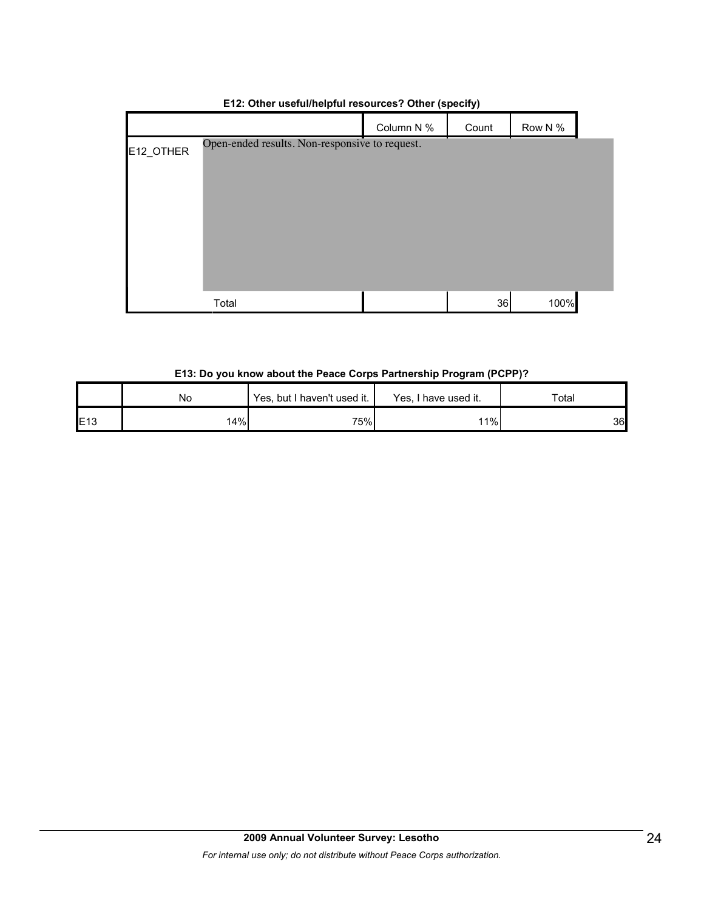**E12: Other useful/helpful resources? Other (specify)**

| | | Column N % | Count | Row N % |
|---|---|---|---|---|
| E12_OTHER | Open-ended results. Non-responsive to request. | | | |
| | Total | | 36 | 100% |

**E13: Do you know about the Peace Corps Partnership Program (PCPP)?**

| | No | Yes, but I haven't used it. | Yes, I have used it. | Total |
|---|---|---|---|---|
| E13 | 14% | 75% | 11% | 36 |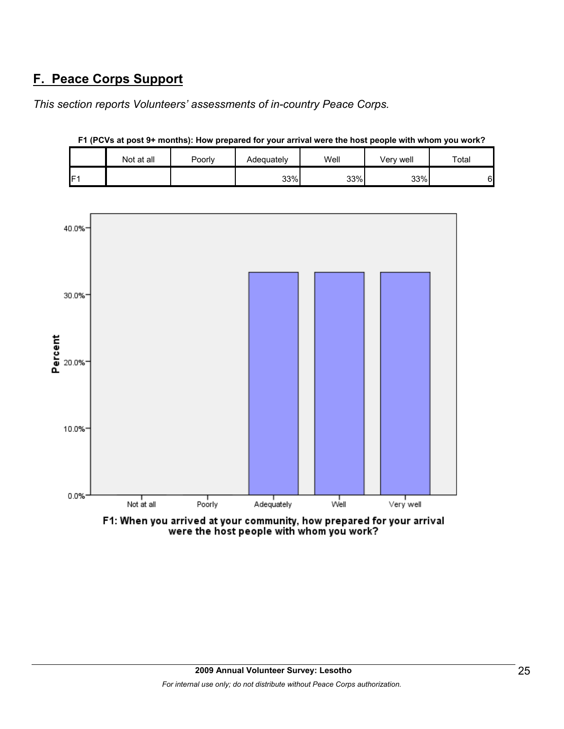## F. Peace Corps Support

*This section reports Volunteers' assessments of in-country Peace Corps.*

**F1 (PCVs at post 9+ months): How prepared for your arrival were the host people with whom you work?**

| | Not at all | Poorly | Adequately | Well | Very well | Total |
|---|---|---|---|---|---|---|
| F1 | | | 33% | 33% | 33% | 6 |

F1: When you arrived at your community, how prepared for your arrival were the host people with whom you work?

| Response | Percent |
|---|---|
| Not at all | 0.0% |
| Poorly | 0.0% |
| Adequately | 33% |
| Well | 33% |
| Very well | 33% |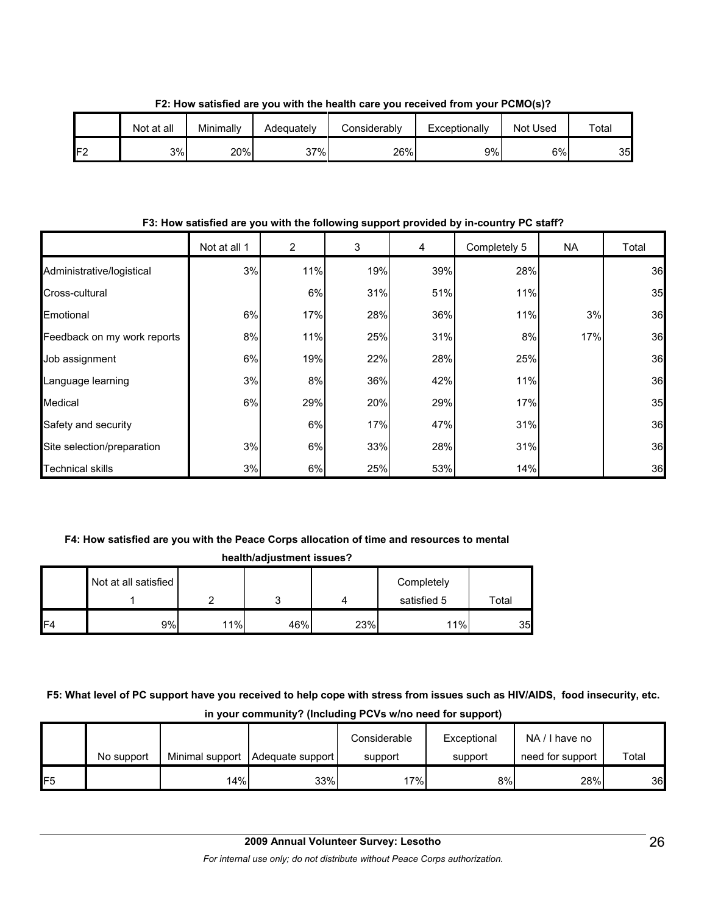**F2: How satisfied are you with the health care you received from your PCMO(s)?**

| | Not at all | Minimally | Adequately | Considerably | Exceptionally | Not Used | Total |
|---|---|---|---|---|---|---|---|
| F2 | 3% | 20% | 37% | 26% | 9% | 6% | 35 |

**F3: How satisfied are you with the following support provided by in-country PC staff?**

| | Not at all 1 | 2 | 3 | 4 | Completely 5 | NA | Total |
|---|---|---|---|---|---|---|---|
| Administrative/logistical | 3% | 11% | 19% | 39% | 28% | | 36 |
| Cross-cultural | | 6% | 31% | 51% | 11% | | 35 |
| Emotional | 6% | 17% | 28% | 36% | 11% | 3% | 36 |
| Feedback on my work reports | 8% | 11% | 25% | 31% | 8% | 17% | 36 |
| Job assignment | 6% | 19% | 22% | 28% | 25% | | 36 |
| Language learning | 3% | 8% | 36% | 42% | 11% | | 36 |
| Medical | 6% | 29% | 20% | 29% | 17% | | 35 |
| Safety and security | | 6% | 17% | 47% | 31% | | 36 |
| Site selection/preparation | 3% | 6% | 33% | 28% | 31% | | 36 |
| Technical skills | 3% | 6% | 25% | 53% | 14% | | 36 |

**F4: How satisfied are you with the Peace Corps allocation of time and resources to mental health/adjustment issues?**

| | Not at all satisfied 1 | 2 | 3 | 4 | Completely satisfied 5 | Total |
|---|---|---|---|---|---|---|
| F4 | 9% | 11% | 46% | 23% | 11% | 35 |

**F5: What level of PC support have you received to help cope with stress from issues such as HIV/AIDS, food insecurity, etc. in your community? (Including PCVs w/no need for support)**

| | No support | Minimal support | Adequate support | Considerable support | Exceptional support | NA / I have no need for support | Total |
|---|---|---|---|---|---|---|---|
| F5 | | 14% | 33% | 17% | 8% | 28% | 36 |

**2009 Annual Volunteer Survey: Lesotho**

*For internal use only; do not distribute without Peace Corps authorization.*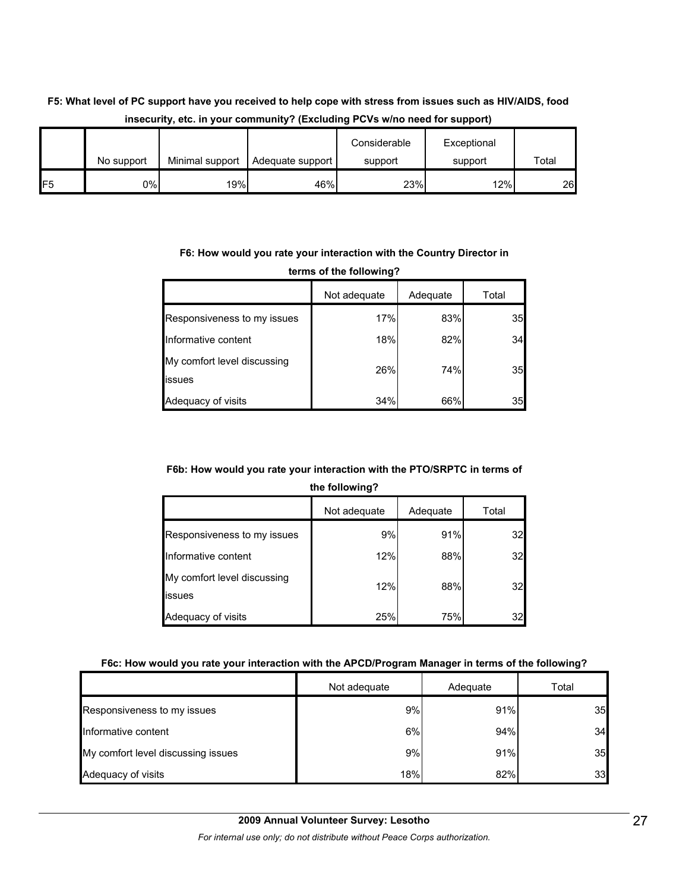**F5: What level of PC support have you received to help cope with stress from issues such as HIV/AIDS, food insecurity, etc. in your community? (Excluding PCVs w/no need for support)**

| | No support | Minimal support | Adequate support | Considerable support | Exceptional support | Total |
|---|---|---|---|---|---|---|
| F5 | 0% | 19% | 46% | 23% | 12% | 26 |

**F6: How would you rate your interaction with the Country Director in terms of the following?**

| | Not adequate | Adequate | Total |
|---|---|---|---|
| Responsiveness to my issues | 17% | 83% | 35 |
| Informative content | 18% | 82% | 34 |
| My comfort level discussing issues | 26% | 74% | 35 |
| Adequacy of visits | 34% | 66% | 35 |

**F6b: How would you rate your interaction with the PTO/SRPTC in terms of the following?**

| | Not adequate | Adequate | Total |
|---|---|---|---|
| Responsiveness to my issues | 9% | 91% | 32 |
| Informative content | 12% | 88% | 32 |
| My comfort level discussing issues | 12% | 88% | 32 |
| Adequacy of visits | 25% | 75% | 32 |

**F6c: How would you rate your interaction with the APCD/Program Manager in terms of the following?**

| | Not adequate | Adequate | Total |
|---|---|---|---|
| Responsiveness to my issues | 9% | 91% | 35 |
| Informative content | 6% | 94% | 34 |
| My comfort level discussing issues | 9% | 91% | 35 |
| Adequacy of visits | 18% | 82% | 33 |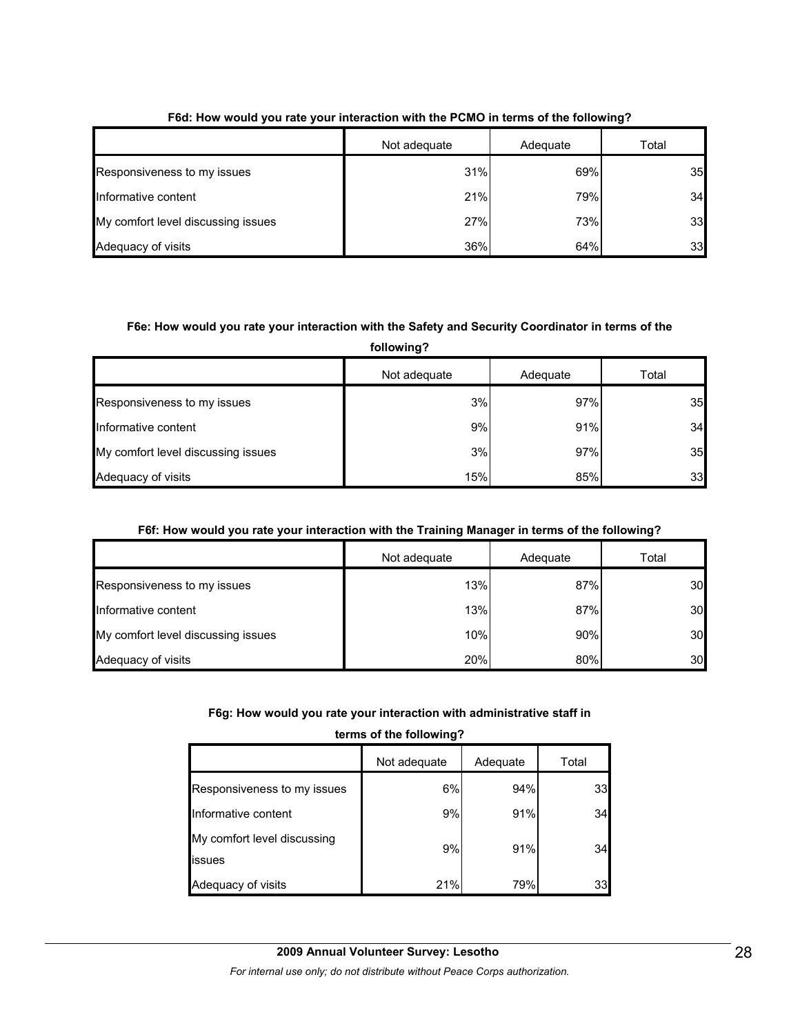**F6d: How would you rate your interaction with the PCMO in terms of the following?**

| | Not adequate | Adequate | Total |
|---|---|---|---|
| Responsiveness to my issues | 31% | 69% | 35 |
| Informative content | 21% | 79% | 34 |
| My comfort level discussing issues | 27% | 73% | 33 |
| Adequacy of visits | 36% | 64% | 33 |

**F6e: How would you rate your interaction with the Safety and Security Coordinator in terms of the following?**

| | Not adequate | Adequate | Total |
|---|---|---|---|
| Responsiveness to my issues | 3% | 97% | 35 |
| Informative content | 9% | 91% | 34 |
| My comfort level discussing issues | 3% | 97% | 35 |
| Adequacy of visits | 15% | 85% | 33 |

**F6f: How would you rate your interaction with the Training Manager in terms of the following?**

| | Not adequate | Adequate | Total |
|---|---|---|---|
| Responsiveness to my issues | 13% | 87% | 30 |
| Informative content | 13% | 87% | 30 |
| My comfort level discussing issues | 10% | 90% | 30 |
| Adequacy of visits | 20% | 80% | 30 |

**F6g: How would you rate your interaction with administrative staff in terms of the following?**

| | Not adequate | Adequate | Total |
|---|---|---|---|
| Responsiveness to my issues | 6% | 94% | 33 |
| Informative content | 9% | 91% | 34 |
| My comfort level discussing issues | 9% | 91% | 34 |
| Adequacy of visits | 21% | 79% | 33 |

**2009 Annual Volunteer Survey: Lesotho**

*For internal use only; do not distribute without Peace Corps authorization.*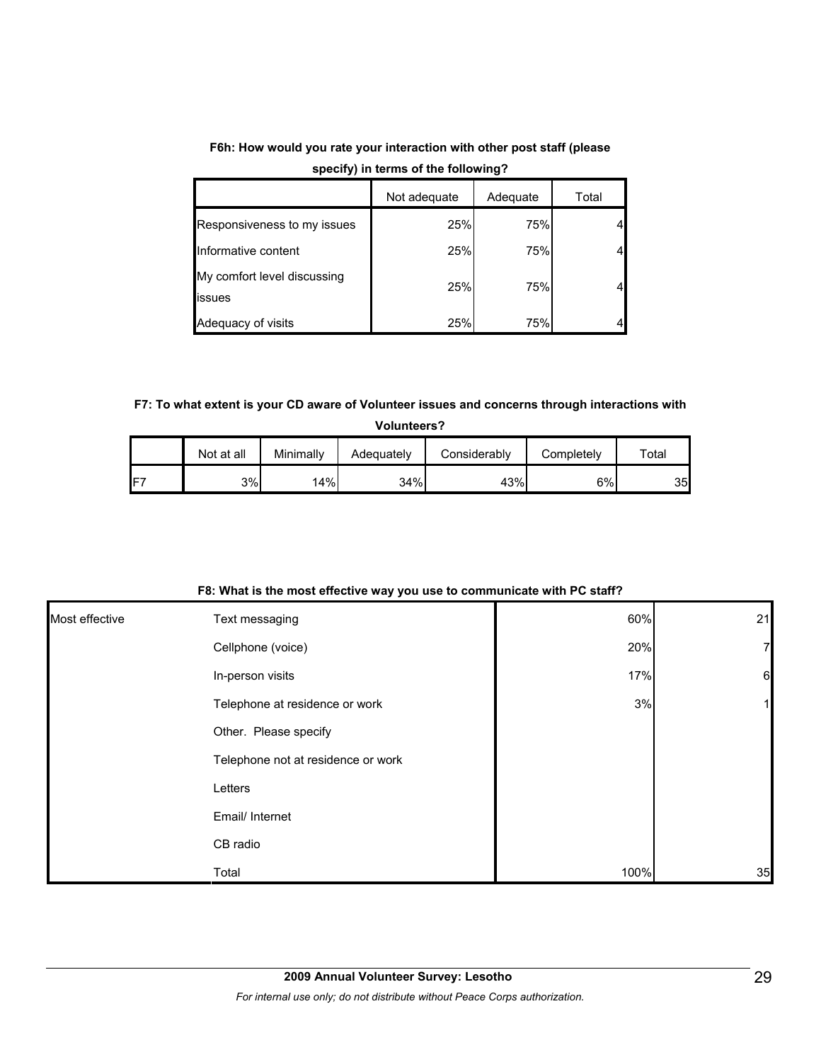**F6h: How would you rate your interaction with other post staff (please specify) in terms of the following?**

| | Not adequate | Adequate | Total |
|---|---|---|---|
| Responsiveness to my issues | 25% | 75% | 4 |
| Informative content | 25% | 75% | 4 |
| My comfort level discussing issues | 25% | 75% | 4 |
| Adequacy of visits | 25% | 75% | 4 |

**F7: To what extent is your CD aware of Volunteer issues and concerns through interactions with Volunteers?**

| | Not at all | Minimally | Adequately | Considerably | Completely | Total |
|---|---|---|---|---|---|---|
| F7 | 3% | 14% | 34% | 43% | 6% | 35 |

**F8: What is the most effective way you use to communicate with PC staff?**

| | | | |
|---|---|---|---|
| Most effective | Text messaging | 60% | 21 |
| | Cellphone (voice) | 20% | 7 |
| | In-person visits | 17% | 6 |
| | Telephone at residence or work | 3% | 1 |
| | Other. Please specify | | |
| | Telephone not at residence or work | | |
| | Letters | | |
| | Email/ Internet | | |
| | CB radio | | |
| | Total | 100% | 35 |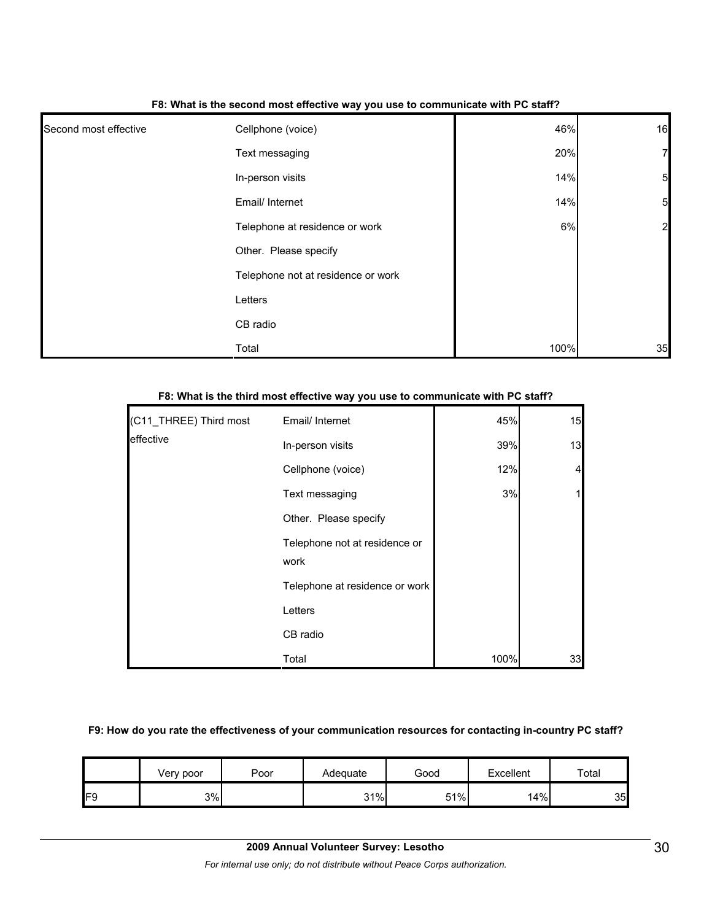**F8: What is the second most effective way you use to communicate with PC staff?**

| | | | |
|---|---|---|---|
| Second most effective | Cellphone (voice) | 46% | 16 |
| | Text messaging | 20% | 7 |
| | In-person visits | 14% | 5 |
| | Email/ Internet | 14% | 5 |
| | Telephone at residence or work | 6% | 2 |
| | Other. Please specify | | |
| | Telephone not at residence or work | | |
| | Letters | | |
| | CB radio | | |
| | Total | 100% | 35 |

**F8: What is the third most effective way you use to communicate with PC staff?**

| | | | |
|---|---|---|---|
| (C11_THREE) Third most effective | Email/ Internet | 45% | 15 |
| | In-person visits | 39% | 13 |
| | Cellphone (voice) | 12% | 4 |
| | Text messaging | 3% | 1 |
| | Other. Please specify | | |
| | Telephone not at residence or work | | |
| | Telephone at residence or work | | |
| | Letters | | |
| | CB radio | | |
| | Total | 100% | 33 |

**F9: How do you rate the effectiveness of your communication resources for contacting in-country PC staff?**

| | Very poor | Poor | Adequate | Good | Excellent | Total |
|---|---|---|---|---|---|---|
| F9 | 3% | | 31% | 51% | 14% | 35 |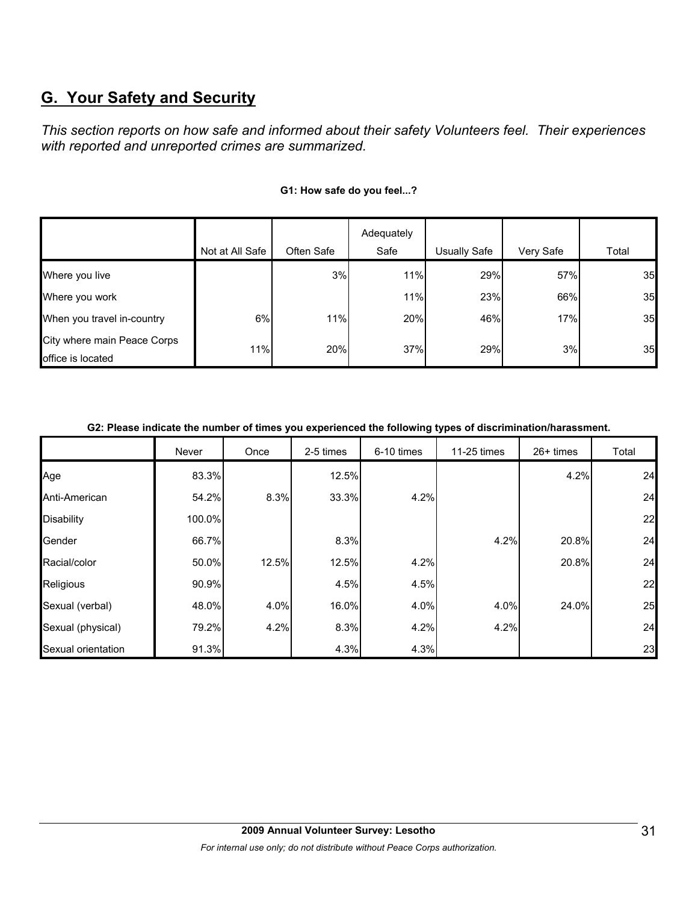## G. Your Safety and Security

*This section reports on how safe and informed about their safety Volunteers feel. Their experiences with reported and unreported crimes are summarized.*

**G1: How safe do you feel...?**

| | Not at All Safe | Often Safe | Adequately Safe | Usually Safe | Very Safe | Total |
|---|---|---|---|---|---|---|
| Where you live | | 3% | 11% | 29% | 57% | 35 |
| Where you work | | | 11% | 23% | 66% | 35 |
| When you travel in-country | 6% | 11% | 20% | 46% | 17% | 35 |
| City where main Peace Corps office is located | 11% | 20% | 37% | 29% | 3% | 35 |

**G2: Please indicate the number of times you experienced the following types of discrimination/harassment.**

| | Never | Once | 2-5 times | 6-10 times | 11-25 times | 26+ times | Total |
|---|---|---|---|---|---|---|---|
| Age | 83.3% | | 12.5% | | | 4.2% | 24 |
| Anti-American | 54.2% | 8.3% | 33.3% | 4.2% | | | 24 |
| Disability | 100.0% | | | | | | 22 |
| Gender | 66.7% | | 8.3% | | 4.2% | 20.8% | 24 |
| Racial/color | 50.0% | 12.5% | 12.5% | 4.2% | | 20.8% | 24 |
| Religious | 90.9% | | 4.5% | 4.5% | | | 22 |
| Sexual (verbal) | 48.0% | 4.0% | 16.0% | 4.0% | 4.0% | 24.0% | 25 |
| Sexual (physical) | 79.2% | 4.2% | 8.3% | 4.2% | 4.2% | | 24 |
| Sexual orientation | 91.3% | | 4.3% | 4.3% | | | 23 |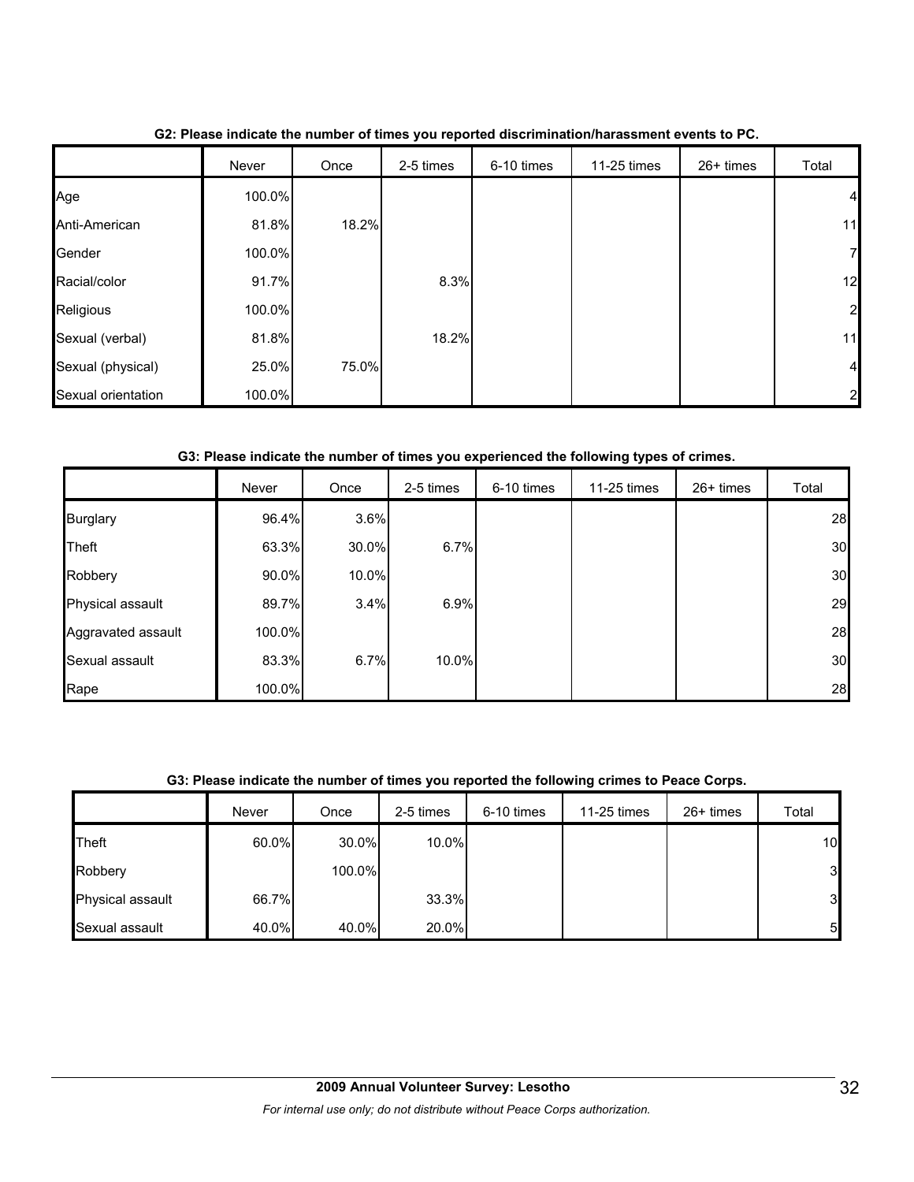**G2: Please indicate the number of times you reported discrimination/harassment events to PC.**

| | Never | Once | 2-5 times | 6-10 times | 11-25 times | 26+ times | Total |
|---|---|---|---|---|---|---|---|
| Age | 100.0% | | | | | | 4 |
| Anti-American | 81.8% | 18.2% | | | | | 11 |
| Gender | 100.0% | | | | | | 7 |
| Racial/color | 91.7% | | 8.3% | | | | 12 |
| Religious | 100.0% | | | | | | 2 |
| Sexual (verbal) | 81.8% | | 18.2% | | | | 11 |
| Sexual (physical) | 25.0% | 75.0% | | | | | 4 |
| Sexual orientation | 100.0% | | | | | | 2 |

**G3: Please indicate the number of times you experienced the following types of crimes.**

| | Never | Once | 2-5 times | 6-10 times | 11-25 times | 26+ times | Total |
|---|---|---|---|---|---|---|---|
| Burglary | 96.4% | 3.6% | | | | | 28 |
| Theft | 63.3% | 30.0% | 6.7% | | | | 30 |
| Robbery | 90.0% | 10.0% | | | | | 30 |
| Physical assault | 89.7% | 3.4% | 6.9% | | | | 29 |
| Aggravated assault | 100.0% | | | | | | 28 |
| Sexual assault | 83.3% | 6.7% | 10.0% | | | | 30 |
| Rape | 100.0% | | | | | | 28 |

**G3: Please indicate the number of times you reported the following crimes to Peace Corps.**

| | Never | Once | 2-5 times | 6-10 times | 11-25 times | 26+ times | Total |
|---|---|---|---|---|---|---|---|
| Theft | 60.0% | 30.0% | 10.0% | | | | 10 |
| Robbery | | 100.0% | | | | | 3 |
| Physical assault | 66.7% | | 33.3% | | | | 3 |
| Sexual assault | 40.0% | 40.0% | 20.0% | | | | 5 |

**2009 Annual Volunteer Survey: Lesotho**

*For internal use only; do not distribute without Peace Corps authorization.*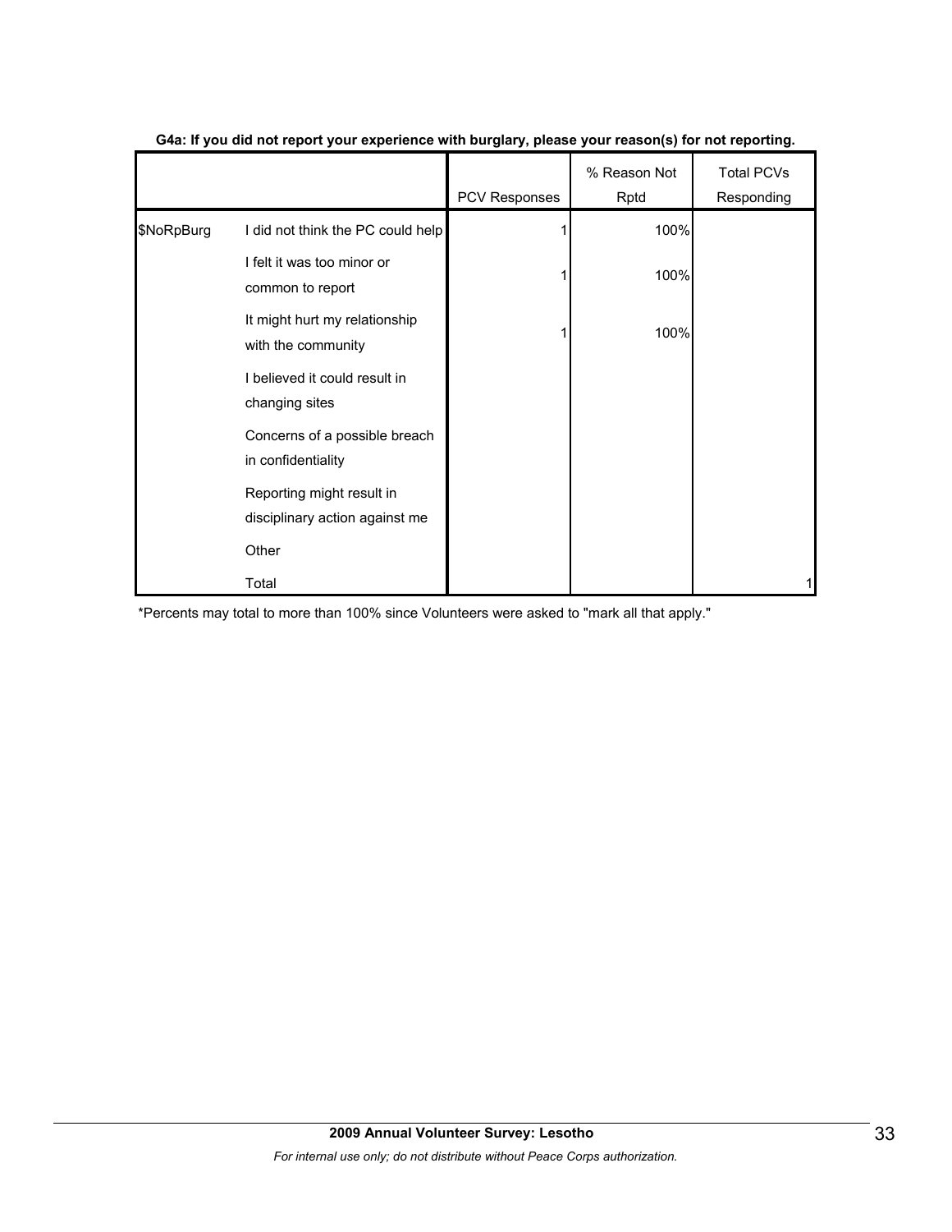**G4a: If you did not report your experience with burglary, please your reason(s) for not reporting.**

| | | PCV Responses | % Reason Not Rptd | Total PCVs Responding |
|---|---|---|---|---|
| $NoRpBurg | I did not think the PC could help | 1 | 100% | |
| | I felt it was too minor or common to report | 1 | 100% | |
| | It might hurt my relationship with the community | 1 | 100% | |
| | I believed it could result in changing sites | | | |
| | Concerns of a possible breach in confidentiality | | | |
| | Reporting might result in disciplinary action against me | | | |
| | Other | | | |
| | Total | | | 1 |

*Percents may total to more than 100% since Volunteers were asked to "mark all that apply."

**2009 Annual Volunteer Survey: Lesotho**

*For internal use only; do not distribute without Peace Corps authorization.*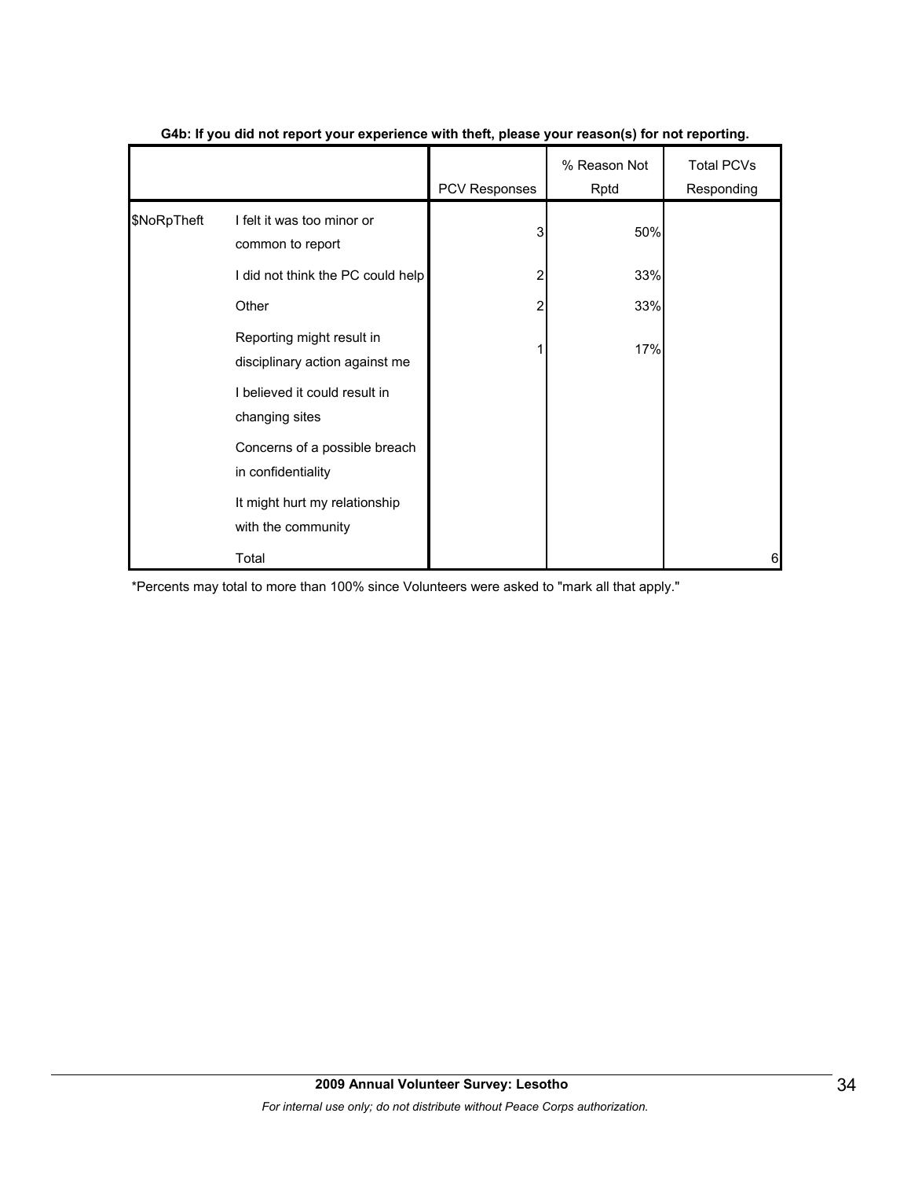**G4b: If you did not report your experience with theft, please your reason(s) for not reporting.**

| | | PCV Responses | % Reason Not Rptd | Total PCVs Responding |
|---|---|---|---|---|
| $NoRpTheft | I felt it was too minor or common to report | 3 | 50% | |
| | I did not think the PC could help | 2 | 33% | |
| | Other | 2 | 33% | |
| | Reporting might result in disciplinary action against me | 1 | 17% | |
| | I believed it could result in changing sites | | | |
| | Concerns of a possible breach in confidentiality | | | |
| | It might hurt my relationship with the community | | | |
| | Total | | | 6 |

*Percents may total to more than 100% since Volunteers were asked to "mark all that apply."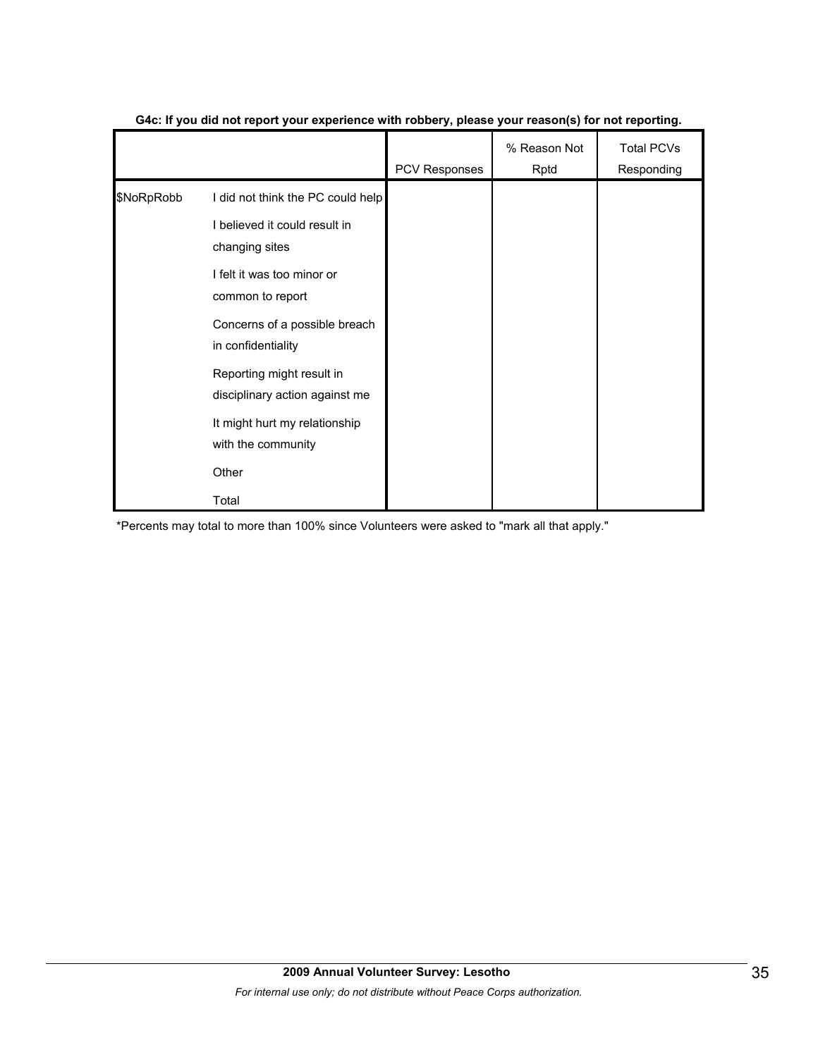**G4c: If you did not report your experience with robbery, please your reason(s) for not reporting.**

| | | PCV Responses | % Reason Not Rptd | Total PCVs Responding |
|---|---|---|---|---|
| $NoRpRobb | I did not think the PC could help | | | |
| | I believed it could result in changing sites | | | |
| | I felt it was too minor or common to report | | | |
| | Concerns of a possible breach in confidentiality | | | |
| | Reporting might result in disciplinary action against me | | | |
| | It might hurt my relationship with the community | | | |
| | Other | | | |
| | Total | | | |

*Percents may total to more than 100% since Volunteers were asked to "mark all that apply."

**2009 Annual Volunteer Survey: Lesotho**

*For internal use only; do not distribute without Peace Corps authorization.*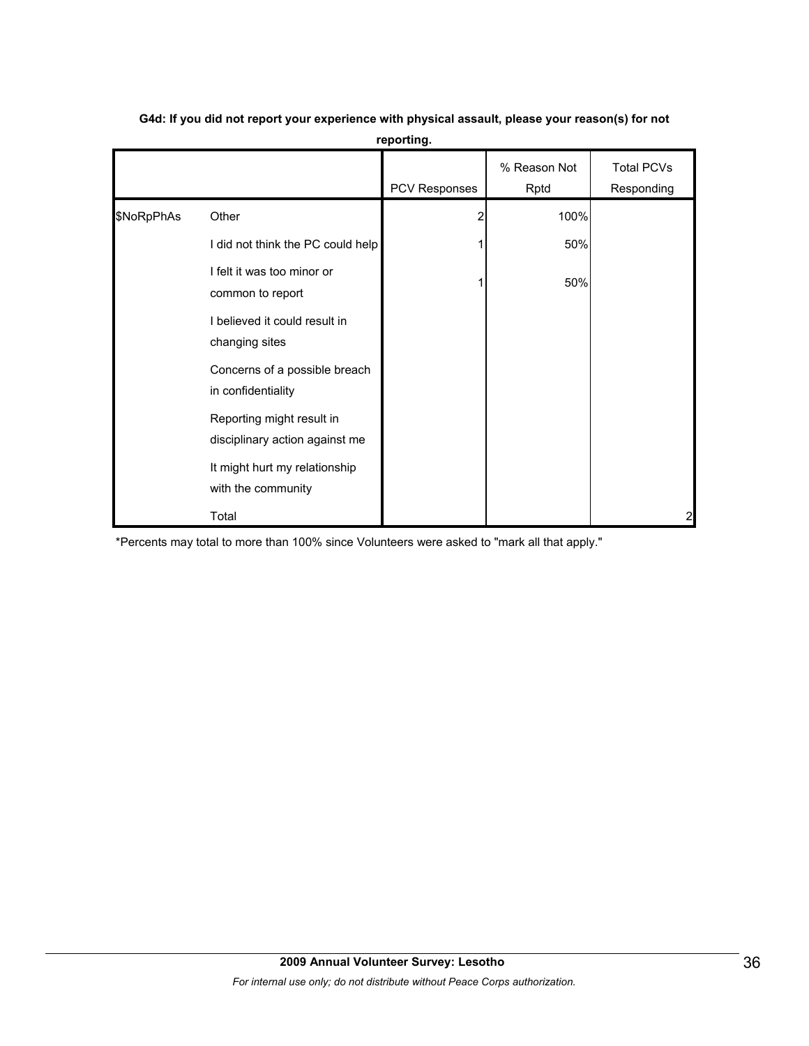**G4d: If you did not report your experience with physical assault, please your reason(s) for not reporting.**

| | | PCV Responses | % Reason Not Rptd | Total PCVs Responding |
|---|---|---|---|---|
| $NoRpPhAs | Other | 2 | 100% | |
| | I did not think the PC could help | 1 | 50% | |
| | I felt it was too minor or common to report | 1 | 50% | |
| | I believed it could result in changing sites | | | |
| | Concerns of a possible breach in confidentiality | | | |
| | Reporting might result in disciplinary action against me | | | |
| | It might hurt my relationship with the community | | | |
| | Total | | | 2 |

*Percents may total to more than 100% since Volunteers were asked to "mark all that apply."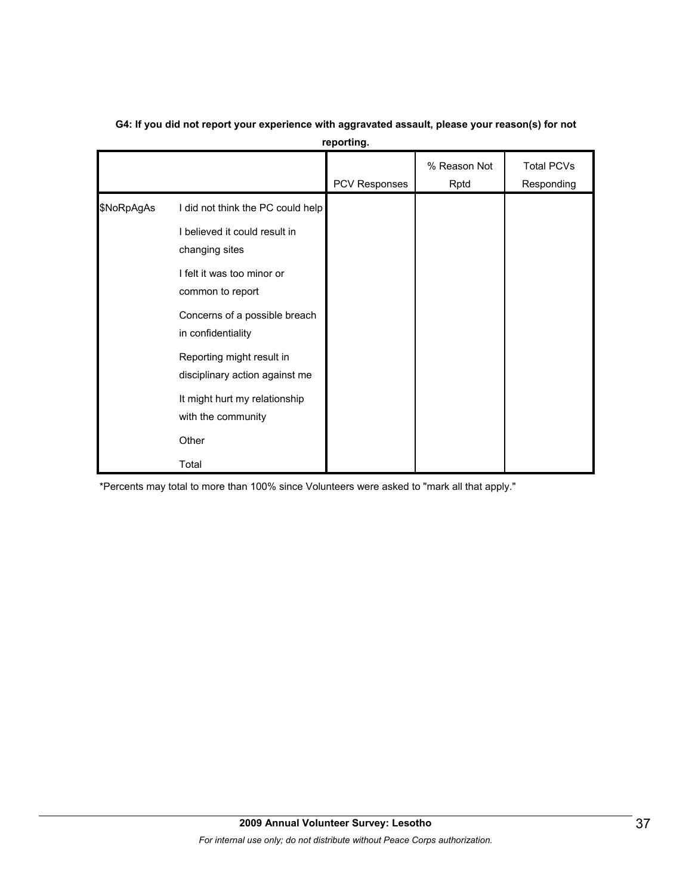**G4: If you did not report your experience with aggravated assault, please your reason(s) for not reporting.**

| | | PCV Responses | % Reason Not Rptd | Total PCVs Responding |
|---|---|---|---|---|
| $NoRpAgAs | I did not think the PC could help | | | |
| | I believed it could result in changing sites | | | |
| | I felt it was too minor or common to report | | | |
| | Concerns of a possible breach in confidentiality | | | |
| | Reporting might result in disciplinary action against me | | | |
| | It might hurt my relationship with the community | | | |
| | Other | | | |
| | Total | | | |

*Percents may total to more than 100% since Volunteers were asked to "mark all that apply."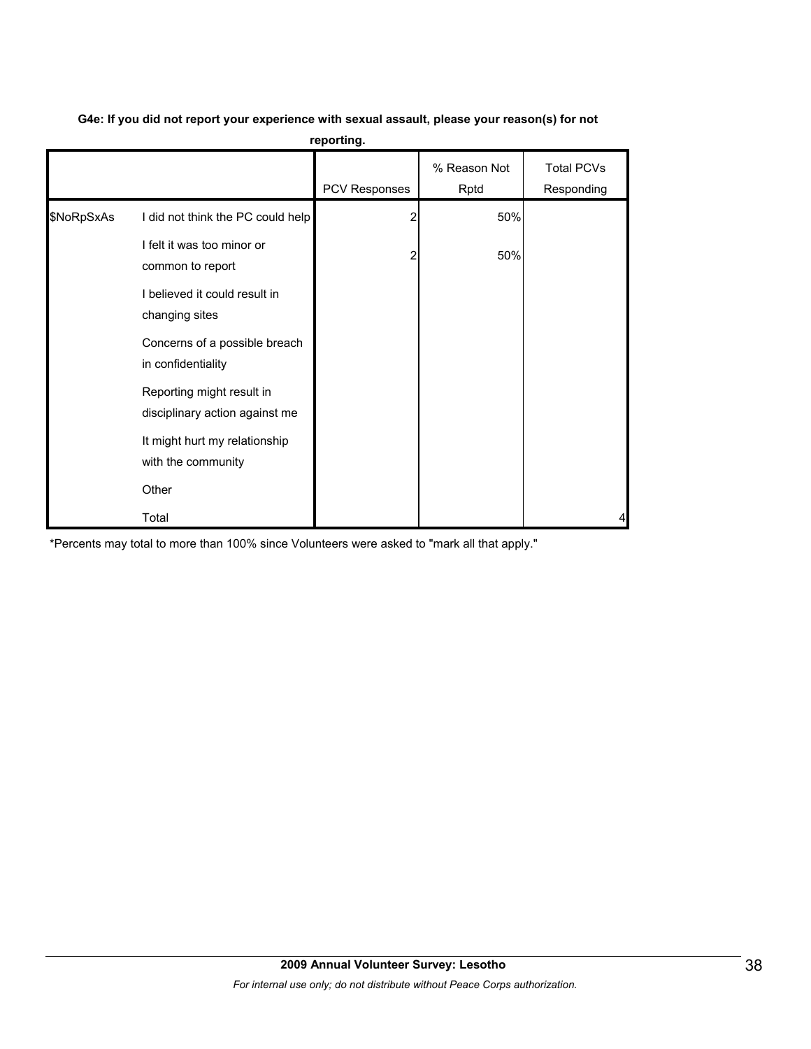**G4e: If you did not report your experience with sexual assault, please your reason(s) for not reporting.**

| | | PCV Responses | % Reason Not Rptd | Total PCVs Responding |
|---|---|---|---|---|
| $NoRpSxAs | I did not think the PC could help | 2 | 50% | |
| | I felt it was too minor or common to report | 2 | 50% | |
| | I believed it could result in changing sites | | | |
| | Concerns of a possible breach in confidentiality | | | |
| | Reporting might result in disciplinary action against me | | | |
| | It might hurt my relationship with the community | | | |
| | Other | | | |
| | Total | | | 4 |

*Percents may total to more than 100% since Volunteers were asked to "mark all that apply."

**2009 Annual Volunteer Survey: Lesotho**

*For internal use only; do not distribute without Peace Corps authorization.*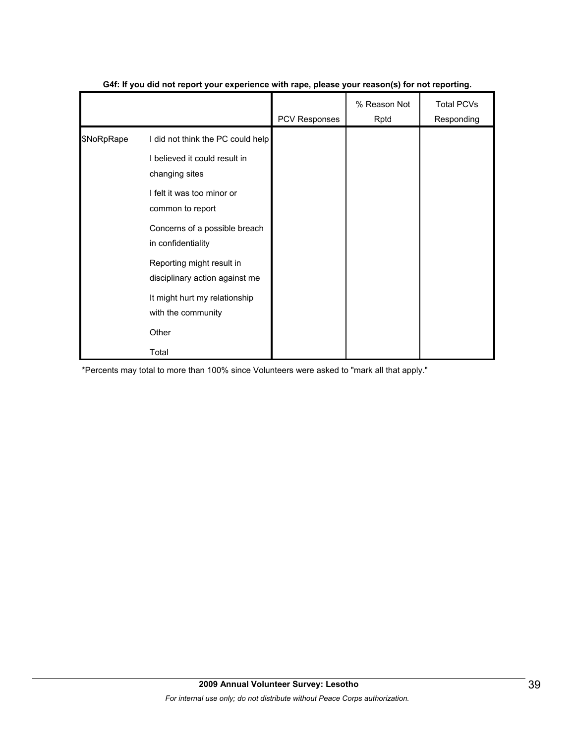**G4f: If you did not report your experience with rape, please your reason(s) for not reporting.**

| | | PCV Responses | % Reason Not Rptd | Total PCVs Responding |
|---|---|---|---|---|
| $NoRpRape | I did not think the PC could help | | | |
| | I believed it could result in changing sites | | | |
| | I felt it was too minor or common to report | | | |
| | Concerns of a possible breach in confidentiality | | | |
| | Reporting might result in disciplinary action against me | | | |
| | It might hurt my relationship with the community | | | |
| | Other | | | |
| | Total | | | |

*Percents may total to more than 100% since Volunteers were asked to "mark all that apply."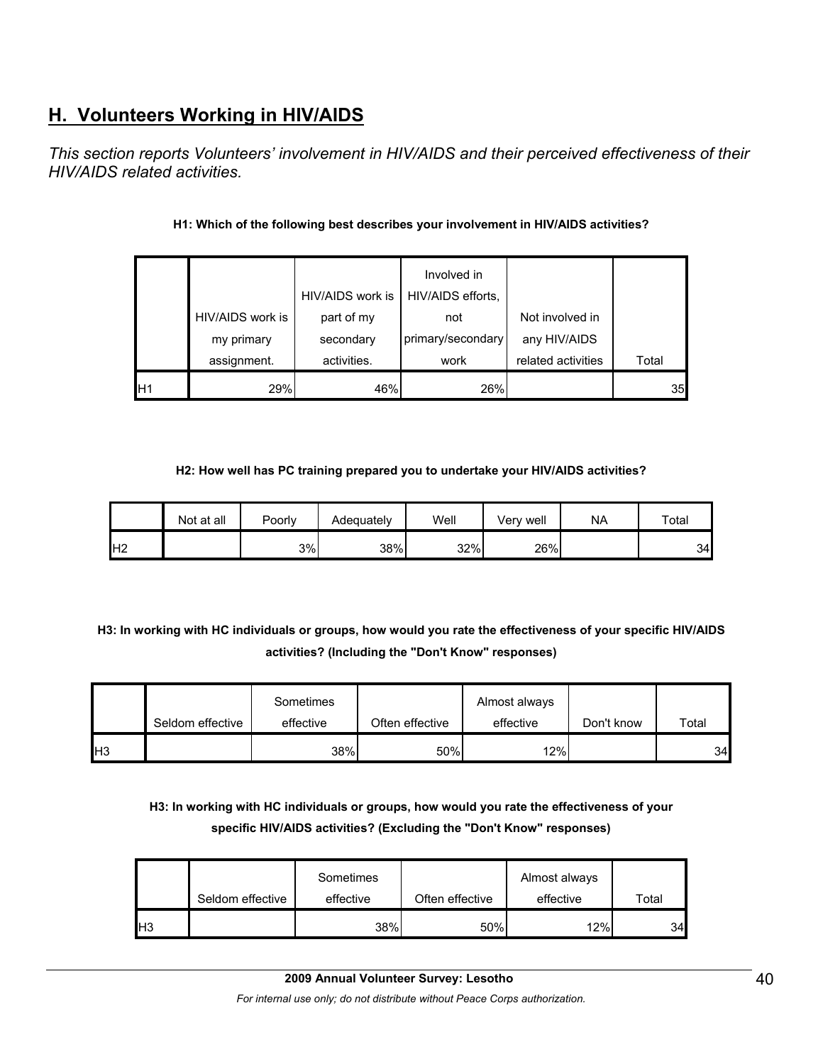## H. Volunteers Working in HIV/AIDS

*This section reports Volunteers' involvement in HIV/AIDS and their perceived effectiveness of their HIV/AIDS related activities.*

**H1: Which of the following best describes your involvement in HIV/AIDS activities?**

| | HIV/AIDS work is my primary assignment. | HIV/AIDS work is part of my secondary activities. | Involved in HIV/AIDS efforts, not primary/secondary work | Not involved in any HIV/AIDS related activities | Total |
|---|---|---|---|---|---|
| H1 | 29% | 46% | 26% | | 35 |

**H2: How well has PC training prepared you to undertake your HIV/AIDS activities?**

| | Not at all | Poorly | Adequately | Well | Very well | NA | Total |
|---|---|---|---|---|---|---|---|
| H2 | | 3% | 38% | 32% | 26% | | 34 |

**H3: In working with HC individuals or groups, how would you rate the effectiveness of your specific HIV/AIDS activities? (Including the "Don't Know" responses)**

| | Seldom effective | Sometimes effective | Often effective | Almost always effective | Don't know | Total |
|---|---|---|---|---|---|---|
| H3 | | 38% | 50% | 12% | | 34 |

**H3: In working with HC individuals or groups, how would you rate the effectiveness of your specific HIV/AIDS activities? (Excluding the "Don't Know" responses)**

| | Seldom effective | Sometimes effective | Often effective | Almost always effective | Total |
|---|---|---|---|---|---|
| H3 | | 38% | 50% | 12% | 34 |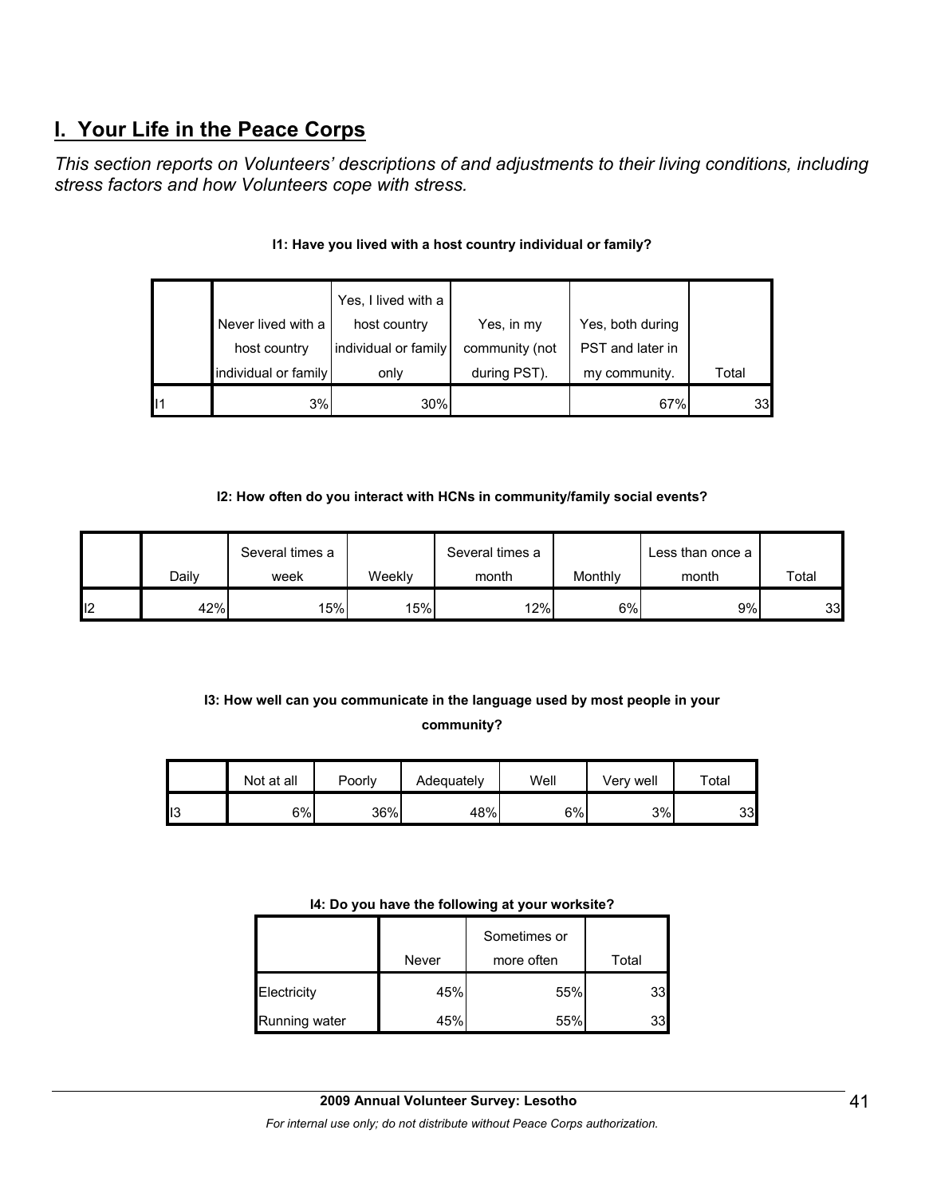## I. Your Life in the Peace Corps

*This section reports on Volunteers' descriptions of and adjustments to their living conditions, including stress factors and how Volunteers cope with stress.*

**I1: Have you lived with a host country individual or family?**

| | Never lived with a host country individual or family | Yes, I lived with a host country individual or family only | Yes, in my community (not during PST). | Yes, both during PST and later in my community. | Total |
|---|---|---|---|---|---|
| I1 | 3% | 30% | | 67% | 33 |

**I2: How often do you interact with HCNs in community/family social events?**

| | Daily | Several times a week | Weekly | Several times a month | Monthly | Less than once a month | Total |
|---|---|---|---|---|---|---|---|
| I2 | 42% | 15% | 15% | 12% | 6% | 9% | 33 |

**I3: How well can you communicate in the language used by most people in your community?**

| | Not at all | Poorly | Adequately | Well | Very well | Total |
|---|---|---|---|---|---|---|
| I3 | 6% | 36% | 48% | 6% | 3% | 33 |

**I4: Do you have the following at your worksite?**

| | Never | Sometimes or more often | Total |
|---|---|---|---|
| Electricity | 45% | 55% | 33 |
| Running water | 45% | 55% | 33 |

**2009 Annual Volunteer Survey: Lesotho**

*For internal use only; do not distribute without Peace Corps authorization.*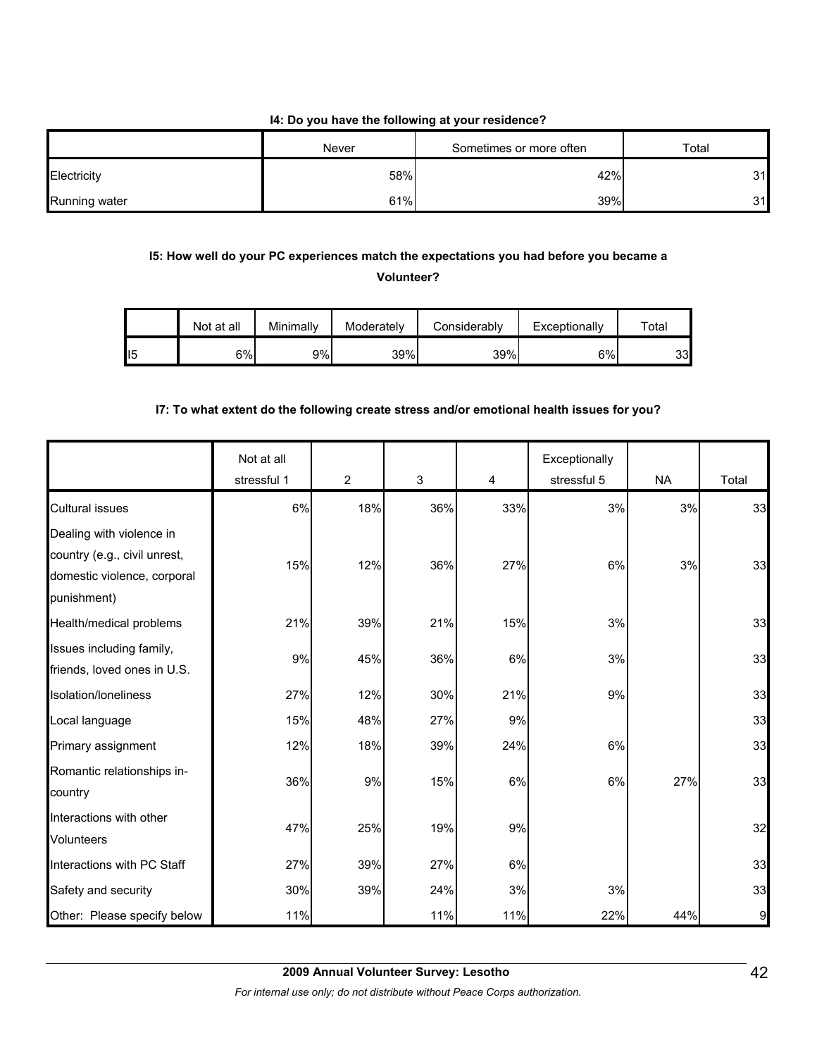**I4: Do you have the following at your residence?**

| | Never | Sometimes or more often | Total |
|---|---|---|---|
| Electricity | 58% | 42% | 31 |
| Running water | 61% | 39% | 31 |

**I5: How well do your PC experiences match the expectations you had before you became a Volunteer?**

| | Not at all | Minimally | Moderately | Considerably | Exceptionally | Total |
|---|---|---|---|---|---|---|
| I5 | 6% | 9% | 39% | 39% | 6% | 33 |

**I7: To what extent do the following create stress and/or emotional health issues for you?**

| | Not at all stressful 1 | 2 | 3 | 4 | Exceptionally stressful 5 | NA | Total |
|---|---|---|---|---|---|---|---|
| Cultural issues | 6% | 18% | 36% | 33% | 3% | 3% | 33 |
| Dealing with violence in country (e.g., civil unrest, domestic violence, corporal punishment) | 15% | 12% | 36% | 27% | 6% | 3% | 33 |
| Health/medical problems | 21% | 39% | 21% | 15% | 3% | | 33 |
| Issues including family, friends, loved ones in U.S. | 9% | 45% | 36% | 6% | 3% | | 33 |
| Isolation/loneliness | 27% | 12% | 30% | 21% | 9% | | 33 |
| Local language | 15% | 48% | 27% | 9% | | | 33 |
| Primary assignment | 12% | 18% | 39% | 24% | 6% | | 33 |
| Romantic relationships in-country | 36% | 9% | 15% | 6% | 6% | 27% | 33 |
| Interactions with other Volunteers | 47% | 25% | 19% | 9% | | | 32 |
| Interactions with PC Staff | 27% | 39% | 27% | 6% | | | 33 |
| Safety and security | 30% | 39% | 24% | 3% | 3% | | 33 |
| Other: Please specify below | 11% | | 11% | 11% | 22% | 44% | 9 |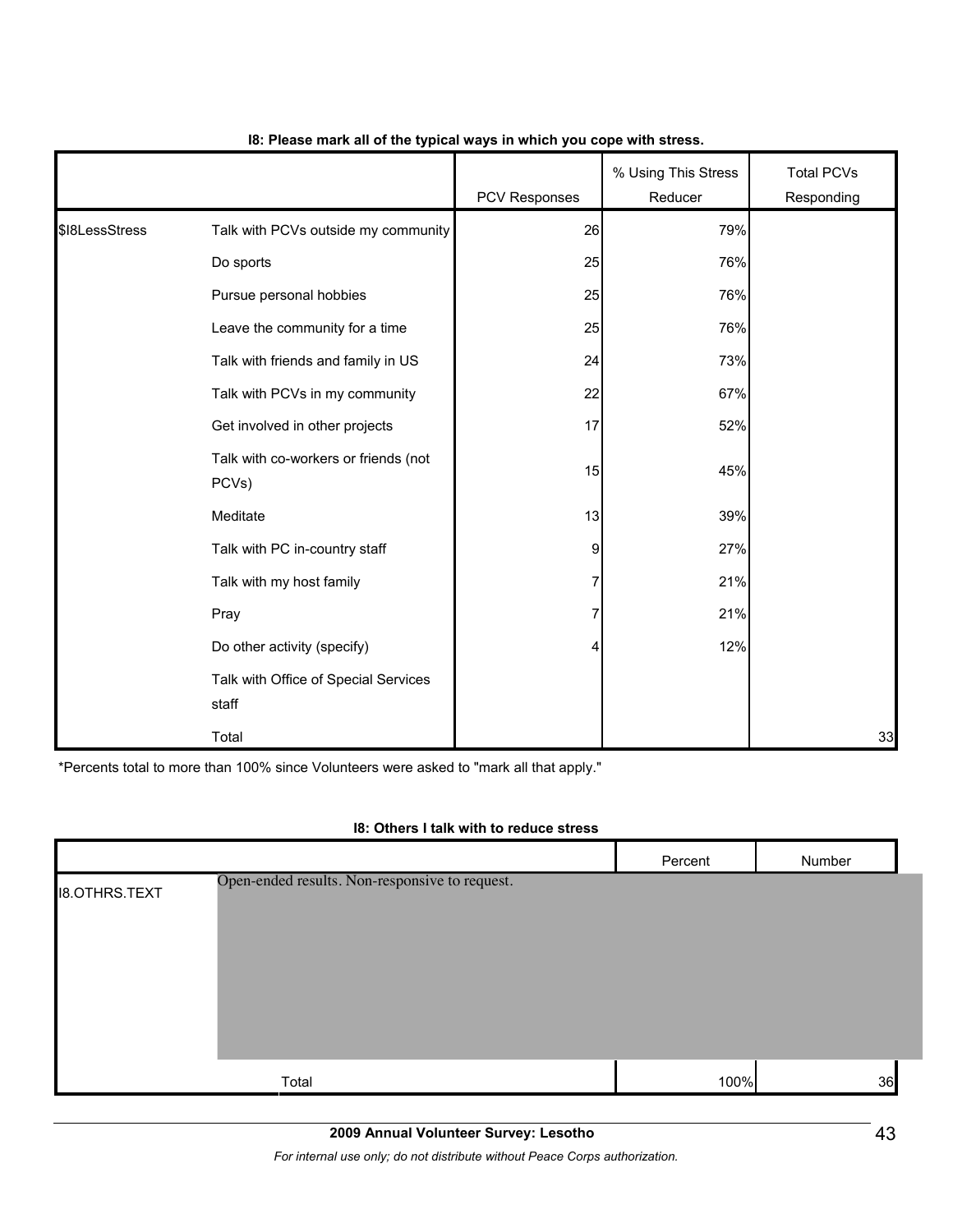### I8: Please mark all of the typical ways in which you cope with stress.

| | | PCV Responses | % Using This Stress Reducer | Total PCVs Responding |
|---|---|---|---|---|
| $I8LessStress | Talk with PCVs outside my community | 26 | 79% | |
| | Do sports | 25 | 76% | |
| | Pursue personal hobbies | 25 | 76% | |
| | Leave the community for a time | 25 | 76% | |
| | Talk with friends and family in US | 24 | 73% | |
| | Talk with PCVs in my community | 22 | 67% | |
| | Get involved in other projects | 17 | 52% | |
| | Talk with co-workers or friends (not PCVs) | 15 | 45% | |
| | Meditate | 13 | 39% | |
| | Talk with PC in-country staff | 9 | 27% | |
| | Talk with my host family | 7 | 21% | |
| | Pray | 7 | 21% | |
| | Do other activity (specify) | 4 | 12% | |
| | Talk with Office of Special Services staff | | | |
| | Total | | | 33 |

*Percents total to more than 100% since Volunteers were asked to "mark all that apply."

### I8: Others I talk with to reduce stress

| | | Percent | Number |
|---|---|---|---|
| I8.OTHRS.TEXT | Open-ended results. Non-responsive to request. | | |
| | Total | 100% | 36 |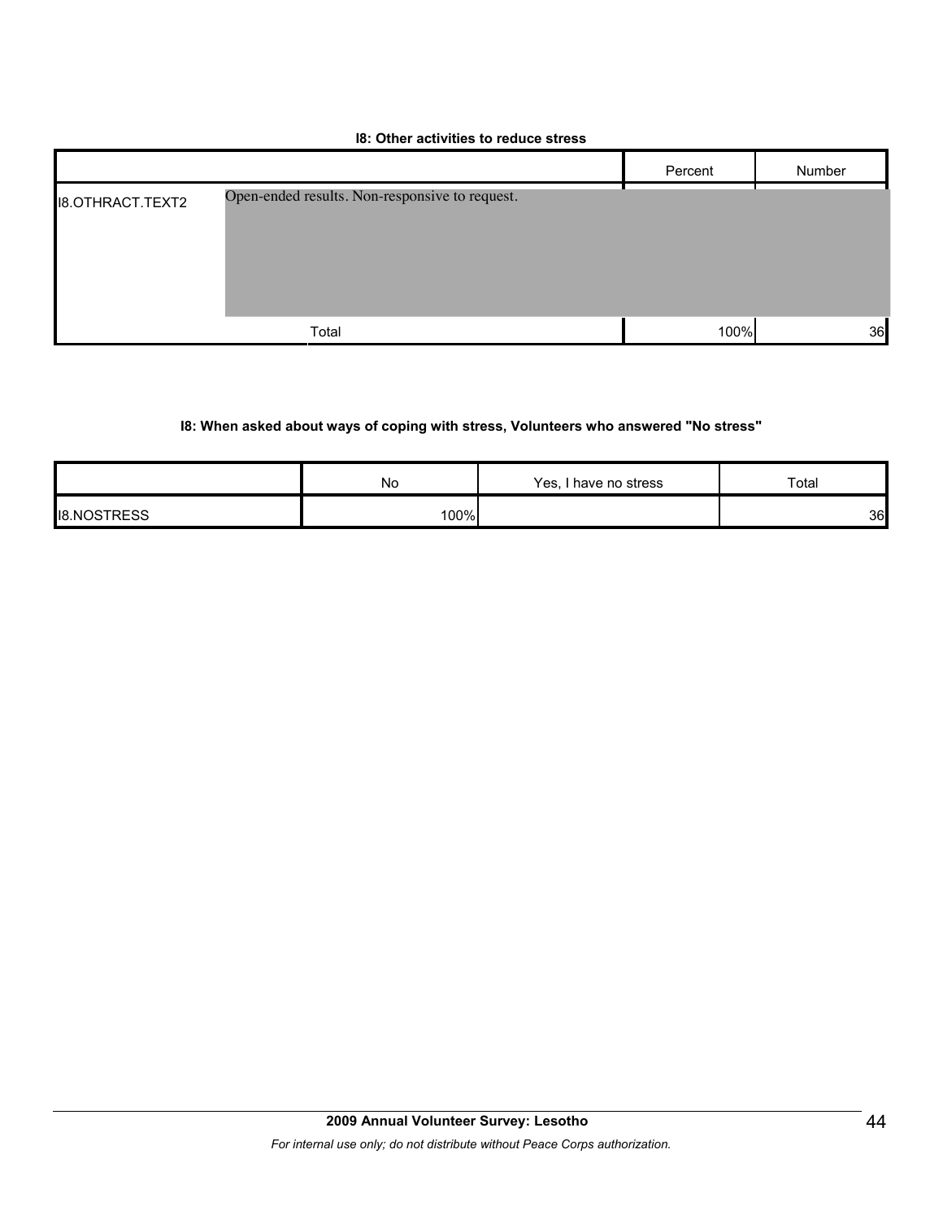**I8: Other activities to reduce stress**

| | | Percent | Number |
|---|---|---|---|
| I8.OTHRACT.TEXT2 | Open-ended results. Non-responsive to request. | | |
| | Total | 100% | 36 |

**I8: When asked about ways of coping with stress, Volunteers who answered "No stress"**

| | No | Yes, I have no stress | Total |
|---|---|---|---|
| I8.NOSTRESS | 100% | | 36 |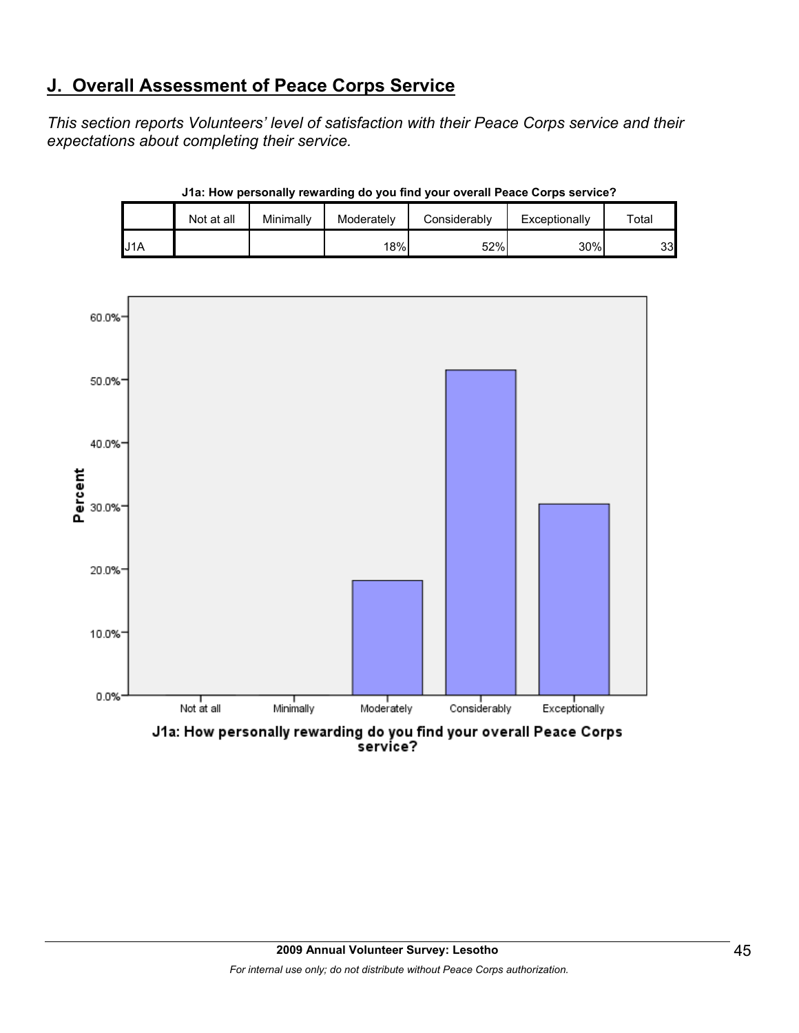## J. Overall Assessment of Peace Corps Service

*This section reports Volunteers' level of satisfaction with their Peace Corps service and their expectations about completing their service.*

**J1a: How personally rewarding do you find your overall Peace Corps service?**

| | Not at all | Minimally | Moderately | Considerably | Exceptionally | Total |
|---|---|---|---|---|---|---|
| J1A | | | 18% | 52% | 30% | 33 |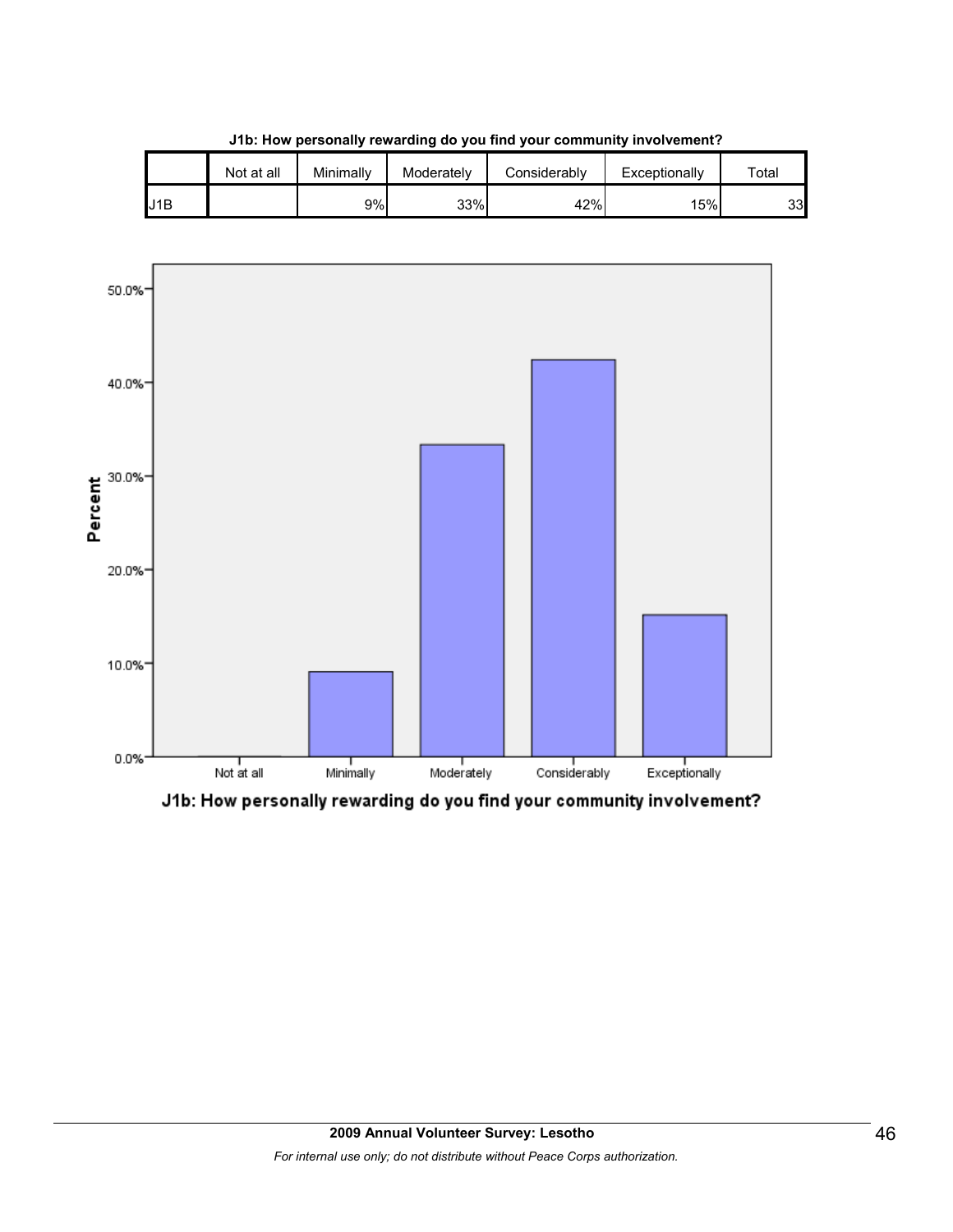**J1b: How personally rewarding do you find your community involvement?**

| | Not at all | Minimally | Moderately | Considerably | Exceptionally | Total |
|---|---|---|---|---|---|---|
| J1B | | 9% | 33% | 42% | 15% | 33 |

**J1b: How personally rewarding do you find your community involvement?**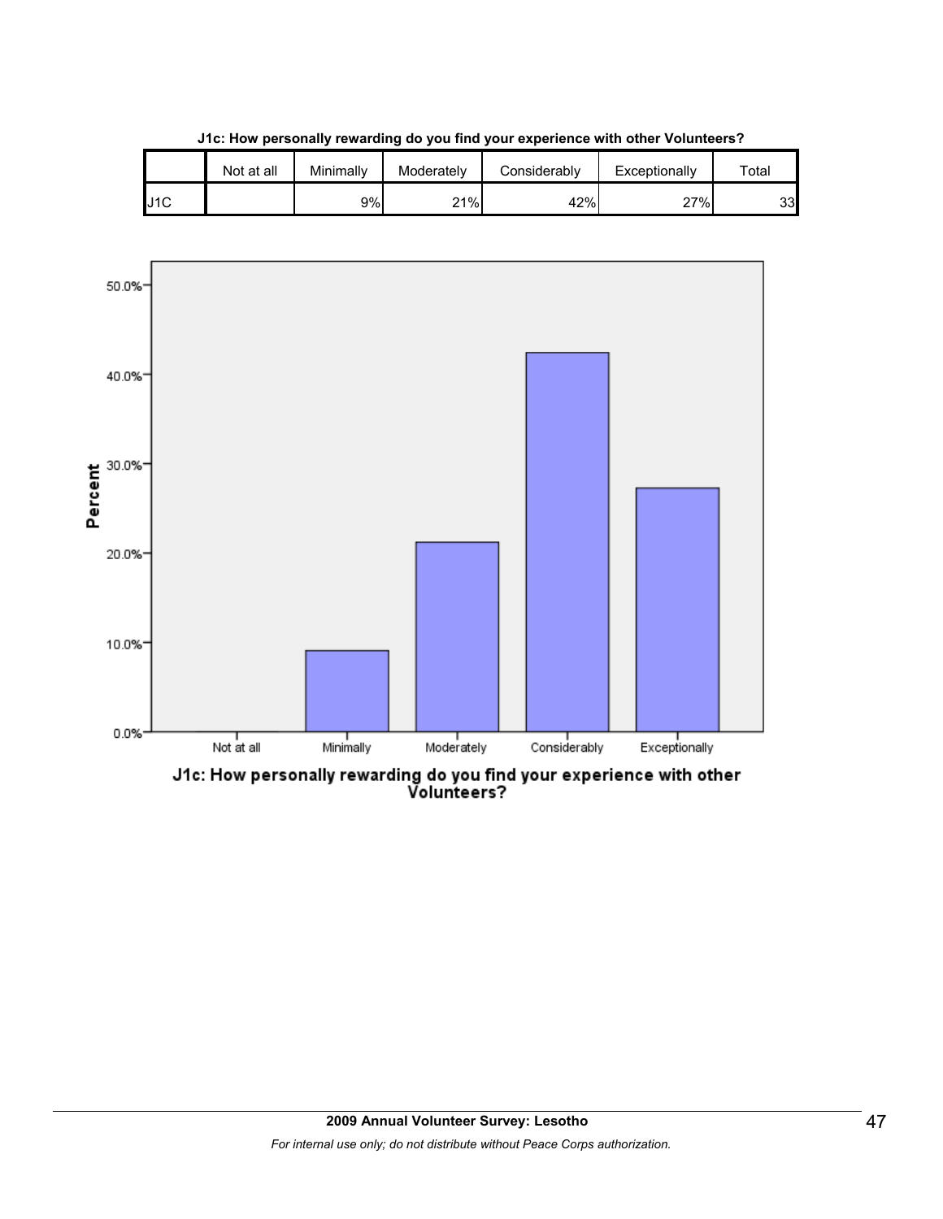**J1c: How personally rewarding do you find your experience with other Volunteers?**

| | Not at all | Minimally | Moderately | Considerably | Exceptionally | Total |
|---|---|---|---|---|---|---|
| J1C | | 9% | 21% | 42% | 27% | 33 |

50.0%
40.0%
30.0%
20.0%
10.0%
0.0%

Percent

Not at all | Minimally | Moderately | Considerably | Exceptionally

J1c: How personally rewarding do you find your experience with other Volunteers?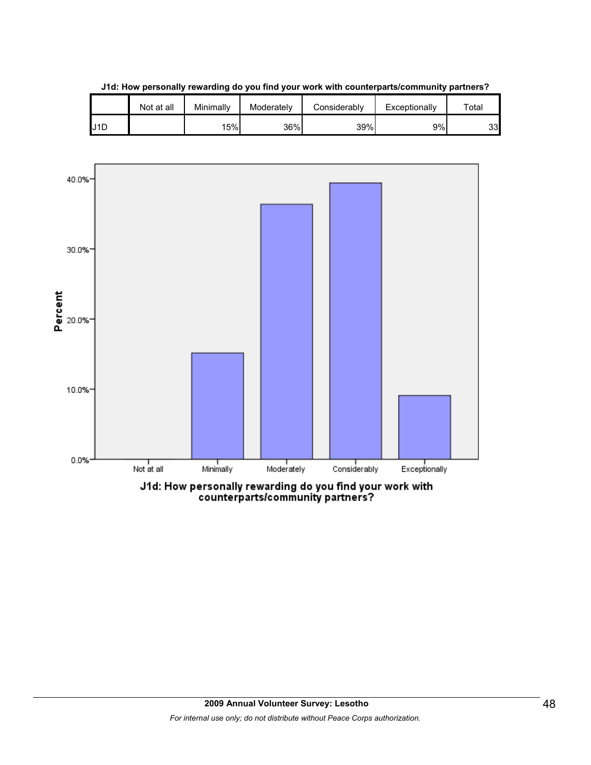**J1d: How personally rewarding do you find your work with counterparts/community partners?**

| | Not at all | Minimally | Moderately | Considerably | Exceptionally | Total |
|---|---|---|---|---|---|---|
| J1D | | 15% | 36% | 39% | 9% | 33 |

Percent

40.0%
30.0%
20.0%
10.0%
0.0%

Not at all | Minimally | Moderately | Considerably | Exceptionally

J1d: How personally rewarding do you find your work with counterparts/community partners?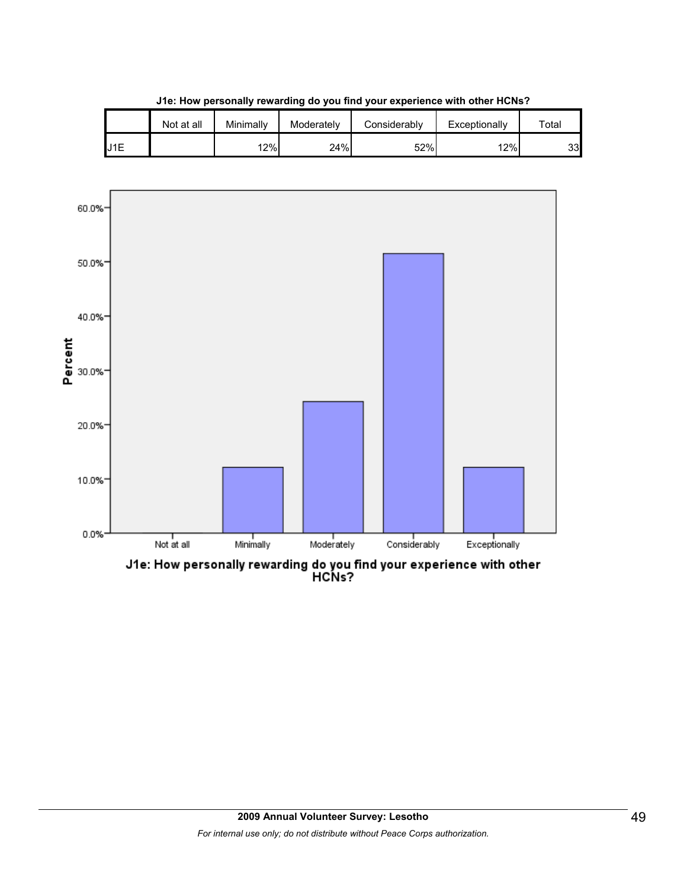**J1e: How personally rewarding do you find your experience with other HCNs?**

| | Not at all | Minimally | Moderately | Considerably | Exceptionally | Total |
|---|---|---|---|---|---|---|
| J1E | | 12% | 24% | 52% | 12% | 33 |

60.0%
50.0%
40.0%
30.0%
20.0%
10.0%
0.0%

Percent

Not at all | Minimally | Moderately | Considerably | Exceptionally

J1e: How personally rewarding do you find your experience with other HCNs?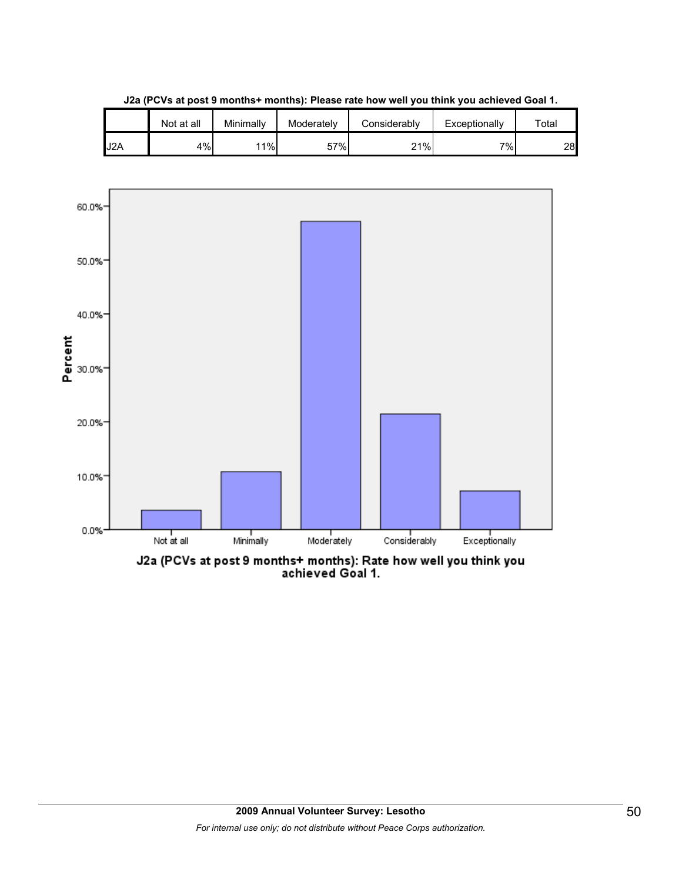**J2a (PCVs at post 9 months+ months): Please rate how well you think you achieved Goal 1.**

| | Not at all | Minimally | Moderately | Considerably | Exceptionally | Total |
|---|---|---|---|---|---|---|
| J2A | 4% | 11% | 57% | 21% | 7% | 28 |

J2a (PCVs at post 9 months+ months): Rate how well you think you achieved Goal 1.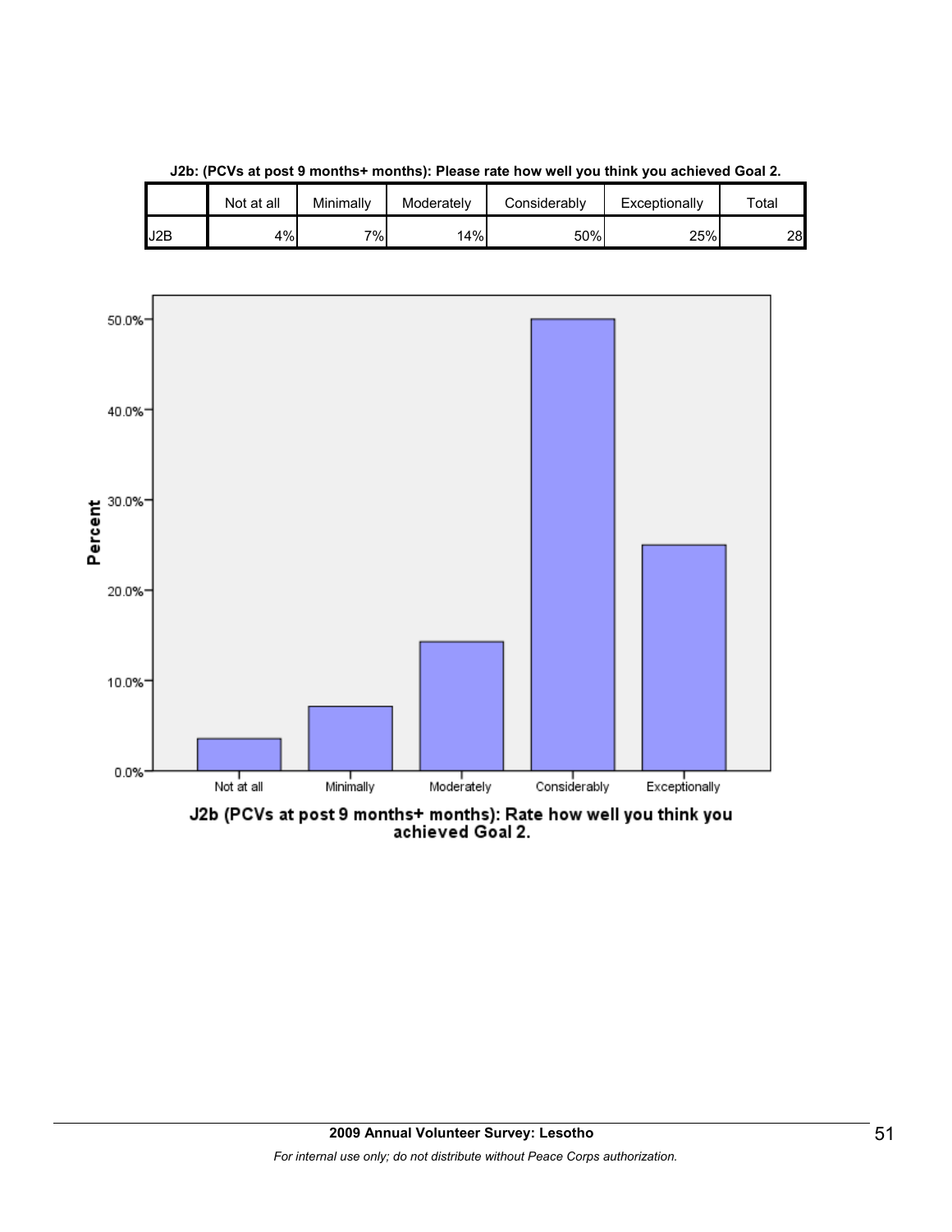**J2b: (PCVs at post 9 months+ months): Please rate how well you think you achieved Goal 2.**

| | Not at all | Minimally | Moderately | Considerably | Exceptionally | Total |
|---|---|---|---|---|---|---|
| J2B | 4% | 7% | 14% | 50% | 25% | 28 |

J2b (PCVs at post 9 months+ months): Rate how well you think you achieved Goal 2.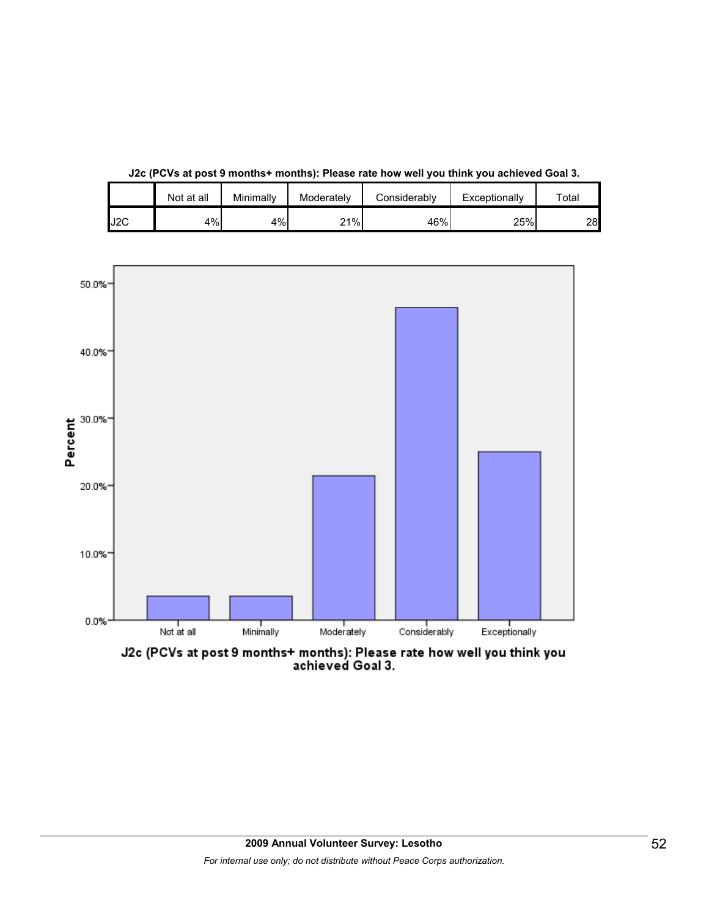**J2c (PCVs at post 9 months+ months): Please rate how well you think you achieved Goal 3.**

| | Not at all | Minimally | Moderately | Considerably | Exceptionally | Total |
|---|---|---|---|---|---|---|
| J2C | 4% | 4% | 21% | 46% | 25% | 28 |

J2c (PCVs at post 9 months+ months): Please rate how well you think you achieved Goal 3.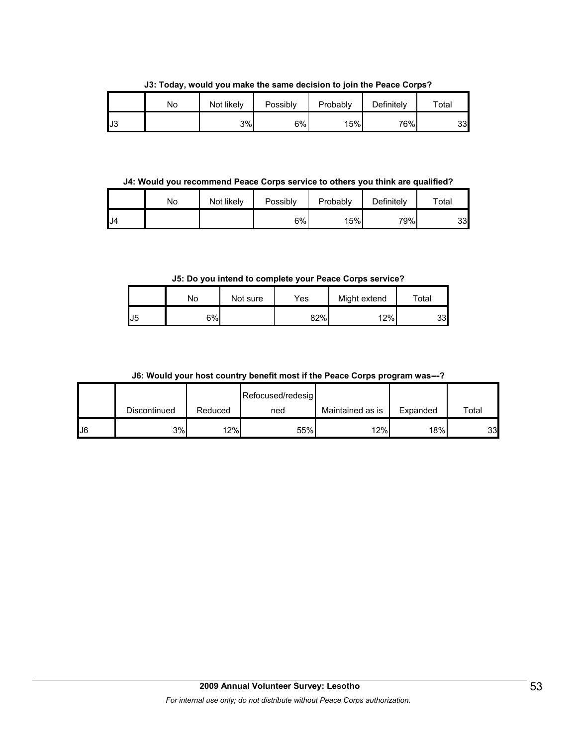**J3: Today, would you make the same decision to join the Peace Corps?**

| | No | Not likely | Possibly | Probably | Definitely | Total |
|---|---|---|---|---|---|---|
| J3 | | 3% | 6% | 15% | 76% | 33 |

**J4: Would you recommend Peace Corps service to others you think are qualified?**

| | No | Not likely | Possibly | Probably | Definitely | Total |
|---|---|---|---|---|---|---|
| J4 | | | 6% | 15% | 79% | 33 |

**J5: Do you intend to complete your Peace Corps service?**

| | No | Not sure | Yes | Might extend | Total |
|---|---|---|---|---|---|
| J5 | 6% | | 82% | 12% | 33 |

**J6: Would your host country benefit most if the Peace Corps program was---?**

| | Discontinued | Reduced | Refocused/redesigned | Maintained as is | Expanded | Total |
|---|---|---|---|---|---|---|
| J6 | 3% | 12% | 55% | 12% | 18% | 33 |

**2009 Annual Volunteer Survey: Lesotho**

*For internal use only; do not distribute without Peace Corps authorization.*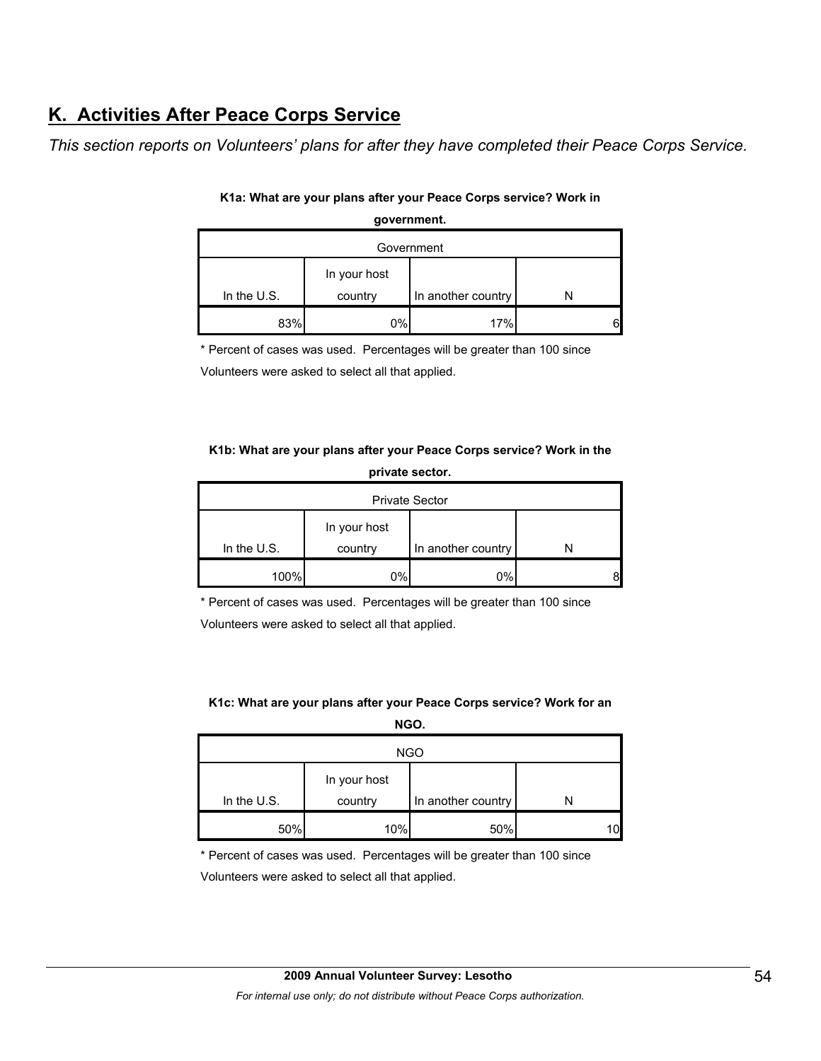## K. Activities After Peace Corps Service

*This section reports on Volunteers' plans for after they have completed their Peace Corps Service.*

**K1a: What are your plans after your Peace Corps service? Work in government.**

| Government | | | |
|---|---|---|---|
| In the U.S. | In your host country | In another country | N |
| 83% | 0% | 17% | 6 |

\* Percent of cases was used. Percentages will be greater than 100 since Volunteers were asked to select all that applied.

**K1b: What are your plans after your Peace Corps service? Work in the private sector.**

| Private Sector | | | |
|---|---|---|---|
| In the U.S. | In your host country | In another country | N |
| 100% | 0% | 0% | 8 |

\* Percent of cases was used. Percentages will be greater than 100 since Volunteers were asked to select all that applied.

**K1c: What are your plans after your Peace Corps service? Work for an NGO.**

| NGO | | | |
|---|---|---|---|
| In the U.S. | In your host country | In another country | N |
| 50% | 10% | 50% | 10 |

\* Percent of cases was used. Percentages will be greater than 100 since Volunteers were asked to select all that applied.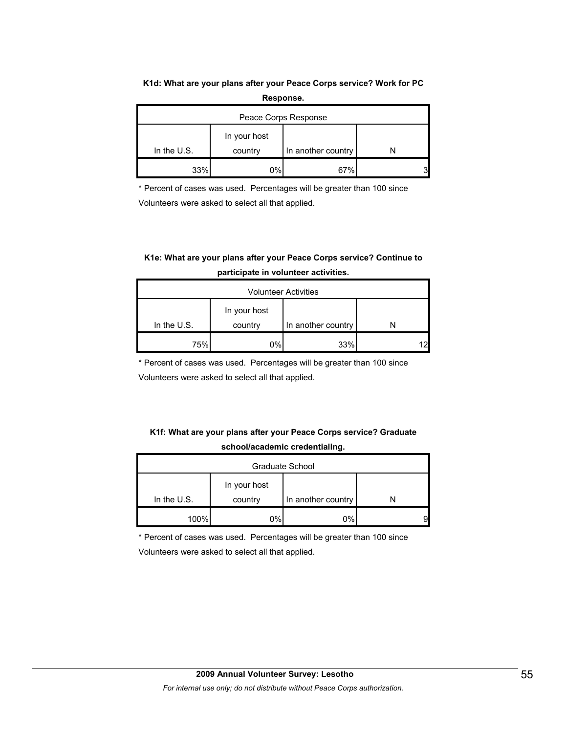**K1d: What are your plans after your Peace Corps service? Work for PC Response.**

| Peace Corps Response | | | |
|---|---|---|---|
| In the U.S. | In your host country | In another country | N |
| 33% | 0% | 67% | 3 |

* Percent of cases was used. Percentages will be greater than 100 since Volunteers were asked to select all that applied.

**K1e: What are your plans after your Peace Corps service? Continue to participate in volunteer activities.**

| Volunteer Activities | | | |
|---|---|---|---|
| In the U.S. | In your host country | In another country | N |
| 75% | 0% | 33% | 12 |

* Percent of cases was used. Percentages will be greater than 100 since Volunteers were asked to select all that applied.

**K1f: What are your plans after your Peace Corps service? Graduate school/academic credentialing.**

| Graduate School | | | |
|---|---|---|---|
| In the U.S. | In your host country | In another country | N |
| 100% | 0% | 0% | 9 |

* Percent of cases was used. Percentages will be greater than 100 since Volunteers were asked to select all that applied.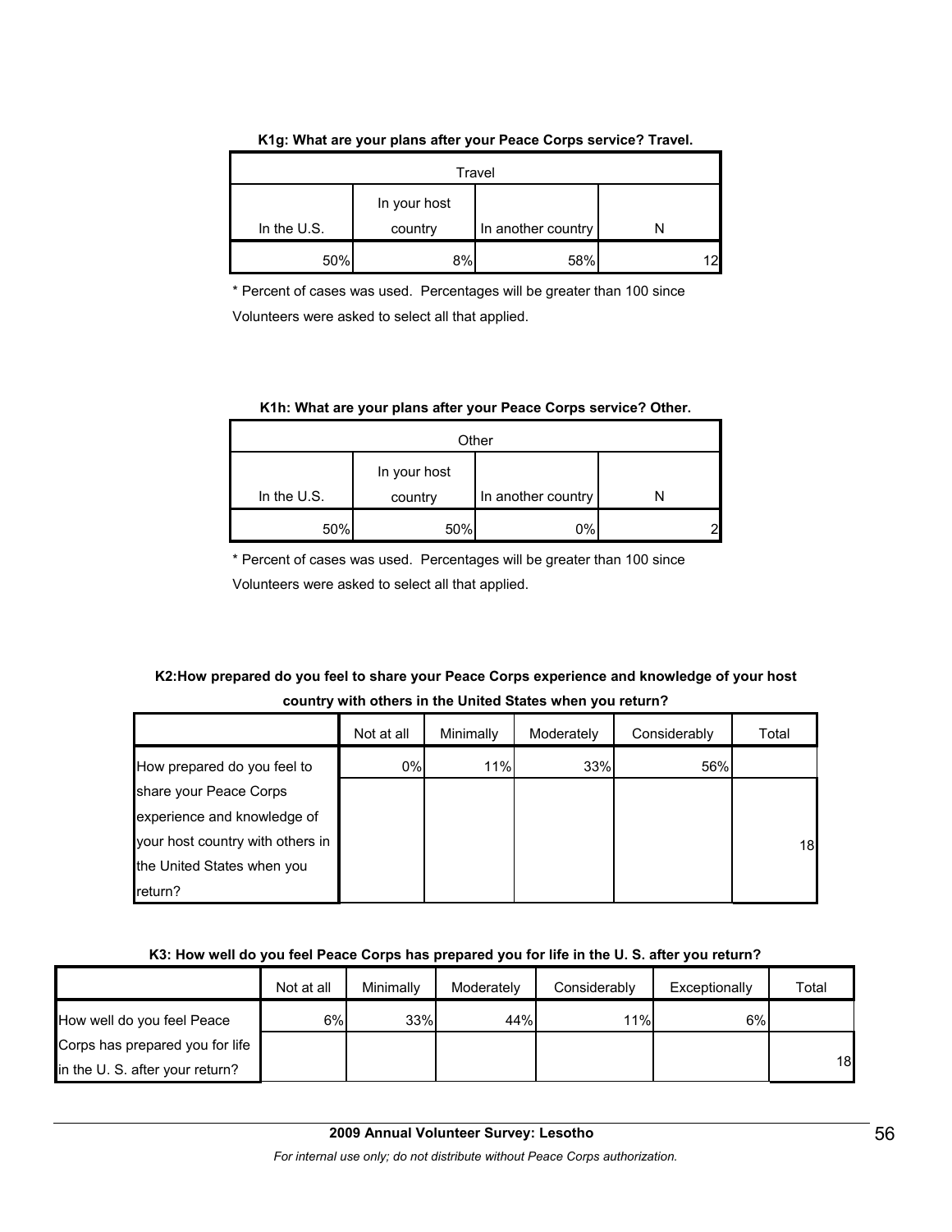**K1g: What are your plans after your Peace Corps service? Travel.**

| Travel | | | |
|---|---|---|---|
| In the U.S. | In your host country | In another country | N |
| 50% | 8% | 58% | 12 |

\* Percent of cases was used. Percentages will be greater than 100 since Volunteers were asked to select all that applied.

**K1h: What are your plans after your Peace Corps service? Other.**

| Other | | | |
|---|---|---|---|
| In the U.S. | In your host country | In another country | N |
| 50% | 50% | 0% | 2 |

\* Percent of cases was used. Percentages will be greater than 100 since Volunteers were asked to select all that applied.

**K2:How prepared do you feel to share your Peace Corps experience and knowledge of your host country with others in the United States when you return?**

| | Not at all | Minimally | Moderately | Considerably | Total |
|---|---|---|---|---|---|
| How prepared do you feel to share your Peace Corps experience and knowledge of your host country with others in the United States when you return? | 0% | 11% | 33% | 56% | 18 |

**K3: How well do you feel Peace Corps has prepared you for life in the U. S. after you return?**

| | Not at all | Minimally | Moderately | Considerably | Exceptionally | Total |
|---|---|---|---|---|---|---|
| How well do you feel Peace Corps has prepared you for life in the U. S. after your return? | 6% | 33% | 44% | 11% | 6% | 18 |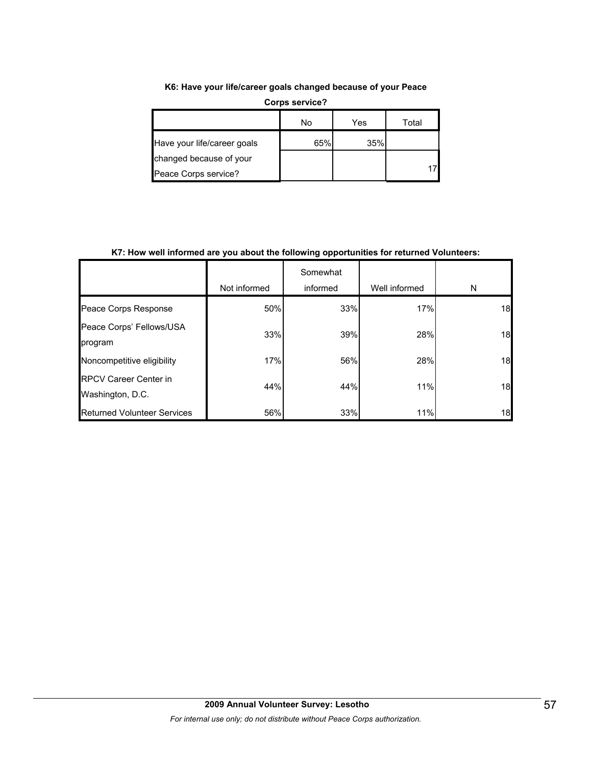**K6: Have your life/career goals changed because of your Peace Corps service?**

| | No | Yes | Total |
|---|---|---|---|
| Have your life/career goals changed because of your Peace Corps service? | 65% | 35% | 17 |

**K7: How well informed are you about the following opportunities for returned Volunteers:**

| | Not informed | Somewhat informed | Well informed | N |
|---|---|---|---|---|
| Peace Corps Response | 50% | 33% | 17% | 18 |
| Peace Corps' Fellows/USA program | 33% | 39% | 28% | 18 |
| Noncompetitive eligibility | 17% | 56% | 28% | 18 |
| RPCV Career Center in Washington, D.C. | 44% | 44% | 11% | 18 |
| Returned Volunteer Services | 56% | 33% | 11% | 18 |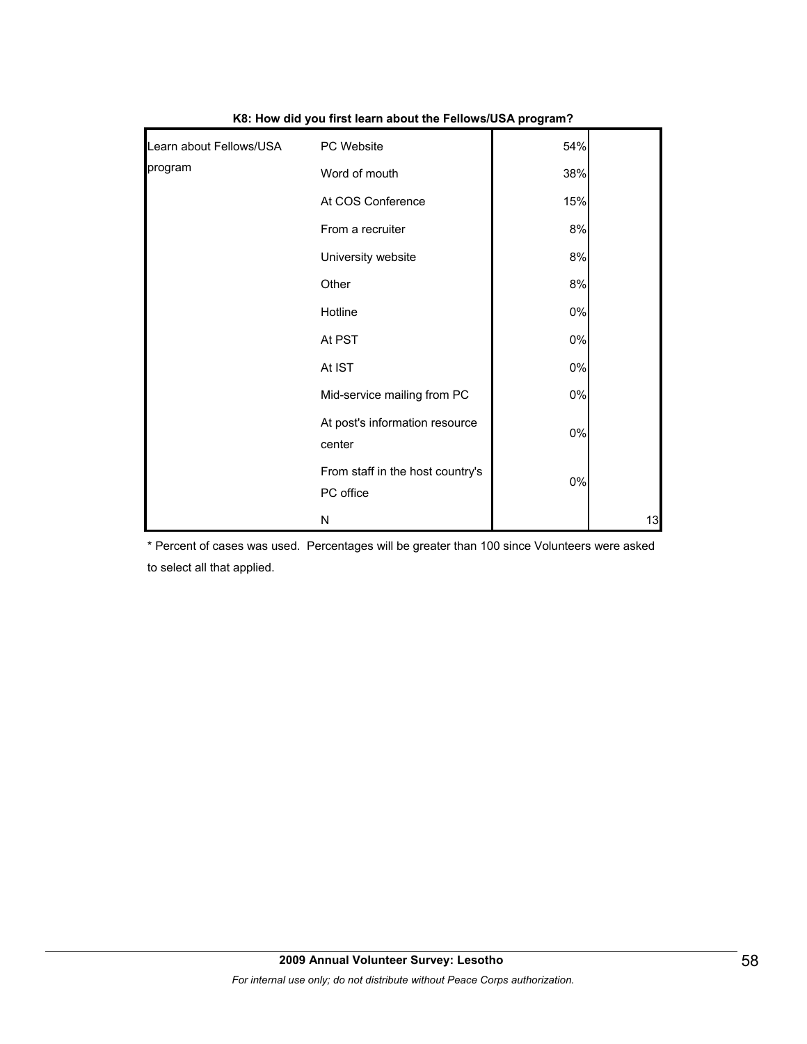**K8: How did you first learn about the Fellows/USA program?**

| | | | |
|---|---|---|---|
| Learn about Fellows/USA program | PC Website | 54% | |
| | Word of mouth | 38% | |
| | At COS Conference | 15% | |
| | From a recruiter | 8% | |
| | University website | 8% | |
| | Other | 8% | |
| | Hotline | 0% | |
| | At PST | 0% | |
| | At IST | 0% | |
| | Mid-service mailing from PC | 0% | |
| | At post's information resource center | 0% | |
| | From staff in the host country's PC office | 0% | |
| | N | | 13 |

* Percent of cases was used. Percentages will be greater than 100 since Volunteers were asked to select all that applied.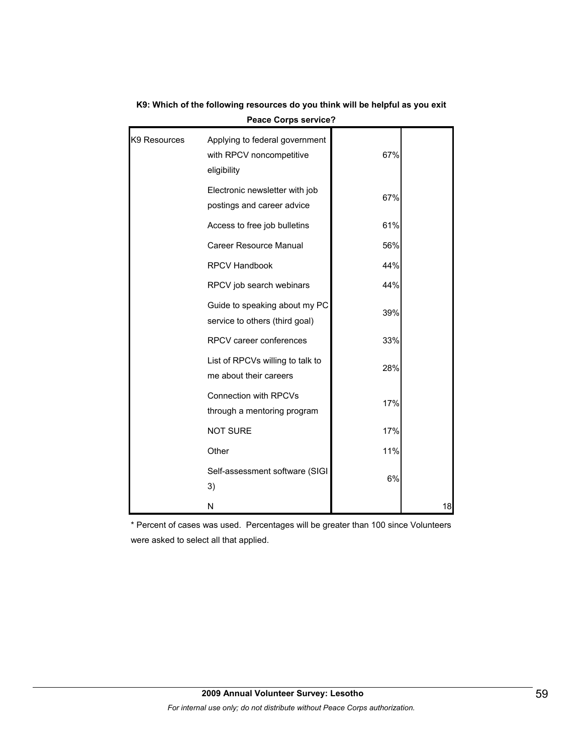**K9: Which of the following resources do you think will be helpful as you exit Peace Corps service?**

| | | | |
|---|---|---|---|
| K9 Resources | Applying to federal government with RPCV noncompetitive eligibility | 67% | |
| | Electronic newsletter with job postings and career advice | 67% | |
| | Access to free job bulletins | 61% | |
| | Career Resource Manual | 56% | |
| | RPCV Handbook | 44% | |
| | RPCV job search webinars | 44% | |
| | Guide to speaking about my PC service to others (third goal) | 39% | |
| | RPCV career conferences | 33% | |
| | List of RPCVs willing to talk to me about their careers | 28% | |
| | Connection with RPCVs through a mentoring program | 17% | |
| | NOT SURE | 17% | |
| | Other | 11% | |
| | Self-assessment software (SIGI 3) | 6% | |
| | N | | 18 |

* Percent of cases was used. Percentages will be greater than 100 since Volunteers were asked to select all that applied.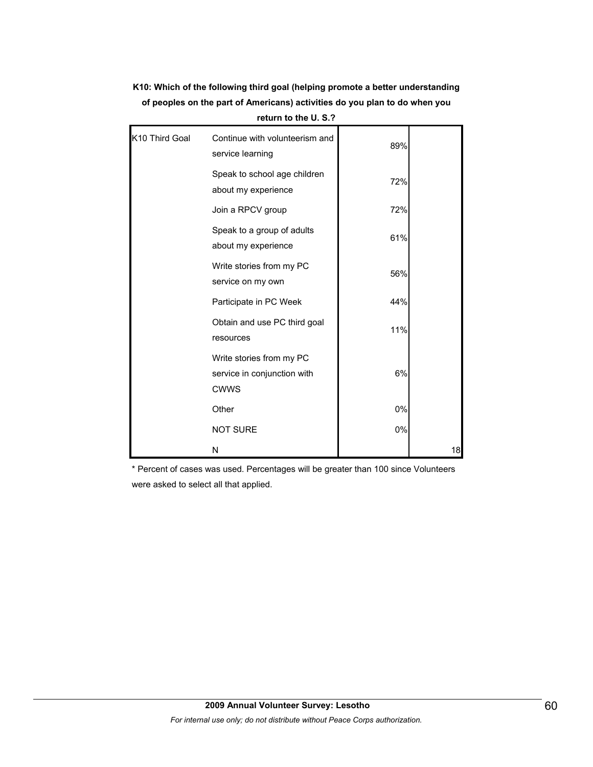**K10: Which of the following third goal (helping promote a better understanding of peoples on the part of Americans) activities do you plan to do when you return to the U. S.?**

| | | | |
|---|---|---|---|
| K10 Third Goal | Continue with volunteerism and service learning | 89% | |
| | Speak to school age children about my experience | 72% | |
| | Join a RPCV group | 72% | |
| | Speak to a group of adults about my experience | 61% | |
| | Write stories from my PC service on my own | 56% | |
| | Participate in PC Week | 44% | |
| | Obtain and use PC third goal resources | 11% | |
| | Write stories from my PC service in conjunction with CWWS | 6% | |
| | Other | 0% | |
| | NOT SURE | 0% | |
| | N | | 18 |

* Percent of cases was used. Percentages will be greater than 100 since Volunteers were asked to select all that applied.